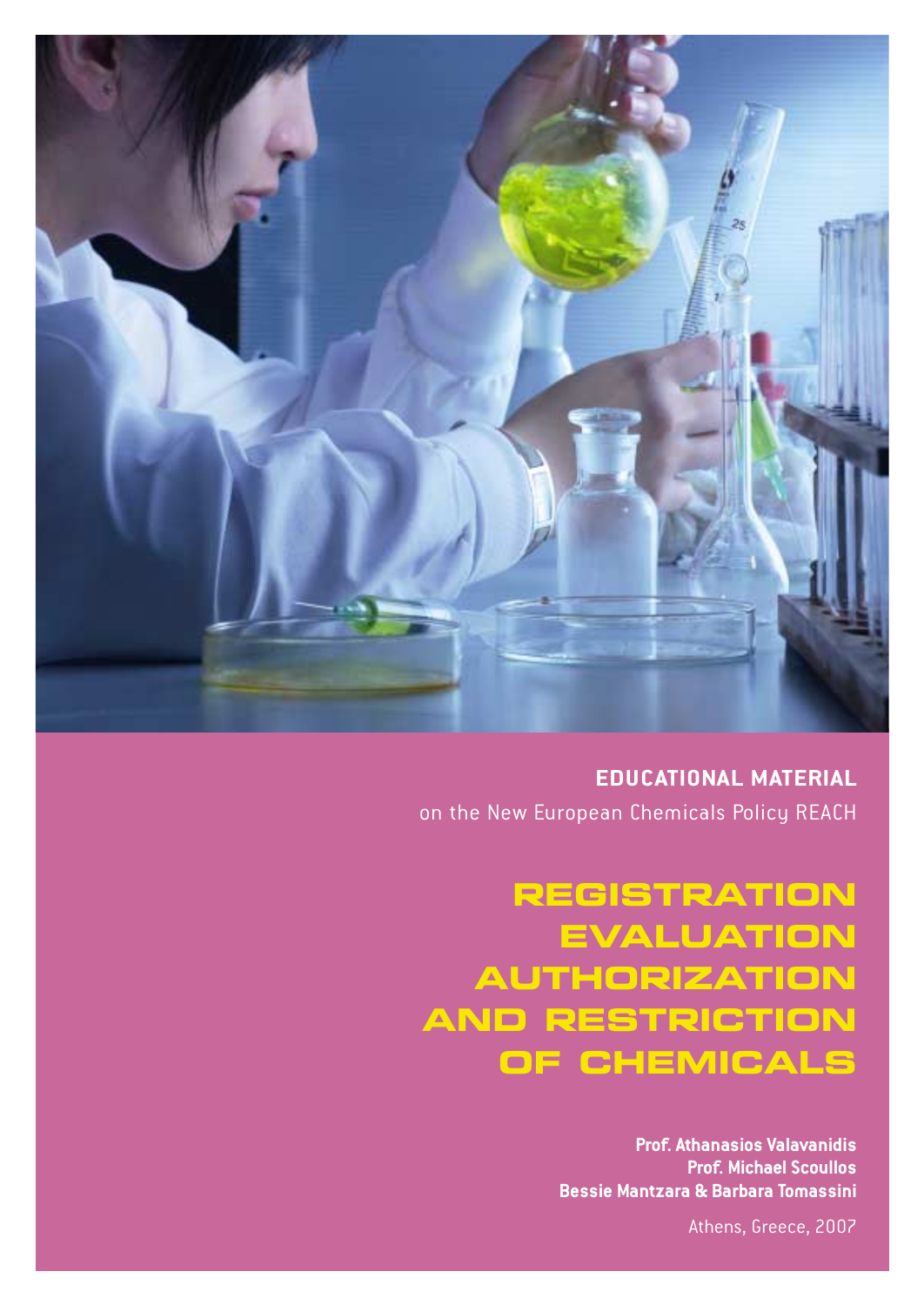**EDUCATIONAL MATERIAL**

on the New European Chemicals Policy REACH

# REGISTRATION EVALUATION AUTHORIZATION AND RESTRICTION OF CHEMICALS

**Prof. Athanasios Valavanidis**
**Prof. Michael Scoullos**
**Bessie Mantzara & Barbara Tomassini**

Athens, Greece, 2007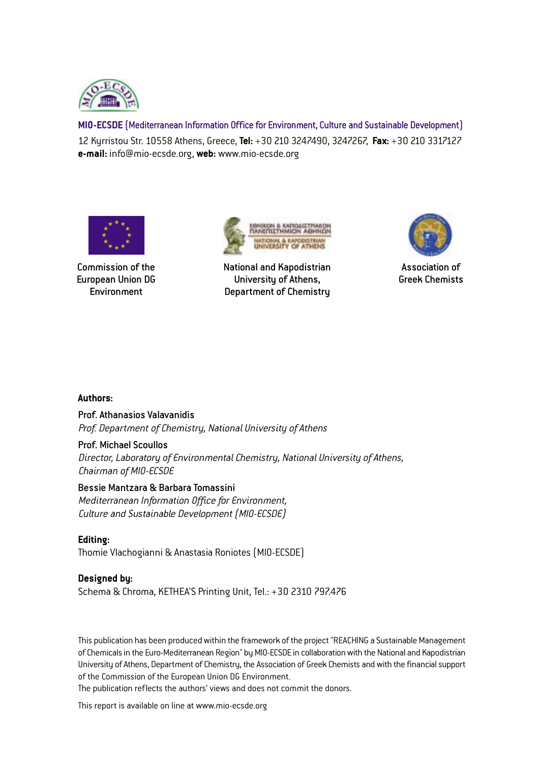**MIO-ECSDE** (Mediterranean Information Office for Environment, Culture and Sustainable Development)

12 Kyrristou Str. 10558 Athens, Greece, **Tel:** +30 210 3247490, 3247267, **Fax:** +30 210 3317127
**e-mail:** info@mio-ecsde.org, **web:** www.mio-ecsde.org

Commission of the European Union DG Environment

National and Kapodistrian University of Athens, Department of Chemistry

Association of Greek Chemists

**Authors:**

Prof. Athanasios Valavanidis
*Prof. Department of Chemistry, National University of Athens*

Prof. Michael Scoullos
*Director, Laboratory of Environmental Chemistry, National University of Athens, Chairman of MIO-ECSDE*

Bessie Mantzara & Barbara Tomassini
*Mediterranean Information Office for Environment, Culture and Sustainable Development (MIO-ECSDE)*

**Editing:**
Thomie Vlachogianni & Anastasia Roniotes (MIO-ECSDE)

**Designed by:**
Schema & Chroma, KETHEA'S Printing Unit, Tel.: +30 2310 797.476

This publication has been produced within the framework of the project "REACHING a Sustainable Management of Chemicals in the Euro-Mediterranean Region" by MIO-ECSDE in collaboration with the National and Kapodistrian University of Athens, Department of Chemistry, the Association of Greek Chemists and with the financial support of the Commission of the European Union DG Environment.
The publication reflects the authors' views and does not commit the donors.

This report is available on line at www.mio-ecsde.org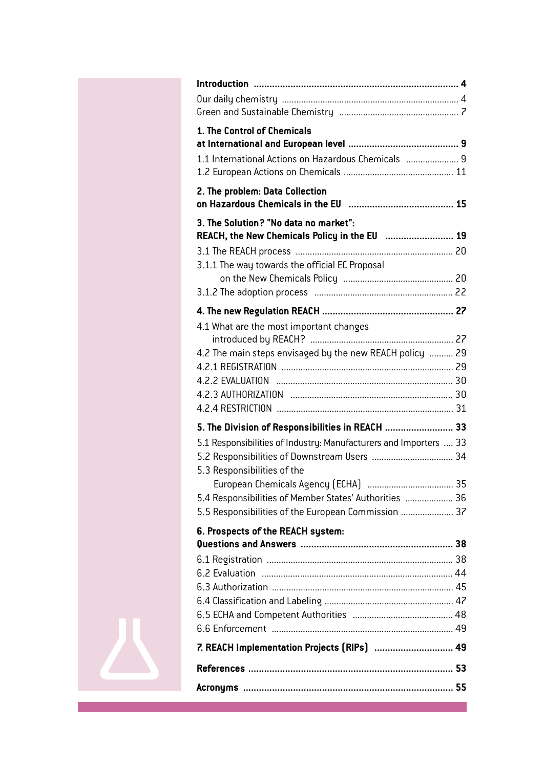**Introduction** .............................................................................. **4**

Our daily chemistry ......................................................................... 4
Green and Sustainable Chemistry .................................................. 7

**1. The Control of Chemicals at International and European level** .......................................... **9**

1.1 International Actions on Hazardous Chemicals ...................... 9
1.2 European Actions on Chemicals ............................................. 11

**2. The problem: Data Collection on Hazardous Chemicals in the EU** ........................................ **15**

**3. The Solution? "No data no market": REACH, the New Chemicals Policy in the EU** .......................... **19**

3.1 The REACH process ................................................................. 20
3.1.1 The way towards the official EC Proposal on the New Chemicals Policy .............................................. 20
3.1.2 The adoption process .......................................................... 22

**4. The new Regulation REACH** ................................................. **27**

4.1 What are the most important changes introduced by REACH? ........................................................... 27
4.2 The main steps envisaged by the new REACH policy .......... 29
4.2.1 REGISTRATION ....................................................................... 29
4.2.2 EVALUATION ......................................................................... 30
4.2.3 AUTHORIZATION ................................................................... 30
4.2.4 RESTRICTION ......................................................................... 31

**5. The Division of Responsibilities in REACH** .......................... **33**

5.1 Responsibilities of Industry: Manufacturers and Importers .... 33
5.2 Responsibilities of Downstream Users .................................. 34
5.3 Responsibilities of the European Chemicals Agency (ECHA) .................................... 35
5.4 Responsibilities of Member States' Authorities .................... 36
5.5 Responsibilities of the European Commission ...................... 37

**6. Prospects of the REACH system: Questions and Answers** .......................................................... **38**

6.1 Registration ............................................................................. 38
6.2 Evaluation ............................................................................... 44
6.3 Authorization ........................................................................... 45
6.4 Classification and Labeling ..................................................... 47
6.5 ECHA and Competent Authorities .......................................... 48
6.6 Enforcement ........................................................................... 49

**7. REACH Implementation Projects (RIPs)** .............................. **49**

**References** .............................................................................. **53**

**Acronyms** ............................................................................... **55**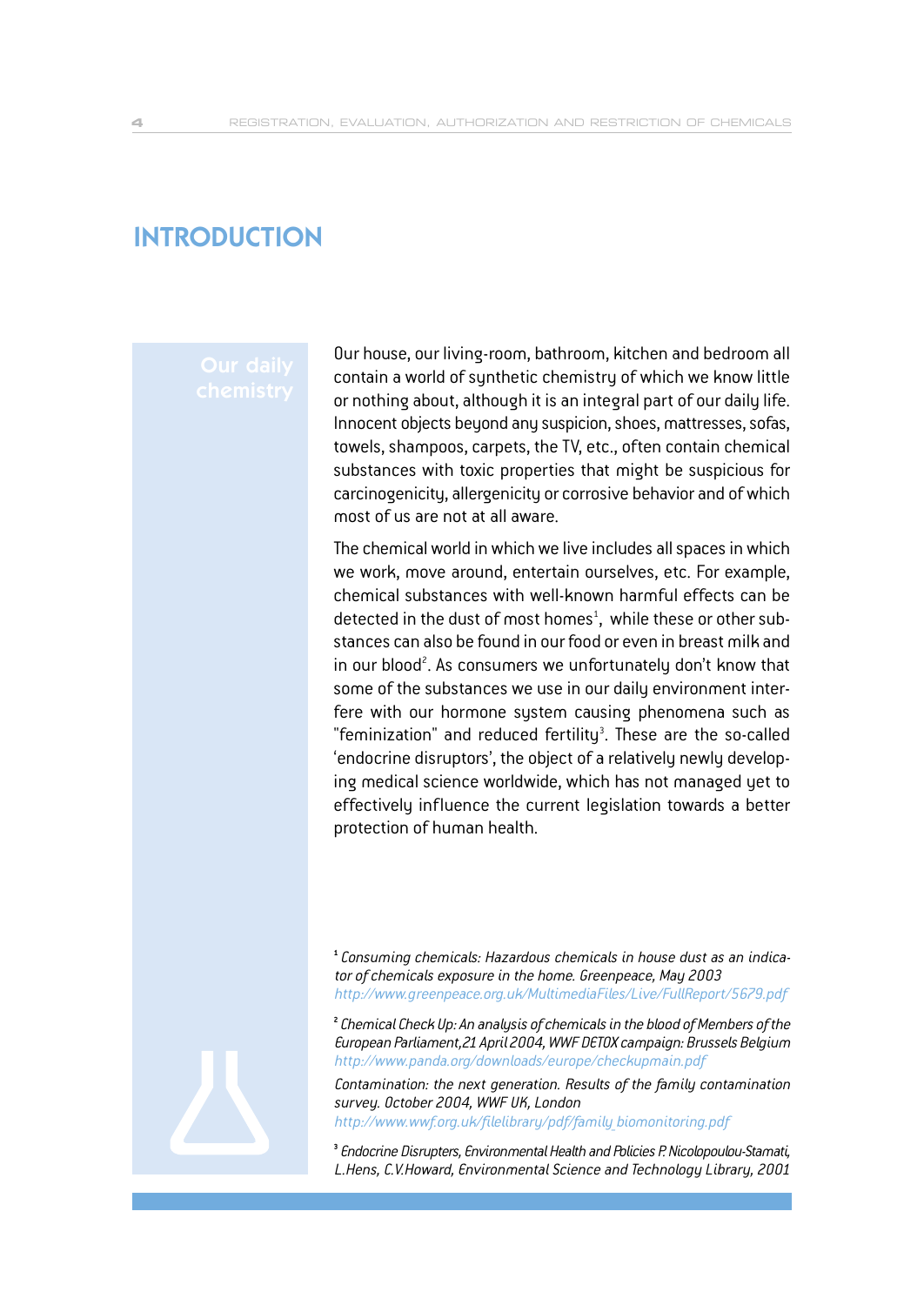# INTRODUCTION

## Our daily chemistry

Our house, our living-room, bathroom, kitchen and bedroom all contain a world of synthetic chemistry of which we know little or nothing about, although it is an integral part of our daily life. Innocent objects beyond any suspicion, shoes, mattresses, sofas, towels, shampoos, carpets, the TV, etc., often contain chemical substances with toxic properties that might be suspicious for carcinogenicity, allergenicity or corrosive behavior and of which most of us are not at all aware.

The chemical world in which we live includes all spaces in which we work, move around, entertain ourselves, etc. For example, chemical substances with well-known harmful effects can be detected in the dust of most homes[1], while these or other substances can also be found in our food or even in breast milk and in our blood[2]. As consumers we unfortunately don't know that some of the substances we use in our daily environment interfere with our hormone system causing phenomena such as "feminization" and reduced fertility[3]. These are the so-called 'endocrine disruptors', the object of a relatively newly developing medical science worldwide, which has not managed yet to effectively influence the current legislation towards a better protection of human health.

[1] *Consuming chemicals: Hazardous chemicals in house dust as an indicator of chemicals exposure in the home. Greenpeace, May 2003*
*http://www.greenpeace.org.uk/MultimediaFiles/Live/FullReport/5679.pdf*

[2] *Chemical Check Up: An analysis of chemicals in the blood of Members of the European Parliament, 21 April 2004, WWF DETOX campaign: Brussels Belgium*
*http://www.panda.org/downloads/europe/checkupmain.pdf*

*Contamination: the next generation. Results of the family contamination survey. October 2004, WWF UK, London*
*http://www.wwf.org.uk/filelibrary/pdf/family_biomonitoring.pdf*

[3] *Endocrine Disrupters, Environmental Health and Policies P. Nicolopoulou-Stamati, L.Hens, C.V.Howard, Environmental Science and Technology Library, 2001*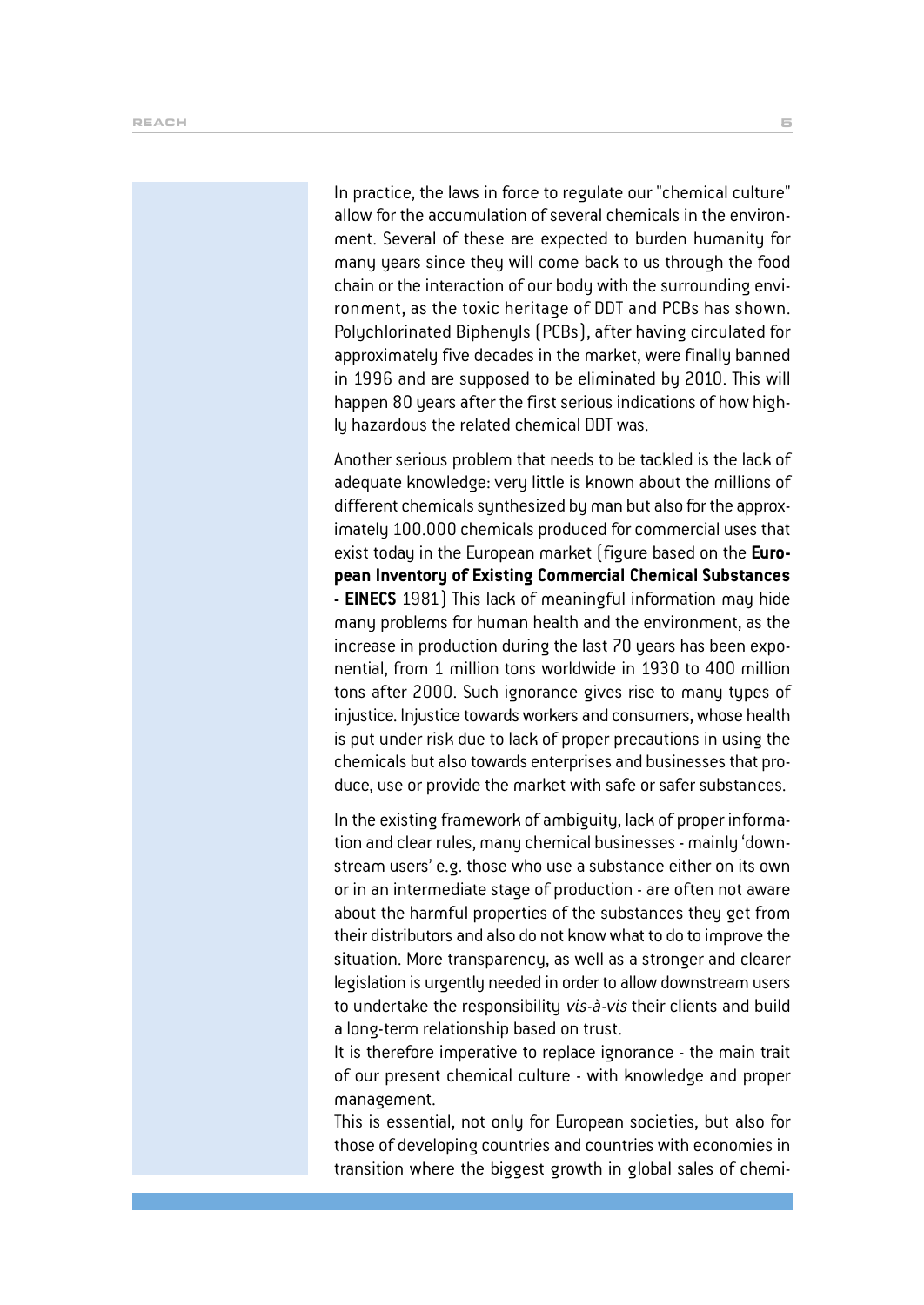In practice, the laws in force to regulate our "chemical culture" allow for the accumulation of several chemicals in the environment. Several of these are expected to burden humanity for many years since they will come back to us through the food chain or the interaction of our body with the surrounding environment, as the toxic heritage of DDT and PCBs has shown. Polychlorinated Biphenyls (PCBs), after having circulated for approximately five decades in the market, were finally banned in 1996 and are supposed to be eliminated by 2010. This will happen 80 years after the first serious indications of how highly hazardous the related chemical DDT was.

Another serious problem that needs to be tackled is the lack of adequate knowledge: very little is known about the millions of different chemicals synthesized by man but also for the approximately 100.000 chemicals produced for commercial uses that exist today in the European market (figure based on the **European Inventory of Existing Commercial Chemical Substances - EINECS** 1981) This lack of meaningful information may hide many problems for human health and the environment, as the increase in production during the last 70 years has been exponential, from 1 million tons worldwide in 1930 to 400 million tons after 2000. Such ignorance gives rise to many types of injustice. Injustice towards workers and consumers, whose health is put under risk due to lack of proper precautions in using the chemicals but also towards enterprises and businesses that produce, use or provide the market with safe or safer substances.

In the existing framework of ambiguity, lack of proper information and clear rules, many chemical businesses - mainly 'downstream users' e.g. those who use a substance either on its own or in an intermediate stage of production - are often not aware about the harmful properties of the substances they get from their distributors and also do not know what to do to improve the situation. More transparency, as well as a stronger and clearer legislation is urgently needed in order to allow downstream users to undertake the responsibility *vis-à-vis* their clients and build a long-term relationship based on trust.
It is therefore imperative to replace ignorance - the main trait of our present chemical culture - with knowledge and proper management.
This is essential, not only for European societies, but also for those of developing countries and countries with economies in transition where the biggest growth in global sales of chemi-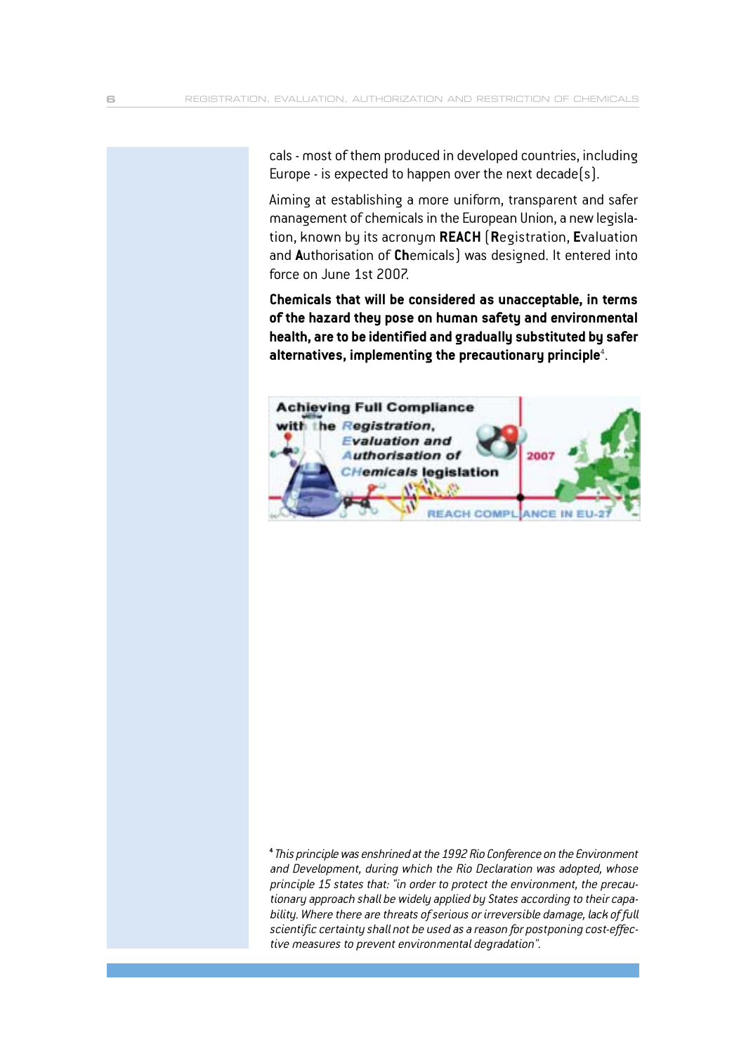cals - most of them produced in developed countries, including Europe - is expected to happen over the next decade(s).

Aiming at establishing a more uniform, transparent and safer management of chemicals in the European Union, a new legislation, known by its acronym **REACH** (**R**egistration, **E**valuation and **A**uthorisation of **Ch**emicals) was designed. It entered into force on June 1st 2007.

**Chemicals that will be considered as unacceptable, in terms of the hazard they pose on human safety and environmental health, are to be identified and gradually substituted by safer alternatives, implementing the precautionary principle**[4].

[4] *This principle was enshrined at the 1992 Rio Conference on the Environment and Development, during which the Rio Declaration was adopted, whose principle 15 states that: "in order to protect the environment, the precautionary approach shall be widely applied by States according to their capability. Where there are threats of serious or irreversible damage, lack of full scientific certainty shall not be used as a reason for postponing cost-effective measures to prevent environmental degradation".*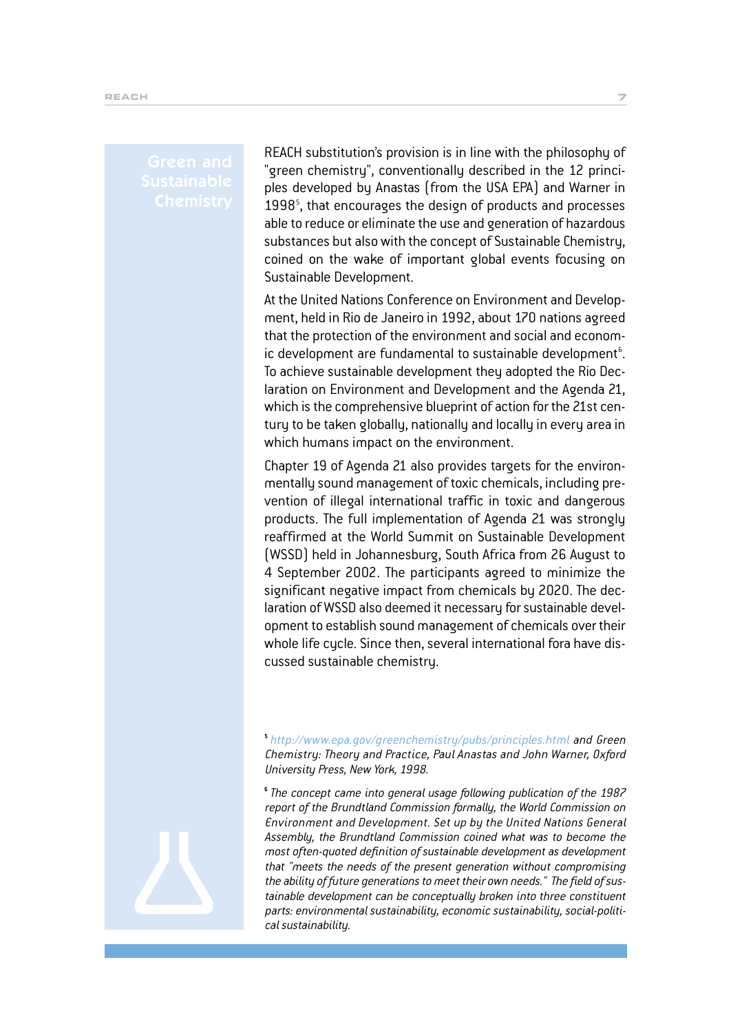## Green and Sustainable Chemistry

REACH substitution's provision is in line with the philosophy of "green chemistry", conventionally described in the 12 principles developed by Anastas (from the USA EPA) and Warner in 1998[5], that encourages the design of products and processes able to reduce or eliminate the use and generation of hazardous substances but also with the concept of Sustainable Chemistry, coined on the wake of important global events focusing on Sustainable Development.

At the United Nations Conference on Environment and Development, held in Rio de Janeiro in 1992, about 170 nations agreed that the protection of the environment and social and economic development are fundamental to sustainable development[6]. To achieve sustainable development they adopted the Rio Declaration on Environment and Development and the Agenda 21, which is the comprehensive blueprint of action for the 21st century to be taken globally, nationally and locally in every area in which humans impact on the environment.

Chapter 19 of Agenda 21 also provides targets for the environmentally sound management of toxic chemicals, including prevention of illegal international traffic in toxic and dangerous products. The full implementation of Agenda 21 was strongly reaffirmed at the World Summit on Sustainable Development (WSSD) held in Johannesburg, South Africa from 26 August to 4 September 2002. The participants agreed to minimize the significant negative impact from chemicals by 2020. The declaration of WSSD also deemed it necessary for sustainable development to establish sound management of chemicals over their whole life cycle. Since then, several international fora have discussed sustainable chemistry.

[5] *http://www.epa.gov/greenchemistry/pubs/principles.html and Green Chemistry: Theory and Practice, Paul Anastas and John Warner, Oxford University Press, New York, 1998.*

[6] *The concept came into general usage following publication of the 1987 report of the Brundtland Commission formally, the World Commission on Environment and Development. Set up by the United Nations General Assembly, the Brundtland Commission coined what was to become the most often-quoted definition of sustainable development as development that "meets the needs of the present generation without compromising the ability of future generations to meet their own needs." The field of sustainable development can be conceptually broken into three constituent parts: environmental sustainability, economic sustainability, social-political sustainability.*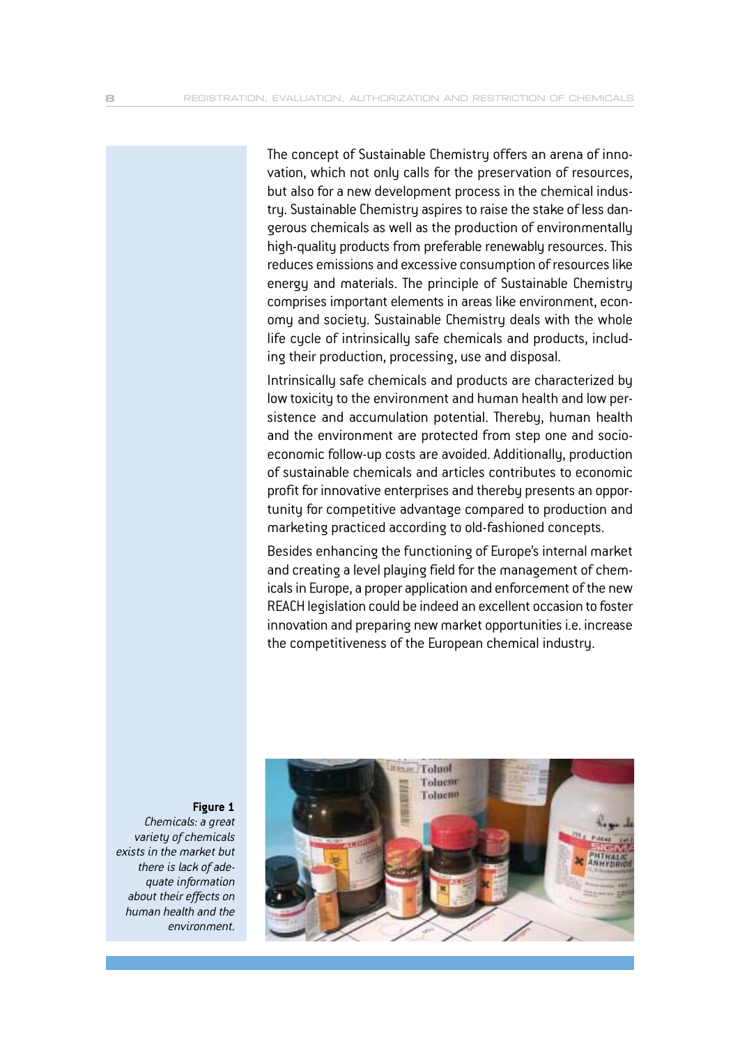The concept of Sustainable Chemistry offers an arena of innovation, which not only calls for the preservation of resources, but also for a new development process in the chemical industry. Sustainable Chemistry aspires to raise the stake of less dangerous chemicals as well as the production of environmentally high-quality products from preferable renewably resources. This reduces emissions and excessive consumption of resources like energy and materials. The principle of Sustainable Chemistry comprises important elements in areas like environment, economy and society. Sustainable Chemistry deals with the whole life cycle of intrinsically safe chemicals and products, including their production, processing, use and disposal.

Intrinsically safe chemicals and products are characterized by low toxicity to the environment and human health and low persistence and accumulation potential. Thereby, human health and the environment are protected from step one and socio-economic follow-up costs are avoided. Additionally, production of sustainable chemicals and articles contributes to economic profit for innovative enterprises and thereby presents an opportunity for competitive advantage compared to production and marketing practiced according to old-fashioned concepts.

Besides enhancing the functioning of Europe's internal market and creating a level playing field for the management of chemicals in Europe, a proper application and enforcement of the new REACH legislation could be indeed an excellent occasion to foster innovation and preparing new market opportunities i.e. increase the competitiveness of the European chemical industry.

**Figure 1**
*Chemicals: a great variety of chemicals exists in the market but there is lack of adequate information about their effects on human health and the environment.*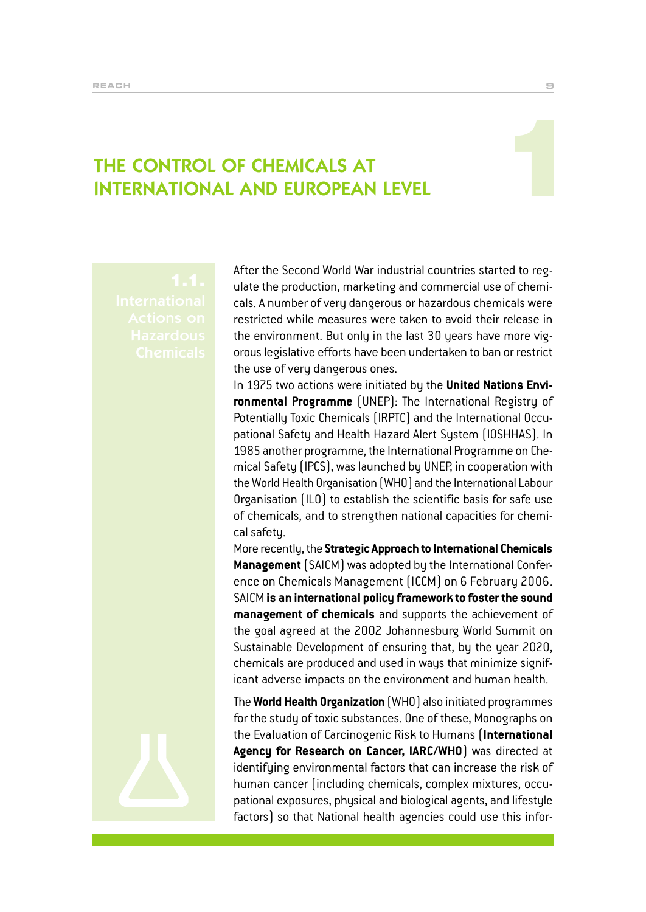# THE CONTROL OF CHEMICALS AT INTERNATIONAL AND EUROPEAN LEVEL

## 1.1. International Actions on Hazardous Chemicals

After the Second World War industrial countries started to regulate the production, marketing and commercial use of chemicals. A number of very dangerous or hazardous chemicals were restricted while measures were taken to avoid their release in the environment. But only in the last 30 years have more vigorous legislative efforts been undertaken to ban or restrict the use of very dangerous ones.

In 1975 two actions were initiated by the **United Nations Environmental Programme** (UNEP): The International Registry of Potentially Toxic Chemicals (IRPTC) and the International Occupational Safety and Health Hazard Alert System (IOSHHAS). In 1985 another programme, the International Programme on Chemical Safety (IPCS), was launched by UNEP, in cooperation with the World Health Organisation (WHO) and the International Labour Organisation (ILO) to establish the scientific basis for safe use of chemicals, and to strengthen national capacities for chemical safety.

More recently, the **Strategic Approach to International Chemicals Management** (SAICM) was adopted by the International Conference on Chemicals Management (ICCM) on 6 February 2006. SAICM **is an international policy framework to foster the sound management of chemicals** and supports the achievement of the goal agreed at the 2002 Johannesburg World Summit on Sustainable Development of ensuring that, by the year 2020, chemicals are produced and used in ways that minimize significant adverse impacts on the environment and human health.

The **World Health Organization** (WHO) also initiated programmes for the study of toxic substances. One of these, Monographs on the Evaluation of Carcinogenic Risk to Humans (**International Agency for Research on Cancer, IARC/WHO**) was directed at identifying environmental factors that can increase the risk of human cancer (including chemicals, complex mixtures, occupational exposures, physical and biological agents, and lifestyle factors) so that National health agencies could use this infor-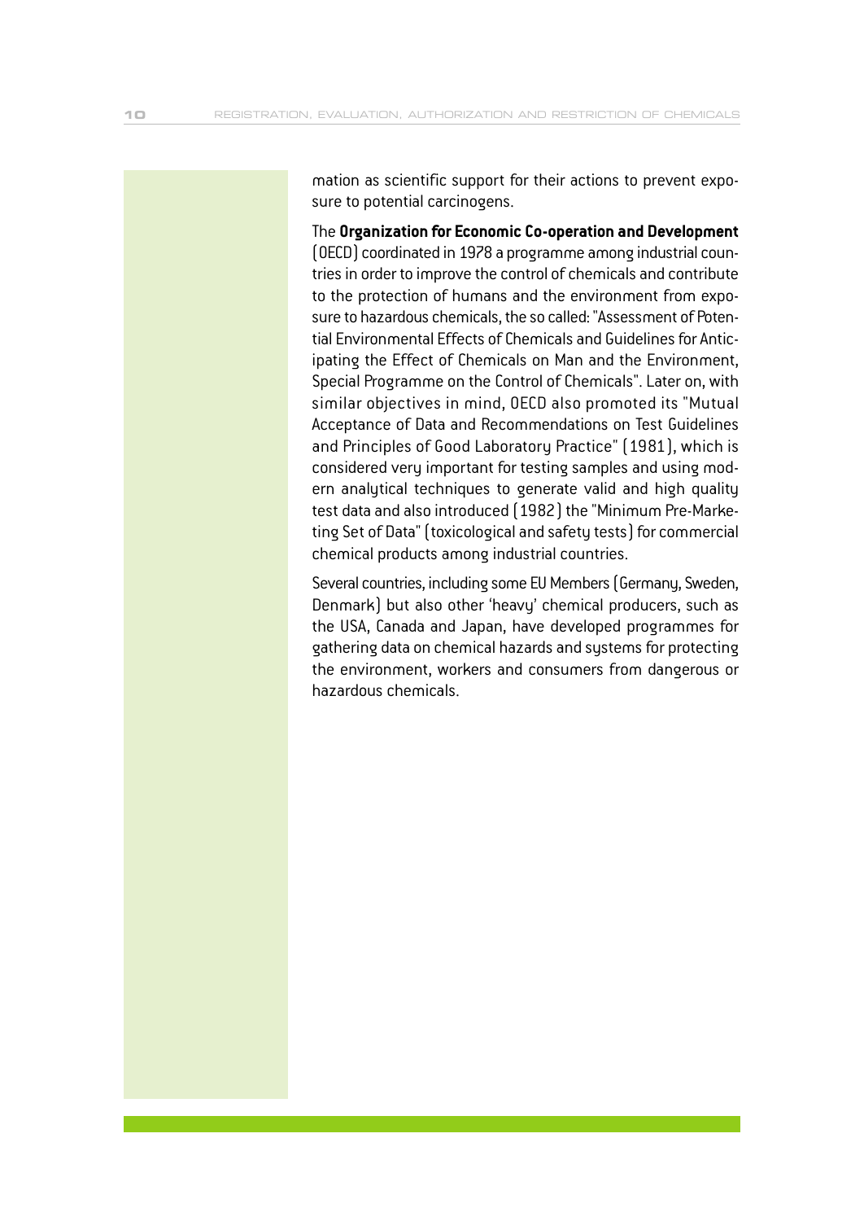mation as scientific support for their actions to prevent exposure to potential carcinogens.

The **Organization for Economic Co-operation and Development** (OECD) coordinated in 1978 a programme among industrial countries in order to improve the control of chemicals and contribute to the protection of humans and the environment from exposure to hazardous chemicals, the so called: "Assessment of Potential Environmental Effects of Chemicals and Guidelines for Anticipating the Effect of Chemicals on Man and the Environment, Special Programme on the Control of Chemicals". Later on, with similar objectives in mind, OECD also promoted its "Mutual Acceptance of Data and Recommendations on Test Guidelines and Principles of Good Laboratory Practice" (1981), which is considered very important for testing samples and using modern analytical techniques to generate valid and high quality test data and also introduced (1982) the "Minimum Pre-Marketing Set of Data" (toxicological and safety tests) for commercial chemical products among industrial countries.

Several countries, including some EU Members (Germany, Sweden, Denmark) but also other 'heavy' chemical producers, such as the USA, Canada and Japan, have developed programmes for gathering data on chemical hazards and systems for protecting the environment, workers and consumers from dangerous or hazardous chemicals.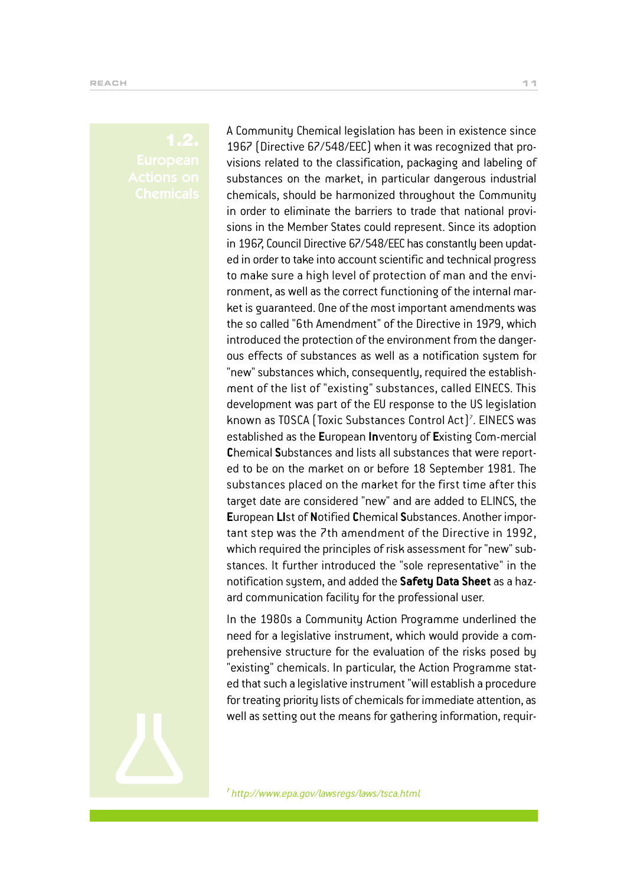## 1.2. European Actions on Chemicals

A Community Chemical legislation has been in existence since 1967 (Directive 67/548/EEC) when it was recognized that provisions related to the classification, packaging and labeling of substances on the market, in particular dangerous industrial chemicals, should be harmonized throughout the Community in order to eliminate the barriers to trade that national provisions in the Member States could represent. Since its adoption in 1967, Council Directive 67/548/EEC has constantly been updated in order to take into account scientific and technical progress to make sure a high level of protection of man and the environment, as well as the correct functioning of the internal market is guaranteed. One of the most important amendments was the so called "6th Amendment" of the Directive in 1979, which introduced the protection of the environment from the dangerous effects of substances as well as a notification system for "new" substances which, consequently, required the establishment of the list of "existing" substances, called EINECS. This development was part of the EU response to the US legislation known as TOSCA (Toxic Substances Control Act)[7]. EINECS was established as the **E**uropean **In**ventory of **E**xisting Com-mercial **C**hemical **S**ubstances and lists all substances that were reported to be on the market on or before 18 September 1981. The substances placed on the market for the first time after this target date are considered "new" and are added to ELINCS, the **E**uropean **LI**st of **N**otified **C**hemical **S**ubstances. Another important step was the 7th amendment of the Directive in 1992, which required the principles of risk assessment for "new" substances. It further introduced the "sole representative" in the notification system, and added the **Safety Data Sheet** as a hazard communication facility for the professional user.

In the 1980s a Community Action Programme underlined the need for a legislative instrument, which would provide a comprehensive structure for the evaluation of the risks posed by "existing" chemicals. In particular, the Action Programme stated that such a legislative instrument "will establish a procedure for treating priority lists of chemicals for immediate attention, as well as setting out the means for gathering information, requir-

[7] *http://www.epa.gov/lawsregs/laws/tsca.html*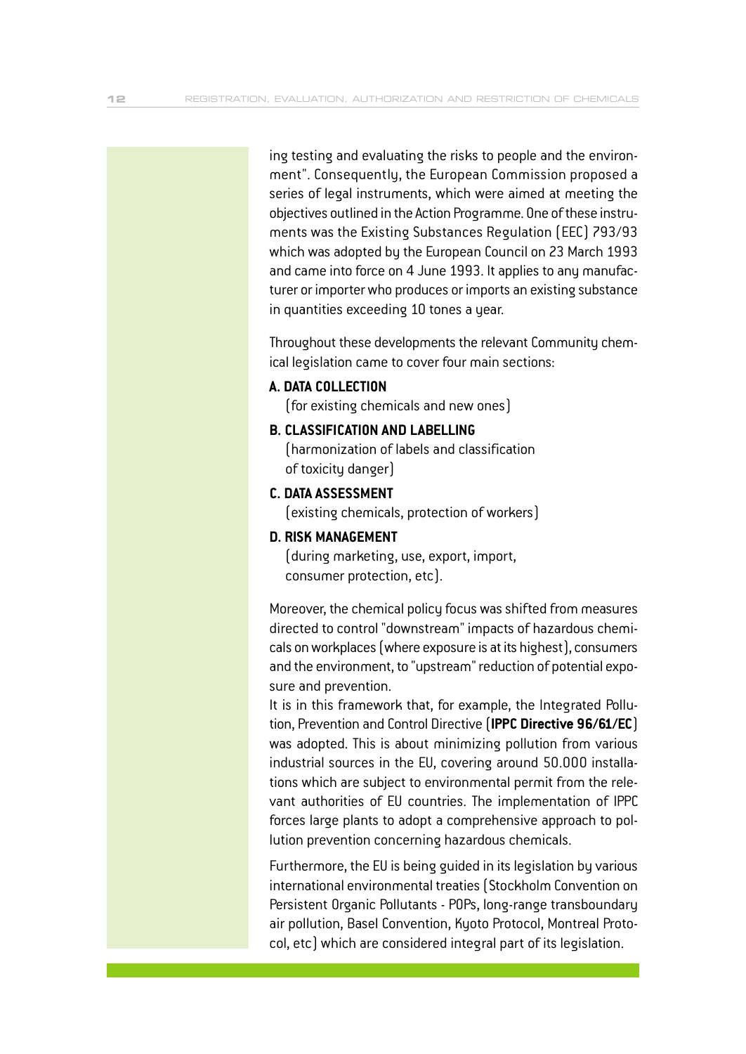ing testing and evaluating the risks to people and the environment". Consequently, the European Commission proposed a series of legal instruments, which were aimed at meeting the objectives outlined in the Action Programme. One of these instruments was the Existing Substances Regulation (EEC) 793/93 which was adopted by the European Council on 23 March 1993 and came into force on 4 June 1993. It applies to any manufacturer or importer who produces or imports an existing substance in quantities exceeding 10 tones a year.

Throughout these developments the relevant Community chemical legislation came to cover four main sections:

**A. DATA COLLECTION**
(for existing chemicals and new ones)

**B. CLASSIFICATION AND LABELLING**
(harmonization of labels and classification of toxicity danger)

**C. DATA ASSESSMENT**
(existing chemicals, protection of workers)

**D. RISK MANAGEMENT**
(during marketing, use, export, import, consumer protection, etc).

Moreover, the chemical policy focus was shifted from measures directed to control "downstream" impacts of hazardous chemicals on workplaces (where exposure is at its highest), consumers and the environment, to "upstream" reduction of potential exposure and prevention.

It is in this framework that, for example, the Integrated Pollution, Prevention and Control Directive (**IPPC Directive 96/61/EC**) was adopted. This is about minimizing pollution from various industrial sources in the EU, covering around 50.000 installations which are subject to environmental permit from the relevant authorities of EU countries. The implementation of IPPC forces large plants to adopt a comprehensive approach to pollution prevention concerning hazardous chemicals.

Furthermore, the EU is being guided in its legislation by various international environmental treaties (Stockholm Convention on Persistent Organic Pollutants - POPs, long-range transboundary air pollution, Basel Convention, Kyoto Protocol, Montreal Protocol, etc) which are considered integral part of its legislation.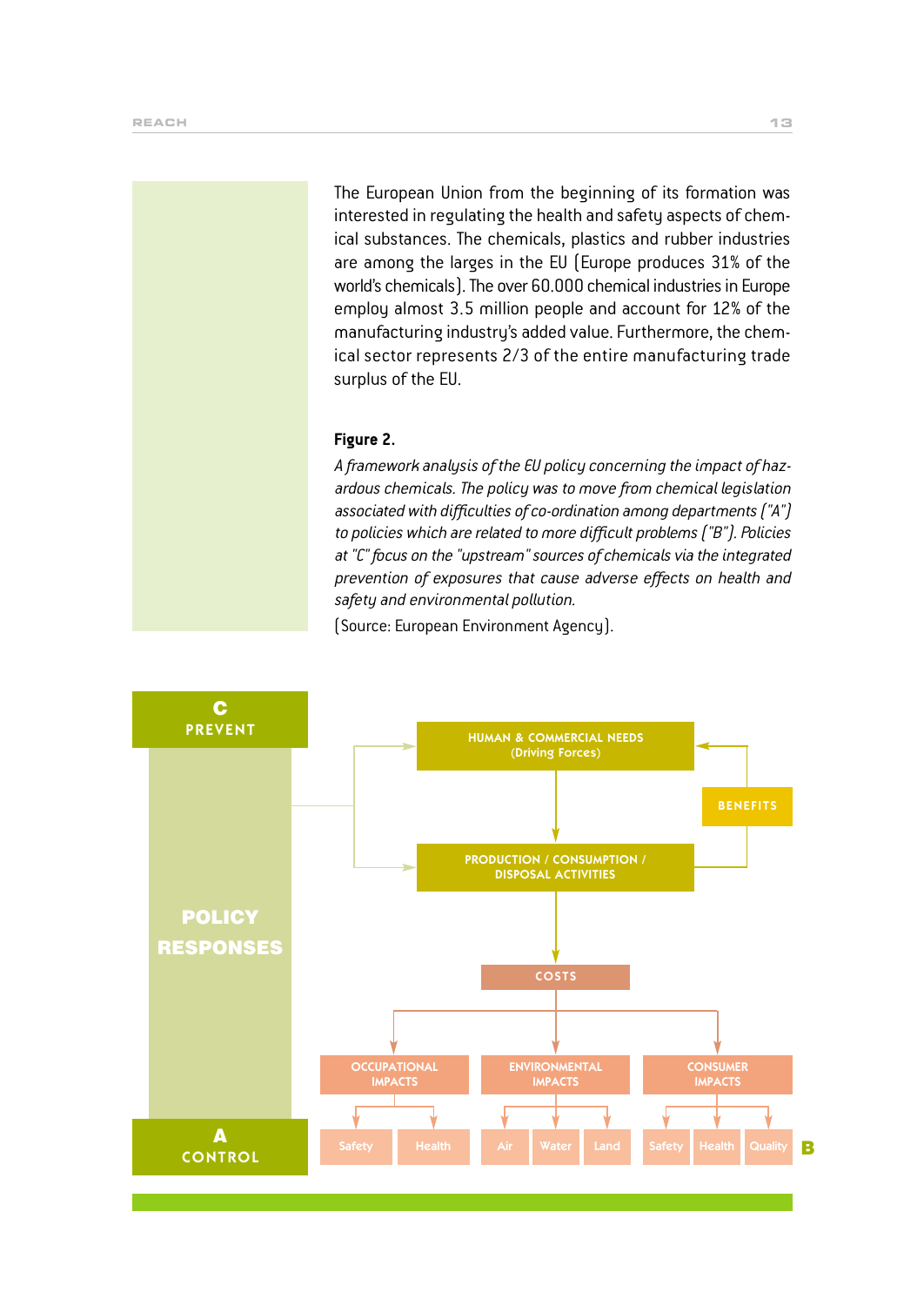The European Union from the beginning of its formation was interested in regulating the health and safety aspects of chemical substances. The chemicals, plastics and rubber industries are among the larges in the EU (Europe produces 31% of the world's chemicals). The over 60.000 chemical industries in Europe employ almost 3.5 million people and account for 12% of the manufacturing industry's added value. Furthermore, the chemical sector represents 2/3 of the entire manufacturing trade surplus of the EU.

**Figure 2.**

*A framework analysis of the EU policy concerning the impact of hazardous chemicals. The policy was to move from chemical legislation associated with difficulties of co-ordination among departments ("A") to policies which are related to more difficult problems ("B"). Policies at "C" focus on the "upstream" sources of chemicals via the integrated prevention of exposures that cause adverse effects on health and safety and environmental pollution.*

(Source: European Environment Agency).

C PREVENT

POLICY RESPONSES

A CONTROL

HUMAN & COMMERCIAL NEEDS (Driving Forces)

BENEFITS

PRODUCTION / CONSUMPTION / DISPOSAL ACTIVITIES

COSTS

OCCUPATIONAL IMPACTS — Safety, Health

ENVIRONMENTAL IMPACTS — Air, Water, Land

CONSUMER IMPACTS — Safety, Health, Quality

B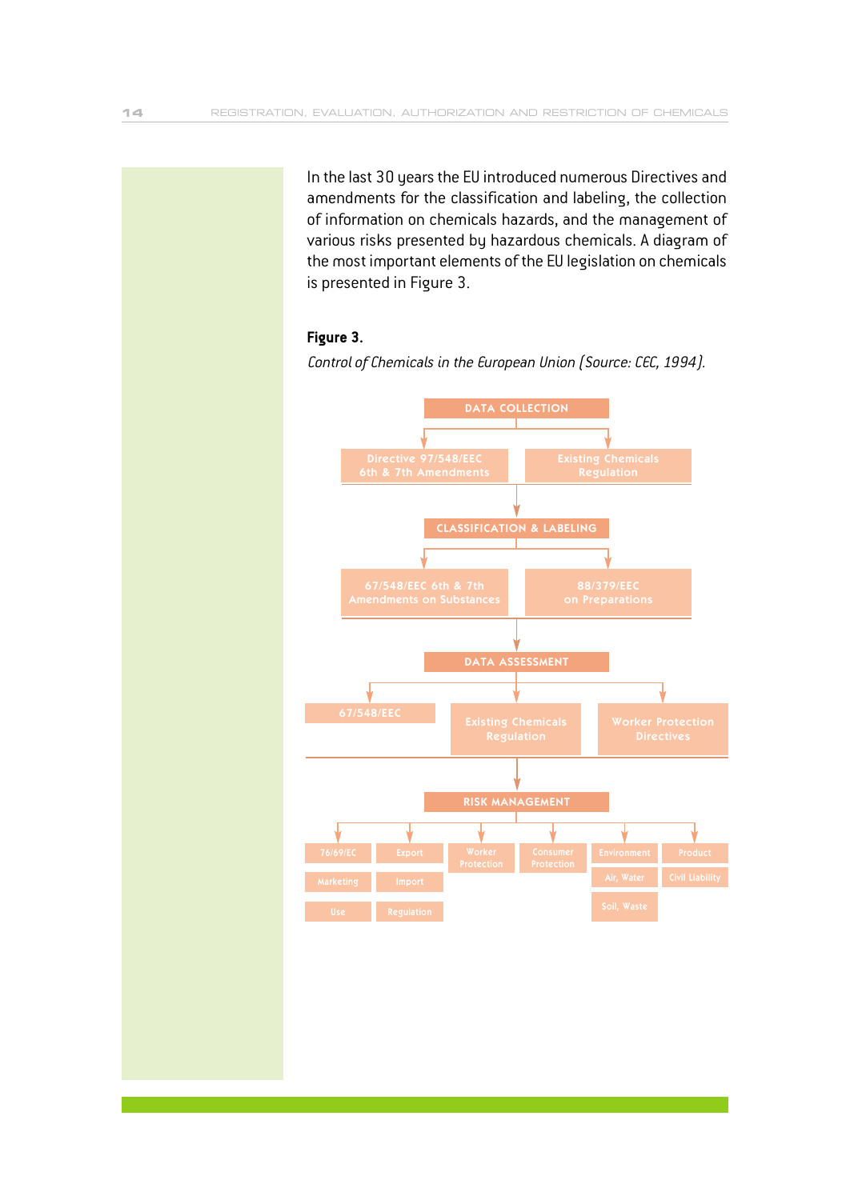In the last 30 years the EU introduced numerous Directives and amendments for the classification and labeling, the collection of information on chemicals hazards, and the management of various risks presented by hazardous chemicals. A diagram of the most important elements of the EU legislation on chemicals is presented in Figure 3.

**Figure 3.**

*Control of Chemicals in the European Union (Source: CEC, 1994).*

DATA COLLECTION

- Directive 97/548/EEC 6th & 7th Amendments
- Existing Chemicals Regulation

CLASSIFICATION & LABELING

- 67/548/EEC 6th & 7th Amendments on Substances
- 88/379/EEC on Preparations

DATA ASSESSMENT

- 67/548/EEC
- Existing Chemicals Regulation
- Worker Protection Directives

RISK MANAGEMENT

- 76/69/EC: Marketing, Use
- Export: Import, Regulation
- Worker Protection
- Consumer Protection
- Environment: Air, Water, Soil, Waste
- Product: Civil Liability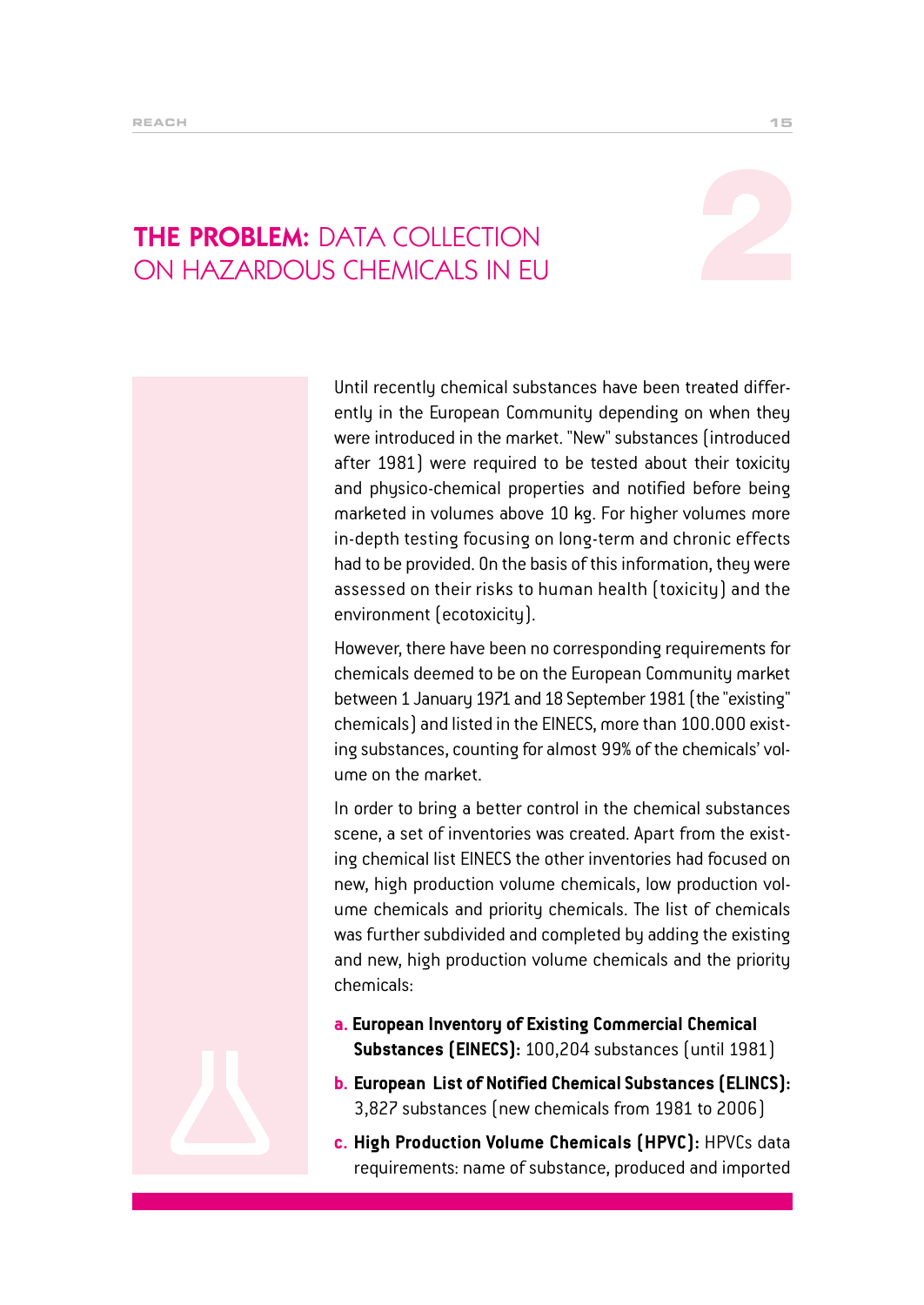# THE PROBLEM: DATA COLLECTION ON HAZARDOUS CHEMICALS IN EU

Until recently chemical substances have been treated differently in the European Community depending on when they were introduced in the market. "New" substances (introduced after 1981) were required to be tested about their toxicity and physico-chemical properties and notified before being marketed in volumes above 10 kg. For higher volumes more in-depth testing focusing on long-term and chronic effects had to be provided. On the basis of this information, they were assessed on their risks to human health (toxicity) and the environment (ecotoxicity).

However, there have been no corresponding requirements for chemicals deemed to be on the European Community market between 1 January 1971 and 18 September 1981 (the "existing" chemicals) and listed in the EINECS, more than 100.000 existing substances, counting for almost 99% of the chemicals' volume on the market.

In order to bring a better control in the chemical substances scene, a set of inventories was created. Apart from the existing chemical list EINECS the other inventories had focused on new, high production volume chemicals, low production volume chemicals and priority chemicals. The list of chemicals was further subdivided and completed by adding the existing and new, high production volume chemicals and the priority chemicals:

a. **European Inventory of Existing Commercial Chemical Substances (EINECS):** 100,204 substances (until 1981)
b. **European List of Notified Chemical Substances (ELINCS):** 3,827 substances (new chemicals from 1981 to 2006)
c. **High Production Volume Chemicals (HPVC):** HPVCs data requirements: name of substance, produced and imported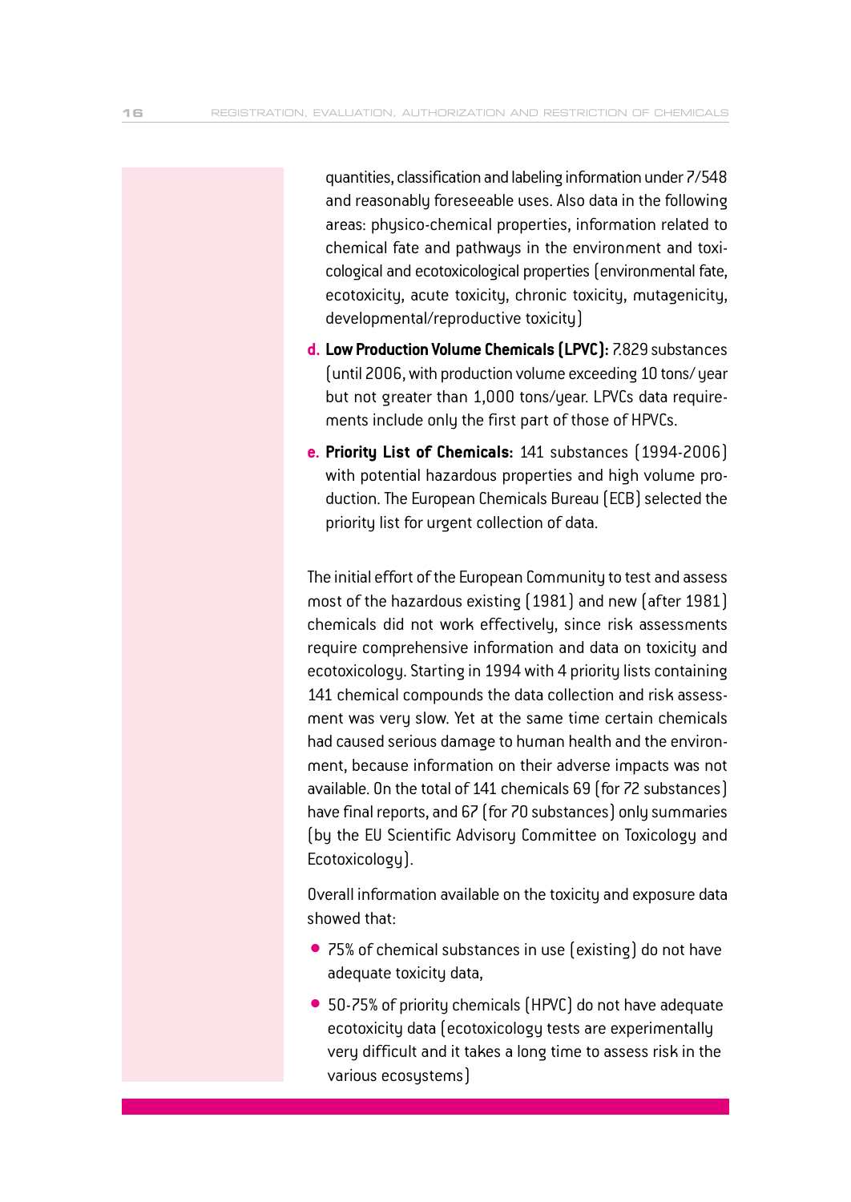quantities, classification and labeling information under 7/548 and reasonably foreseeable uses. Also data in the following areas: physico-chemical properties, information related to chemical fate and pathways in the environment and toxicological and ecotoxicological properties (environmental fate, ecotoxicity, acute toxicity, chronic toxicity, mutagenicity, developmental/reproductive toxicity)

d. **Low Production Volume Chemicals (LPVC):** 7.829 substances (until 2006, with production volume exceeding 10 tons/ year but not greater than 1,000 tons/year. LPVCs data requirements include only the first part of those of HPVCs.

e. **Priority List of Chemicals:** 141 substances (1994-2006) with potential hazardous properties and high volume production. The European Chemicals Bureau (ECB) selected the priority list for urgent collection of data.

The initial effort of the European Community to test and assess most of the hazardous existing (1981) and new (after 1981) chemicals did not work effectively, since risk assessments require comprehensive information and data on toxicity and ecotoxicology. Starting in 1994 with 4 priority lists containing 141 chemical compounds the data collection and risk assessment was very slow. Yet at the same time certain chemicals had caused serious damage to human health and the environment, because information on their adverse impacts was not available. On the total of 141 chemicals 69 (for 72 substances) have final reports, and 67 (for 70 substances) only summaries (by the EU Scientific Advisory Committee on Toxicology and Ecotoxicology).

Overall information available on the toxicity and exposure data showed that:

- 75% of chemical substances in use (existing) do not have adequate toxicity data,
- 50-75% of priority chemicals (HPVC) do not have adequate ecotoxicity data (ecotoxicology tests are experimentally very difficult and it takes a long time to assess risk in the various ecosystems)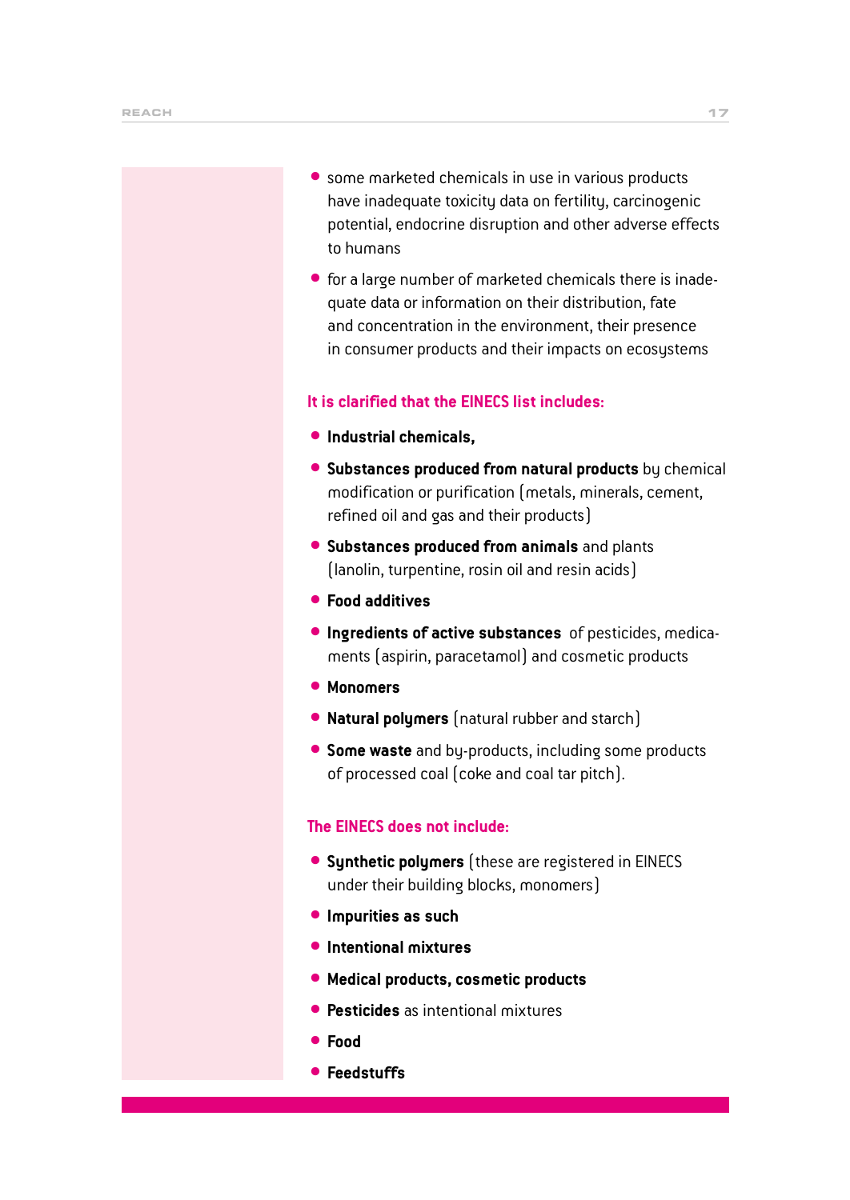- some marketed chemicals in use in various products have inadequate toxicity data on fertility, carcinogenic potential, endocrine disruption and other adverse effects to humans
- for a large number of marketed chemicals there is inadequate data or information on their distribution, fate and concentration in the environment, their presence in consumer products and their impacts on ecosystems

## It is clarified that the EINECS list includes:

- **Industrial chemicals,**
- **Substances produced from natural products** by chemical modification or purification (metals, minerals, cement, refined oil and gas and their products)
- **Substances produced from animals** and plants (lanolin, turpentine, rosin oil and resin acids)
- **Food additives**
- **Ingredients of active substances** of pesticides, medicaments (aspirin, paracetamol) and cosmetic products
- **Monomers**
- **Natural polymers** (natural rubber and starch)
- **Some waste** and by-products, including some products of processed coal (coke and coal tar pitch).

## The EINECS does not include:

- **Synthetic polymers** (these are registered in EINECS under their building blocks, monomers)
- **Impurities as such**
- **Intentional mixtures**
- **Medical products, cosmetic products**
- **Pesticides** as intentional mixtures
- **Food**
- **Feedstuffs**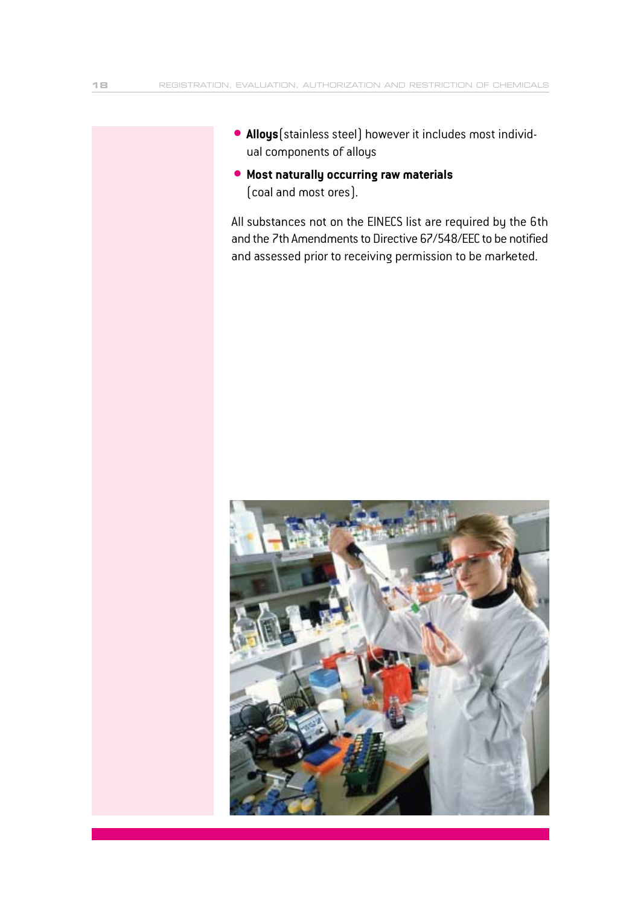- **Alloys** (stainless steel) however it includes most individual components of alloys
- **Most naturally occurring raw materials** (coal and most ores).

All substances not on the EINECS list are required by the 6th and the 7th Amendments to Directive 67/548/EEC to be notified and assessed prior to receiving permission to be marketed.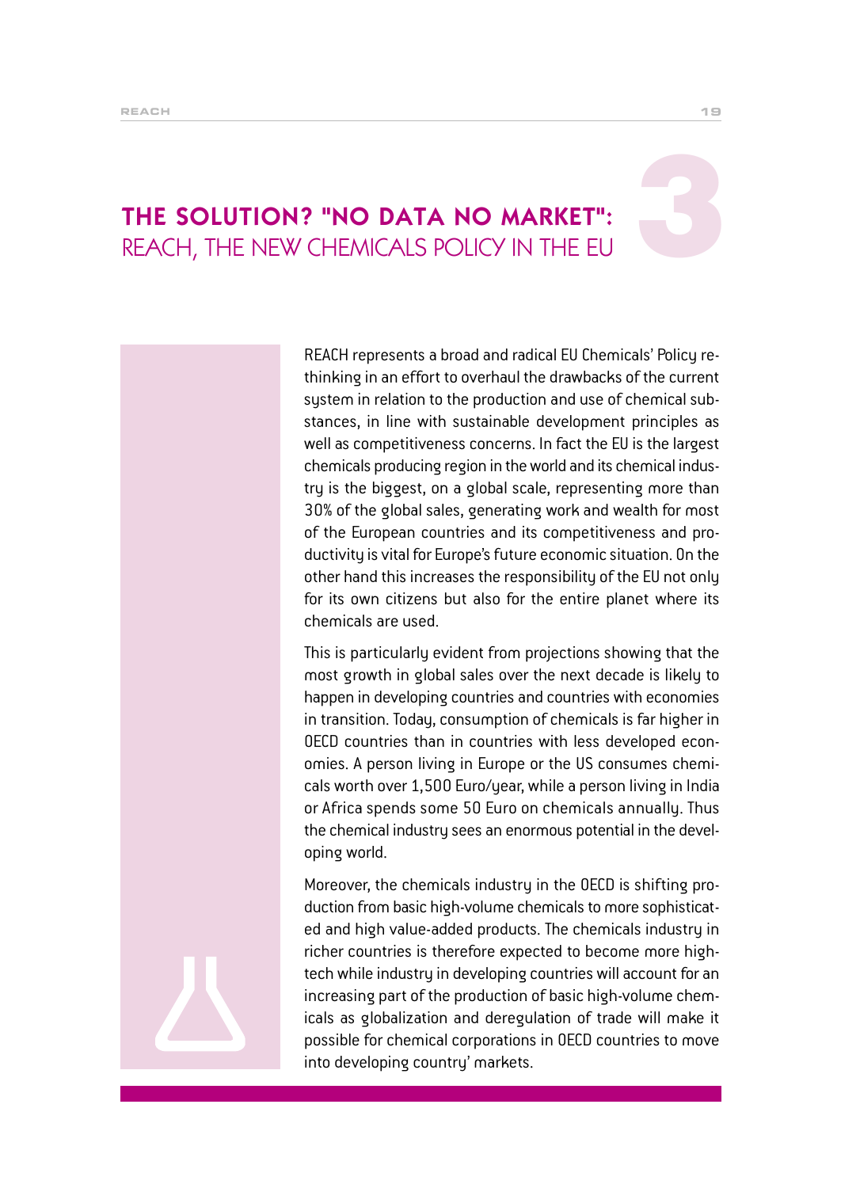# THE SOLUTION? "NO DATA NO MARKET": REACH, THE NEW CHEMICALS POLICY IN THE EU

REACH represents a broad and radical EU Chemicals' Policy rethinking in an effort to overhaul the drawbacks of the current system in relation to the production and use of chemical substances, in line with sustainable development principles as well as competitiveness concerns. In fact the EU is the largest chemicals producing region in the world and its chemical industry is the biggest, on a global scale, representing more than 30% of the global sales, generating work and wealth for most of the European countries and its competitiveness and productivity is vital for Europe's future economic situation. On the other hand this increases the responsibility of the EU not only for its own citizens but also for the entire planet where its chemicals are used.

This is particularly evident from projections showing that the most growth in global sales over the next decade is likely to happen in developing countries and countries with economies in transition. Today, consumption of chemicals is far higher in OECD countries than in countries with less developed economies. A person living in Europe or the US consumes chemicals worth over 1,500 Euro/year, while a person living in India or Africa spends some 50 Euro on chemicals annually. Thus the chemical industry sees an enormous potential in the developing world.

Moreover, the chemicals industry in the OECD is shifting production from basic high-volume chemicals to more sophisticated and high value-added products. The chemicals industry in richer countries is therefore expected to become more high-tech while industry in developing countries will account for an increasing part of the production of basic high-volume chemicals as globalization and deregulation of trade will make it possible for chemical corporations in OECD countries to move into developing country' markets.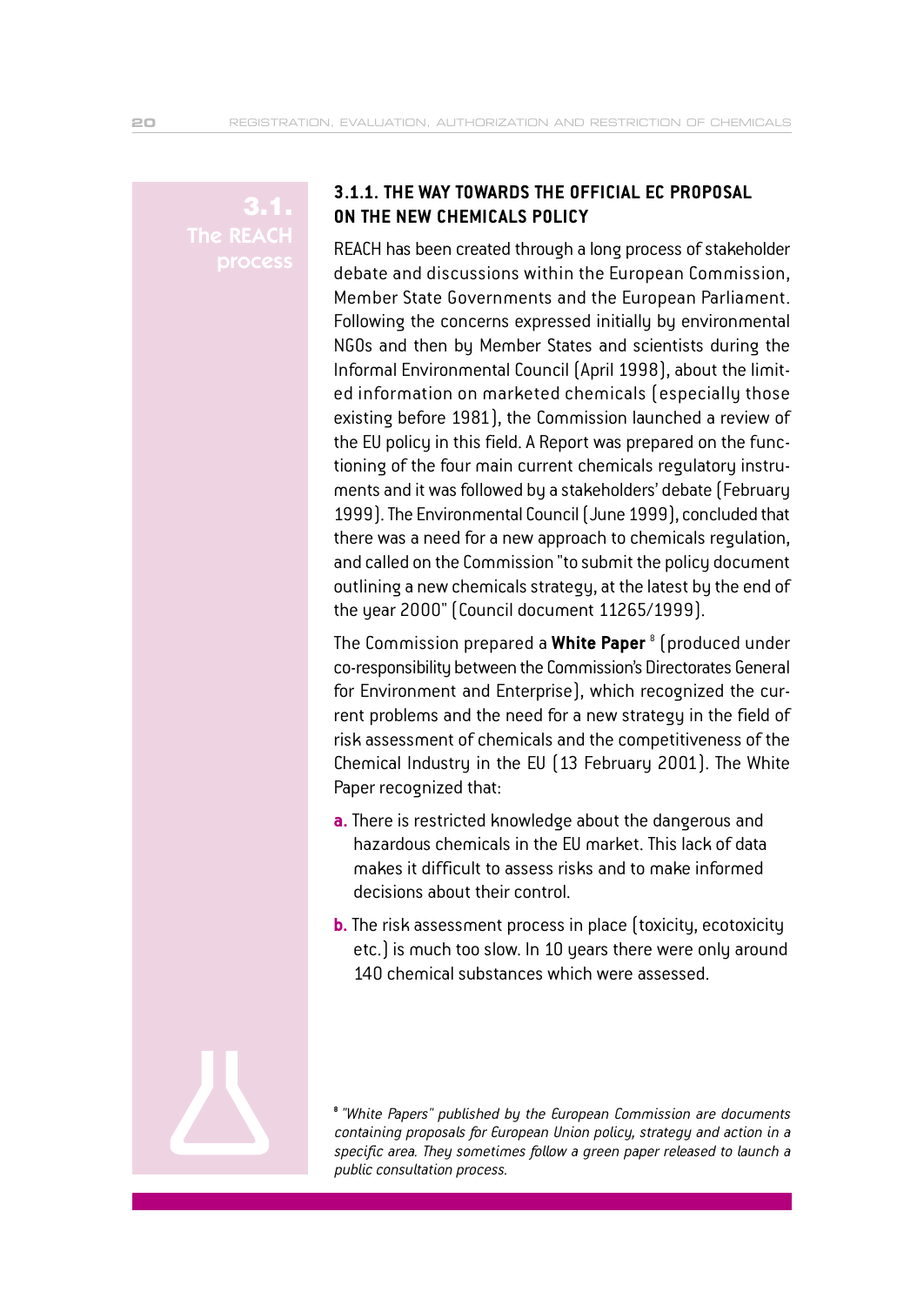## 3.1. The REACH process

### 3.1.1. THE WAY TOWARDS THE OFFICIAL EC PROPOSAL ON THE NEW CHEMICALS POLICY

REACH has been created through a long process of stakeholder debate and discussions within the European Commission, Member State Governments and the European Parliament. Following the concerns expressed initially by environmental NGOs and then by Member States and scientists during the Informal Environmental Council (April 1998), about the limited information on marketed chemicals (especially those existing before 1981), the Commission launched a review of the EU policy in this field. A Report was prepared on the functioning of the four main current chemicals regulatory instruments and it was followed by a stakeholders' debate (February 1999). The Environmental Council (June 1999), concluded that there was a need for a new approach to chemicals regulation, and called on the Commission "to submit the policy document outlining a new chemicals strategy, at the latest by the end of the year 2000" (Council document 11265/1999).

The Commission prepared a **White Paper** [8] (produced under co-responsibility between the Commission's Directorates General for Environment and Enterprise), which recognized the current problems and the need for a new strategy in the field of risk assessment of chemicals and the competitiveness of the Chemical Industry in the EU (13 February 2001). The White Paper recognized that:

**a.** There is restricted knowledge about the dangerous and hazardous chemicals in the EU market. This lack of data makes it difficult to assess risks and to make informed decisions about their control.

**b.** The risk assessment process in place (toxicity, ecotoxicity etc.) is much too slow. In 10 years there were only around 140 chemical substances which were assessed.

[8] *"White Papers" published by the European Commission are documents containing proposals for European Union policy, strategy and action in a specific area. They sometimes follow a green paper released to launch a public consultation process.*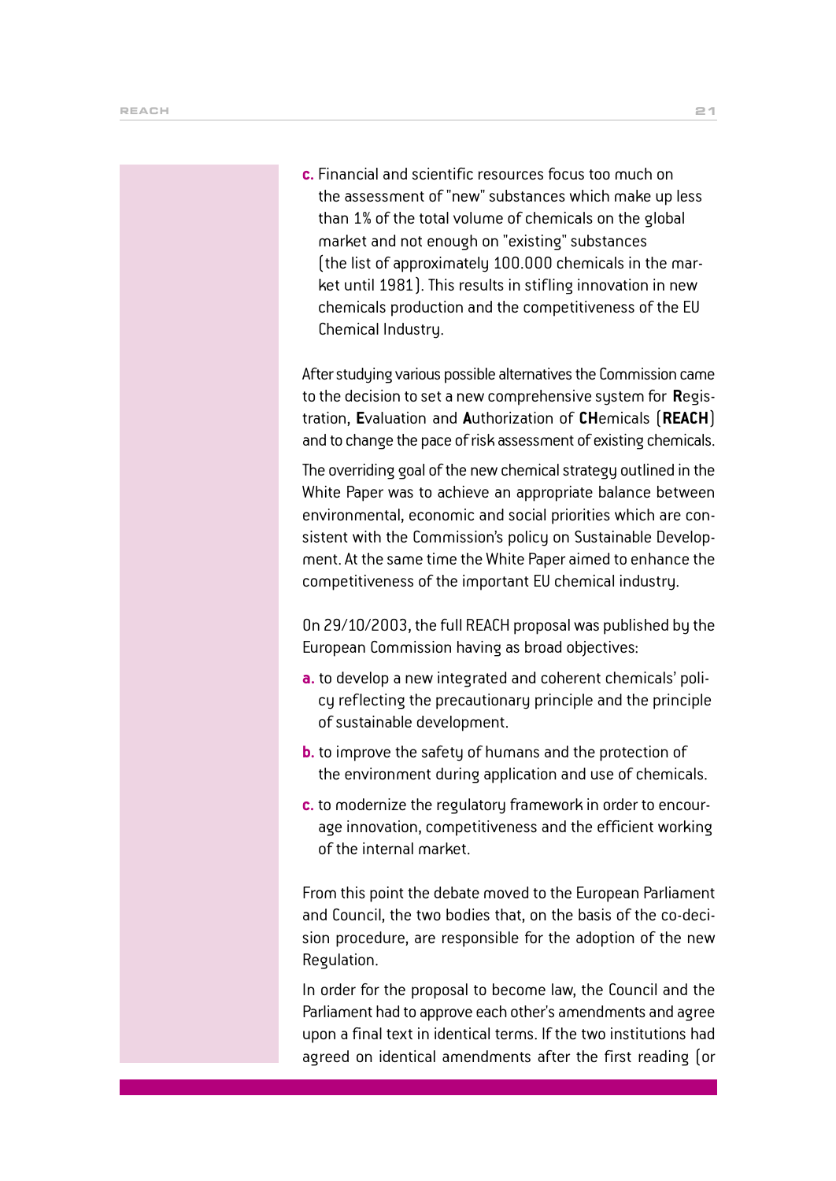**c.** Financial and scientific resources focus too much on the assessment of "new" substances which make up less than 1% of the total volume of chemicals on the global market and not enough on "existing" substances (the list of approximately 100.000 chemicals in the market until 1981). This results in stifling innovation in new chemicals production and the competitiveness of the EU Chemical Industry.

After studying various possible alternatives the Commission came to the decision to set a new comprehensive system for **R**egistration, **E**valuation and **A**uthorization of **CH**emicals (**REACH**) and to change the pace of risk assessment of existing chemicals.

The overriding goal of the new chemical strategy outlined in the White Paper was to achieve an appropriate balance between environmental, economic and social priorities which are consistent with the Commission's policy on Sustainable Development. At the same time the White Paper aimed to enhance the competitiveness of the important EU chemical industry.

On 29/10/2003, the full REACH proposal was published by the European Commission having as broad objectives:

**a.** to develop a new integrated and coherent chemicals' policy reflecting the precautionary principle and the principle of sustainable development.

**b.** to improve the safety of humans and the protection of the environment during application and use of chemicals.

**c.** to modernize the regulatory framework in order to encourage innovation, competitiveness and the efficient working of the internal market.

From this point the debate moved to the European Parliament and Council, the two bodies that, on the basis of the co-decision procedure, are responsible for the adoption of the new Regulation.

In order for the proposal to become law, the Council and the Parliament had to approve each other's amendments and agree upon a final text in identical terms. If the two institutions had agreed on identical amendments after the first reading (or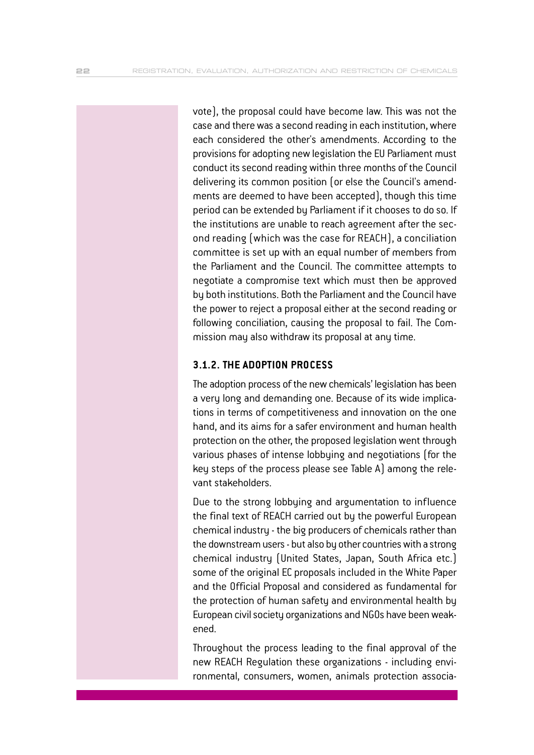vote), the proposal could have become law. This was not the case and there was a second reading in each institution, where each considered the other's amendments. According to the provisions for adopting new legislation the EU Parliament must conduct its second reading within three months of the Council delivering its common position (or else the Council's amendments are deemed to have been accepted), though this time period can be extended by Parliament if it chooses to do so. If the institutions are unable to reach agreement after the second reading (which was the case for REACH), a conciliation committee is set up with an equal number of members from the Parliament and the Council. The committee attempts to negotiate a compromise text which must then be approved by both institutions. Both the Parliament and the Council have the power to reject a proposal either at the second reading or following conciliation, causing the proposal to fail. The Commission may also withdraw its proposal at any time.

### 3.1.2. THE ADOPTION PROCESS

The adoption process of the new chemicals' legislation has been a very long and demanding one. Because of its wide implications in terms of competitiveness and innovation on the one hand, and its aims for a safer environment and human health protection on the other, the proposed legislation went through various phases of intense lobbying and negotiations (for the key steps of the process please see Table A) among the relevant stakeholders.

Due to the strong lobbying and argumentation to influence the final text of REACH carried out by the powerful European chemical industry - the big producers of chemicals rather than the downstream users - but also by other countries with a strong chemical industry (United States, Japan, South Africa etc.) some of the original EC proposals included in the White Paper and the Official Proposal and considered as fundamental for the protection of human safety and environmental health by European civil society organizations and NGOs have been weakened.

Throughout the process leading to the final approval of the new REACH Regulation these organizations - including environmental, consumers, women, animals protection associa-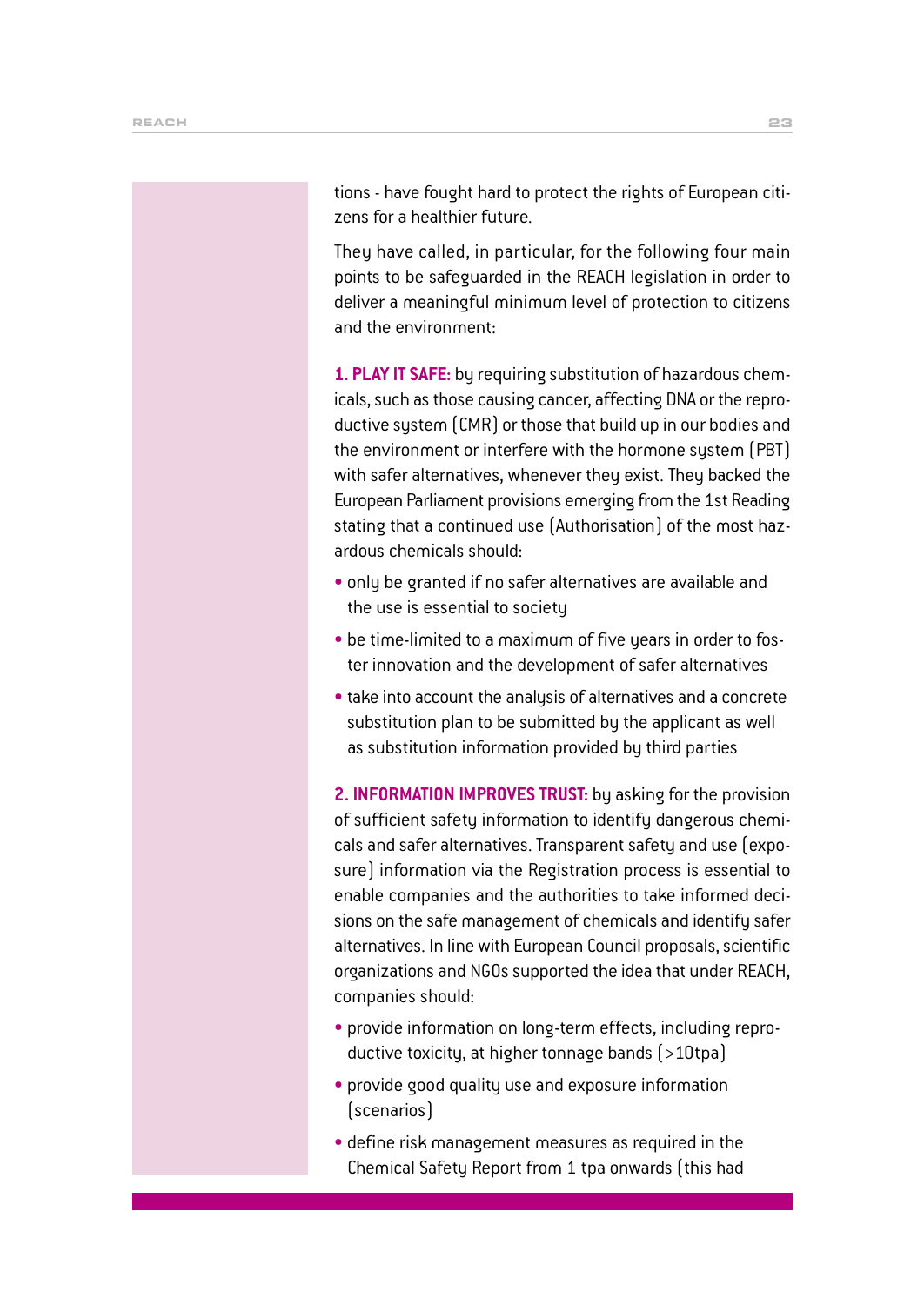tions - have fought hard to protect the rights of European citizens for a healthier future.

They have called, in particular, for the following four main points to be safeguarded in the REACH legislation in order to deliver a meaningful minimum level of protection to citizens and the environment:

**1. PLAY IT SAFE:** by requiring substitution of hazardous chemicals, such as those causing cancer, affecting DNA or the reproductive system (CMR) or those that build up in our bodies and the environment or interfere with the hormone system (PBT) with safer alternatives, whenever they exist. They backed the European Parliament provisions emerging from the 1st Reading stating that a continued use (Authorisation) of the most hazardous chemicals should:

- only be granted if no safer alternatives are available and the use is essential to society
- be time-limited to a maximum of five years in order to foster innovation and the development of safer alternatives
- take into account the analysis of alternatives and a concrete substitution plan to be submitted by the applicant as well as substitution information provided by third parties

**2. INFORMATION IMPROVES TRUST:** by asking for the provision of sufficient safety information to identify dangerous chemicals and safer alternatives. Transparent safety and use (exposure) information via the Registration process is essential to enable companies and the authorities to take informed decisions on the safe management of chemicals and identify safer alternatives. In line with European Council proposals, scientific organizations and NGOs supported the idea that under REACH, companies should:

- provide information on long-term effects, including reproductive toxicity, at higher tonnage bands (>10tpa)
- provide good quality use and exposure information (scenarios)
- define risk management measures as required in the Chemical Safety Report from 1 tpa onwards (this had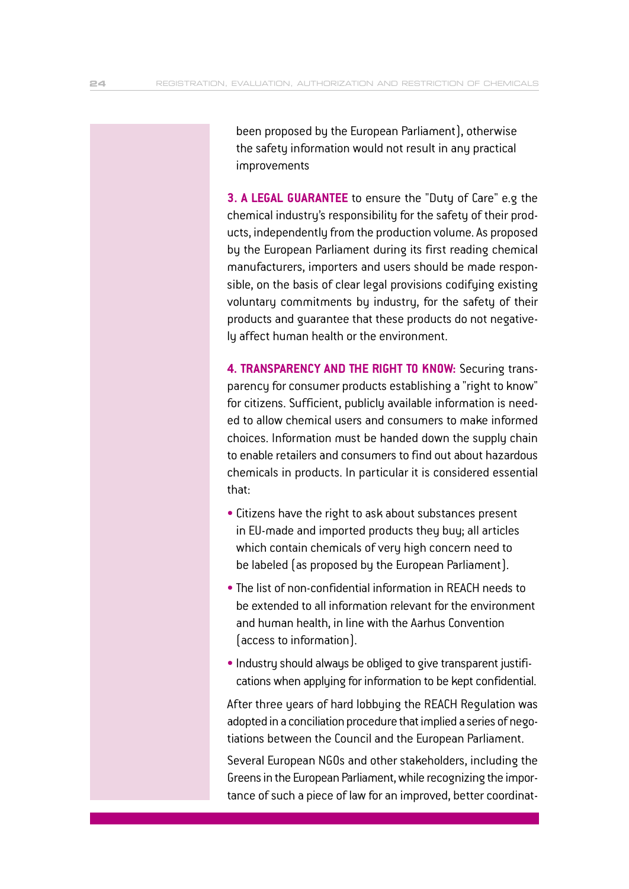been proposed by the European Parliament), otherwise the safety information would not result in any practical improvements

**3. A LEGAL GUARANTEE** to ensure the "Duty of Care" e.g the chemical industry's responsibility for the safety of their products, independently from the production volume. As proposed by the European Parliament during its first reading chemical manufacturers, importers and users should be made responsible, on the basis of clear legal provisions codifying existing voluntary commitments by industry, for the safety of their products and guarantee that these products do not negatively affect human health or the environment.

**4. TRANSPARENCY AND THE RIGHT TO KNOW:** Securing transparency for consumer products establishing a "right to know" for citizens. Sufficient, publicly available information is needed to allow chemical users and consumers to make informed choices. Information must be handed down the supply chain to enable retailers and consumers to find out about hazardous chemicals in products. In particular it is considered essential that:

- Citizens have the right to ask about substances present in EU-made and imported products they buy; all articles which contain chemicals of very high concern need to be labeled (as proposed by the European Parliament).
- The list of non-confidential information in REACH needs to be extended to all information relevant for the environment and human health, in line with the Aarhus Convention (access to information).
- Industry should always be obliged to give transparent justifications when applying for information to be kept confidential.

After three years of hard lobbying the REACH Regulation was adopted in a conciliation procedure that implied a series of negotiations between the Council and the European Parliament.

Several European NGOs and other stakeholders, including the Greens in the European Parliament, while recognizing the importance of such a piece of law for an improved, better coordinat-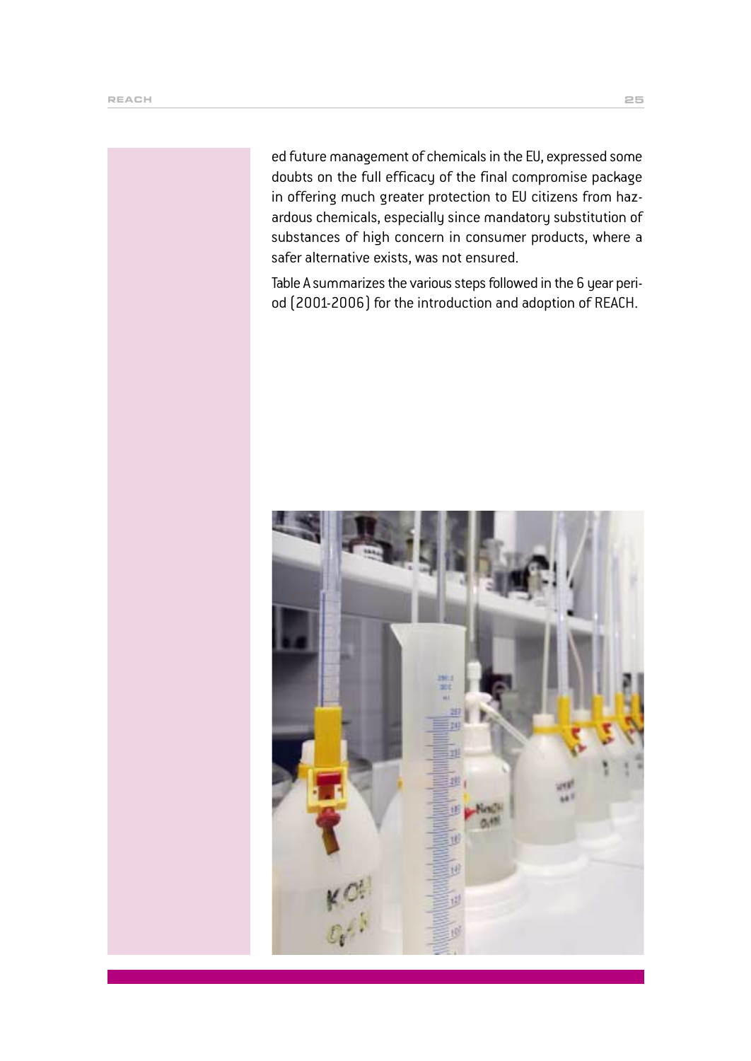ed future management of chemicals in the EU, expressed some doubts on the full efficacy of the final compromise package in offering much greater protection to EU citizens from hazardous chemicals, especially since mandatory substitution of substances of high concern in consumer products, where a safer alternative exists, was not ensured.

Table A summarizes the various steps followed in the 6 year period (2001-2006) for the introduction and adoption of REACH.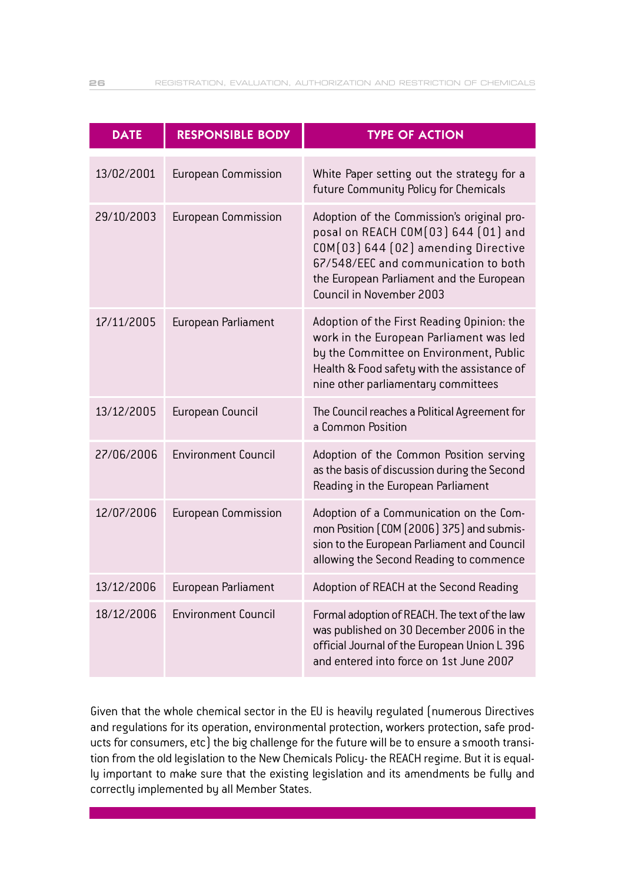| DATE | RESPONSIBLE BODY | TYPE OF ACTION |
|---|---|---|
| 13/02/2001 | European Commission | White Paper setting out the strategy for a future Community Policy for Chemicals |
| 29/10/2003 | European Commission | Adoption of the Commission's original proposal on REACH COM(03) 644 (01) and COM(03) 644 (02) amending Directive 67/548/EEC and communication to both the European Parliament and the European Council in November 2003 |
| 17/11/2005 | European Parliament | Adoption of the First Reading Opinion: the work in the European Parliament was led by the Committee on Environment, Public Health & Food safety with the assistance of nine other parliamentary committees |
| 13/12/2005 | European Council | The Council reaches a Political Agreement for a Common Position |
| 27/06/2006 | Environment Council | Adoption of the Common Position serving as the basis of discussion during the Second Reading in the European Parliament |
| 12/07/2006 | European Commission | Adoption of a Communication on the Common Position (COM (2006) 375) and submission to the European Parliament and Council allowing the Second Reading to commence |
| 13/12/2006 | European Parliament | Adoption of REACH at the Second Reading |
| 18/12/2006 | Environment Council | Formal adoption of REACH. The text of the law was published on 30 December 2006 in the official Journal of the European Union L 396 and entered into force on 1st June 2007 |

Given that the whole chemical sector in the EU is heavily regulated (numerous Directives and regulations for its operation, environmental protection, workers protection, safe products for consumers, etc) the big challenge for the future will be to ensure a smooth transition from the old legislation to the New Chemicals Policy- the REACH regime. But it is equally important to make sure that the existing legislation and its amendments be fully and correctly implemented by all Member States.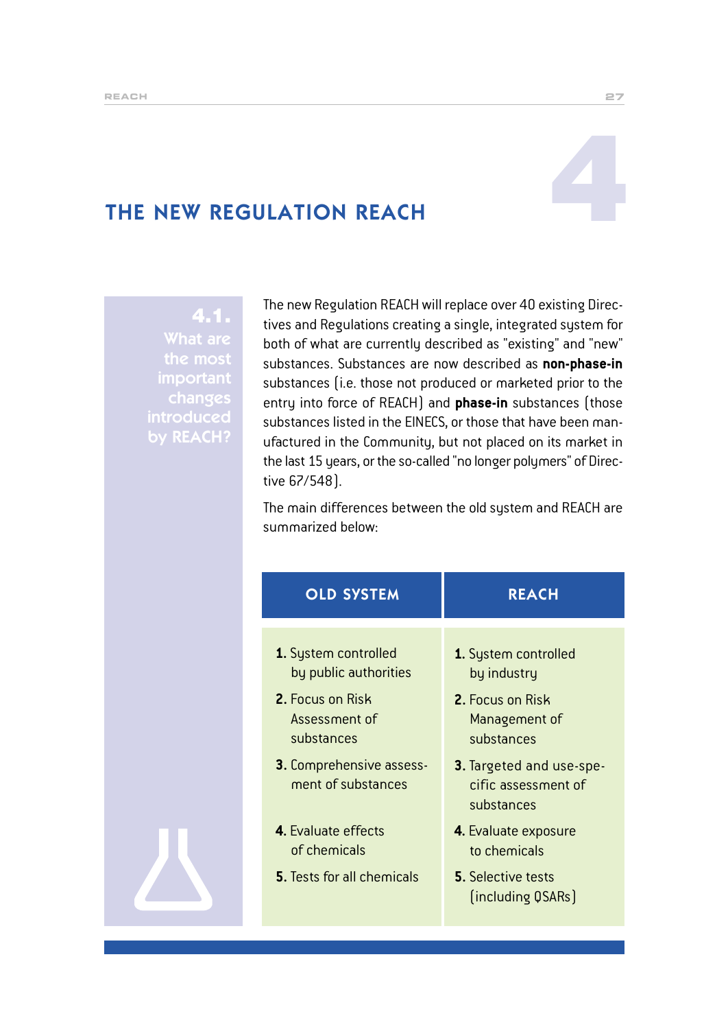# 4 THE NEW REGULATION REACH

## 4.1. What are the most important changes introduced by REACH?

The new Regulation REACH will replace over 40 existing Directives and Regulations creating a single, integrated system for both of what are currently described as "existing" and "new" substances. Substances are now described as **non-phase-in** substances (i.e. those not produced or marketed prior to the entry into force of REACH) and **phase-in** substances (those substances listed in the EINECS, or those that have been manufactured in the Community, but not placed on its market in the last 15 years, or the so-called "no longer polymers" of Directive 67/548).

The main differences between the old system and REACH are summarized below:

| OLD SYSTEM | REACH |
|---|---|
| **1.** System controlled by public authorities | **1.** System controlled by industry |
| **2.** Focus on Risk Assessment of substances | **2.** Focus on Risk Management of substances |
| **3.** Comprehensive assessment of substances | **3.** Targeted and use-specific assessment of substances |
| **4.** Evaluate effects of chemicals | **4.** Evaluate exposure to chemicals |
| **5.** Tests for all chemicals | **5.** Selective tests (including QSARs) |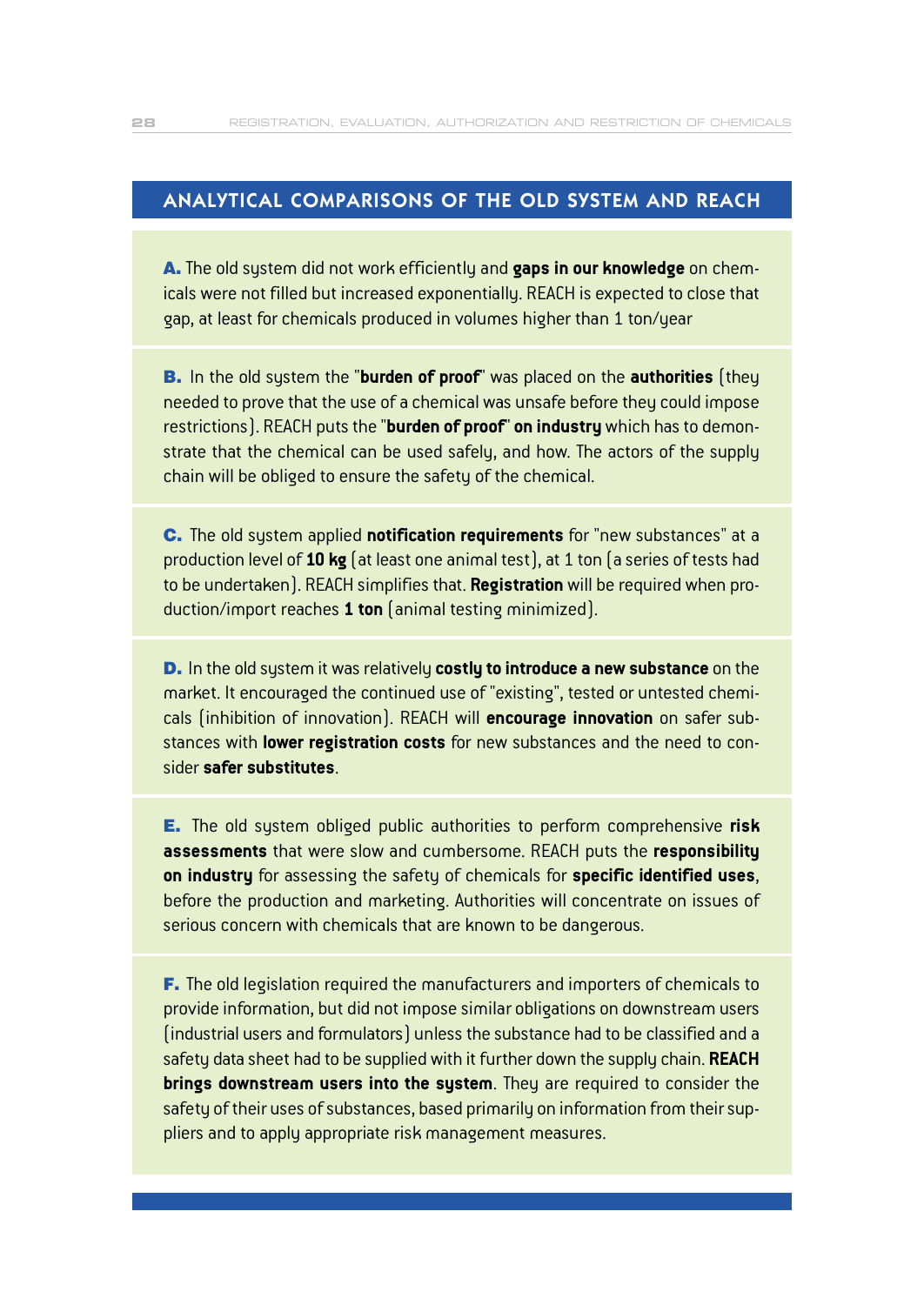## ANALYTICAL COMPARISONS OF THE OLD SYSTEM AND REACH

**A.** The old system did not work efficiently and **gaps in our knowledge** on chemicals were not filled but increased exponentially. REACH is expected to close that gap, at least for chemicals produced in volumes higher than 1 ton/year

**B.** In the old system the "**burden of proof**" was placed on the **authorities** (they needed to prove that the use of a chemical was unsafe before they could impose restrictions). REACH puts the "**burden of proof**" **on industry** which has to demonstrate that the chemical can be used safely, and how. The actors of the supply chain will be obliged to ensure the safety of the chemical.

**C.** The old system applied **notification requirements** for "new substances" at a production level of **10 kg** (at least one animal test), at 1 ton (a series of tests had to be undertaken). REACH simplifies that. **Registration** will be required when production/import reaches **1 ton** (animal testing minimized).

**D.** In the old system it was relatively **costly to introduce a new substance** on the market. It encouraged the continued use of "existing", tested or untested chemicals (inhibition of innovation). REACH will **encourage innovation** on safer substances with **lower registration costs** for new substances and the need to consider **safer substitutes**.

**E.** The old system obliged public authorities to perform comprehensive **risk assessments** that were slow and cumbersome. REACH puts the **responsibility on industry** for assessing the safety of chemicals for **specific identified uses**, before the production and marketing. Authorities will concentrate on issues of serious concern with chemicals that are known to be dangerous.

**F.** The old legislation required the manufacturers and importers of chemicals to provide information, but did not impose similar obligations on downstream users (industrial users and formulators) unless the substance had to be classified and a safety data sheet had to be supplied with it further down the supply chain. **REACH brings downstream users into the system**. They are required to consider the safety of their uses of substances, based primarily on information from their suppliers and to apply appropriate risk management measures.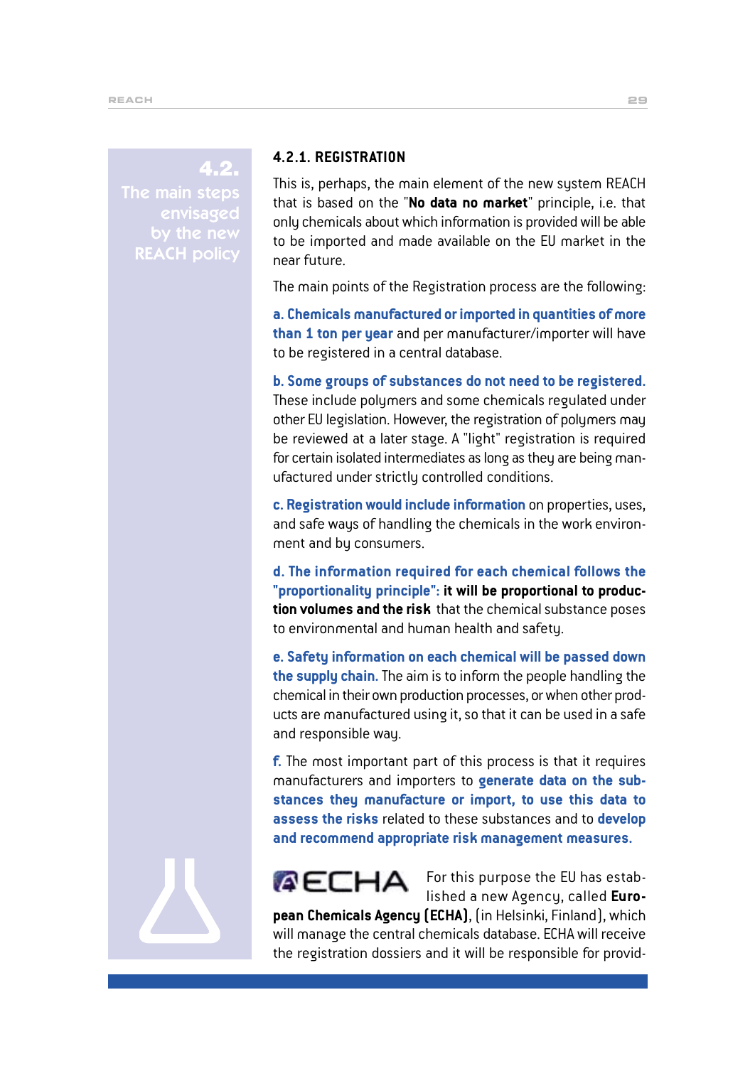## 4.2. The main steps envisaged by the new REACH policy

### 4.2.1. REGISTRATION

This is, perhaps, the main element of the new system REACH that is based on the "**No data no market**" principle, i.e. that only chemicals about which information is provided will be able to be imported and made available on the EU market in the near future.

The main points of the Registration process are the following:

**a. Chemicals manufactured or imported in quantities of more than 1 ton per year** and per manufacturer/importer will have to be registered in a central database.

**b. Some groups of substances do not need to be registered.** These include polymers and some chemicals regulated under other EU legislation. However, the registration of polymers may be reviewed at a later stage. A "light" registration is required for certain isolated intermediates as long as they are being manufactured under strictly controlled conditions.

**c. Registration would include information** on properties, uses, and safe ways of handling the chemicals in the work environment and by consumers.

**d. The information required for each chemical follows the "proportionality principle": it will be proportional to production volumes and the risk** that the chemical substance poses to environmental and human health and safety.

**e. Safety information on each chemical will be passed down the supply chain.** The aim is to inform the people handling the chemical in their own production processes, or when other products are manufactured using it, so that it can be used in a safe and responsible way.

**f.** The most important part of this process is that it requires manufacturers and importers to **generate data on the substances they manufacture or import, to use this data to assess the risks** related to these substances and to **develop and recommend appropriate risk management measures.**

ECHA

For this purpose the EU has established a new Agency, called **European Chemicals Agency (ECHA)**, (in Helsinki, Finland), which will manage the central chemicals database. ECHA will receive the registration dossiers and it will be responsible for provid-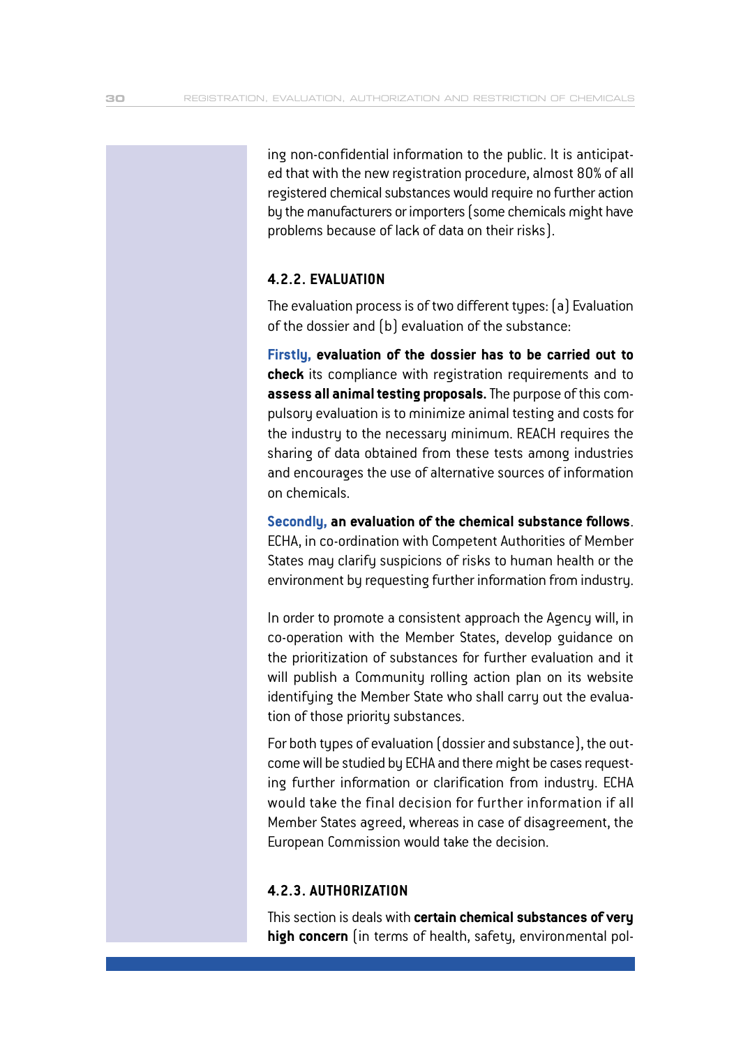ing non-confidential information to the public. It is anticipated that with the new registration procedure, almost 80% of all registered chemical substances would require no further action by the manufacturers or importers (some chemicals might have problems because of lack of data on their risks).

#### 4.2.2. EVALUATION

The evaluation process is of two different types: (a) Evaluation of the dossier and (b) evaluation of the substance:

**Firstly, evaluation of the dossier has to be carried out to check** its compliance with registration requirements and to **assess all animal testing proposals.** The purpose of this compulsory evaluation is to minimize animal testing and costs for the industry to the necessary minimum. REACH requires the sharing of data obtained from these tests among industries and encourages the use of alternative sources of information on chemicals.

**Secondly, an evaluation of the chemical substance follows**. ECHA, in co-ordination with Competent Authorities of Member States may clarify suspicions of risks to human health or the environment by requesting further information from industry.

In order to promote a consistent approach the Agency will, in co-operation with the Member States, develop guidance on the prioritization of substances for further evaluation and it will publish a Community rolling action plan on its website identifying the Member State who shall carry out the evaluation of those priority substances.

For both types of evaluation (dossier and substance), the outcome will be studied by ECHA and there might be cases requesting further information or clarification from industry. ECHA would take the final decision for further information if all Member States agreed, whereas in case of disagreement, the European Commission would take the decision.

#### 4.2.3. AUTHORIZATION

This section is deals with **certain chemical substances of very high concern** (in terms of health, safety, environmental pol-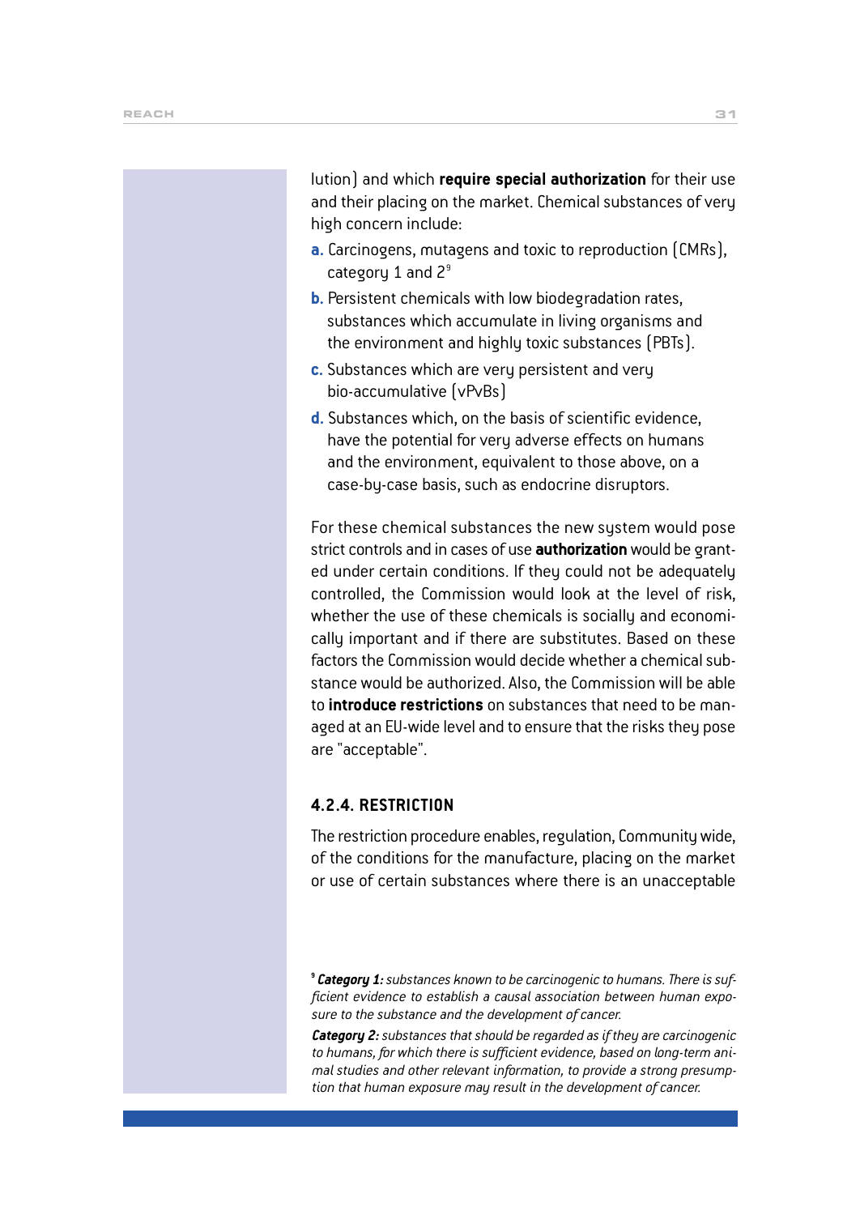lution) and which **require special authorization** for their use and their placing on the market. Chemical substances of very high concern include:

**a.** Carcinogens, mutagens and toxic to reproduction (CMRs), category 1 and 2[9]

**b.** Persistent chemicals with low biodegradation rates, substances which accumulate in living organisms and the environment and highly toxic substances (PBTs).

**c.** Substances which are very persistent and very bio-accumulative (vPvBs)

**d.** Substances which, on the basis of scientific evidence, have the potential for very adverse effects on humans and the environment, equivalent to those above, on a case-by-case basis, such as endocrine disruptors.

For these chemical substances the new system would pose strict controls and in cases of use **authorization** would be granted under certain conditions. If they could not be adequately controlled, the Commission would look at the level of risk, whether the use of these chemicals is socially and economically important and if there are substitutes. Based on these factors the Commission would decide whether a chemical substance would be authorized. Also, the Commission will be able to **introduce restrictions** on substances that need to be managed at an EU-wide level and to ensure that the risks they pose are "acceptable".

### 4.2.4. RESTRICTION

The restriction procedure enables, regulation, Community wide, of the conditions for the manufacture, placing on the market or use of certain substances where there is an unacceptable

---

[9] ***Category 1:*** *substances known to be carcinogenic to humans. There is sufficient evidence to establish a causal association between human exposure to the substance and the development of cancer.*

***Category 2:*** *substances that should be regarded as if they are carcinogenic to humans, for which there is sufficient evidence, based on long-term animal studies and other relevant information, to provide a strong presumption that human exposure may result in the development of cancer.*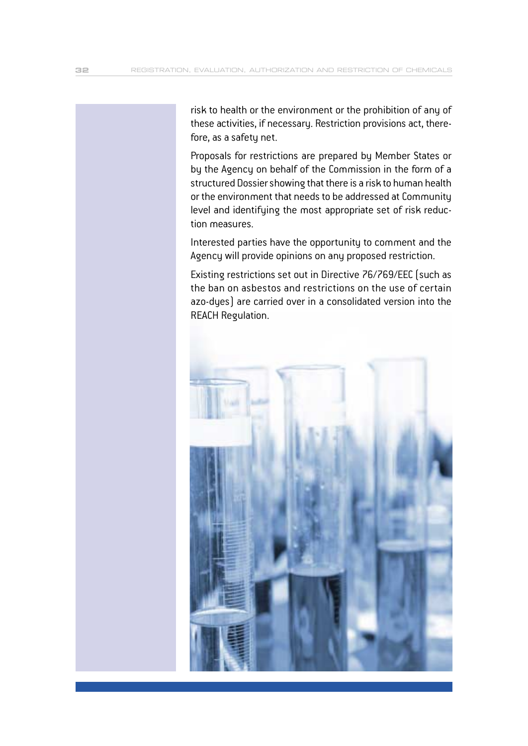risk to health or the environment or the prohibition of any of these activities, if necessary. Restriction provisions act, therefore, as a safety net.

Proposals for restrictions are prepared by Member States or by the Agency on behalf of the Commission in the form of a structured Dossier showing that there is a risk to human health or the environment that needs to be addressed at Community level and identifying the most appropriate set of risk reduction measures.

Interested parties have the opportunity to comment and the Agency will provide opinions on any proposed restriction.

Existing restrictions set out in Directive 76/769/EEC (such as the ban on asbestos and restrictions on the use of certain azo-dyes) are carried over in a consolidated version into the REACH Regulation.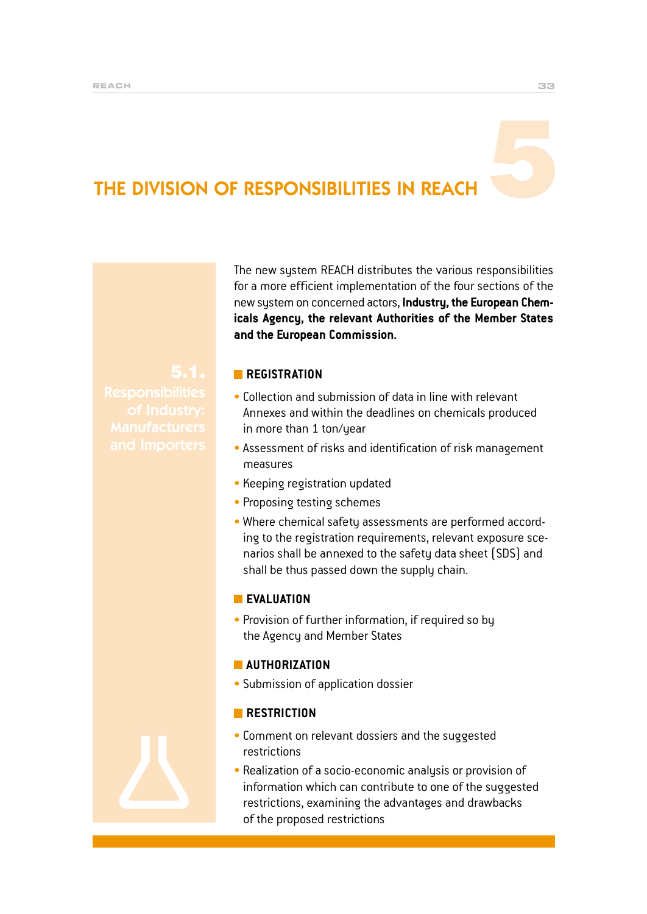# 5 THE DIVISION OF RESPONSIBILITIES IN REACH

The new system REACH distributes the various responsibilities for a more efficient implementation of the four sections of the new system on concerned actors, **Industry, the European Chemicals Agency, the relevant Authorities of the Member States and the European Commission.**

## 5.1. Responsibilities of Industry: Manufacturers and Importers

### REGISTRATION

- Collection and submission of data in line with relevant Annexes and within the deadlines on chemicals produced in more than 1 ton/year
- Assessment of risks and identification of risk management measures
- Keeping registration updated
- Proposing testing schemes
- Where chemical safety assessments are performed according to the registration requirements, relevant exposure scenarios shall be annexed to the safety data sheet (SDS) and shall be thus passed down the supply chain.

### EVALUATION

- Provision of further information, if required so by the Agency and Member States

### AUTHORIZATION

- Submission of application dossier

### RESTRICTION

- Comment on relevant dossiers and the suggested restrictions
- Realization of a socio-economic analysis or provision of information which can contribute to one of the suggested restrictions, examining the advantages and drawbacks of the proposed restrictions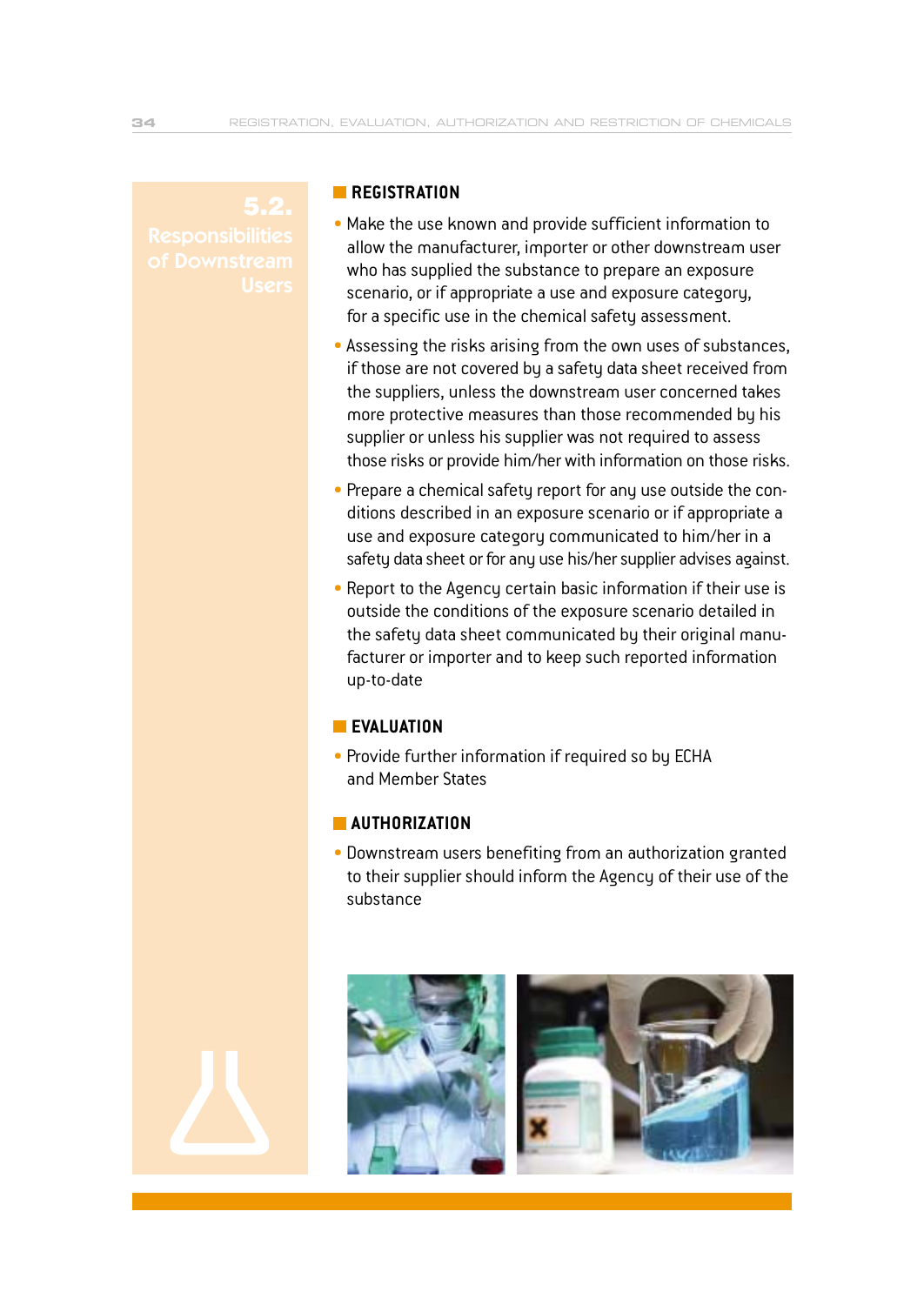## 5.2. Responsibilities of Downstream Users

### REGISTRATION

- Make the use known and provide sufficient information to allow the manufacturer, importer or other downstream user who has supplied the substance to prepare an exposure scenario, or if appropriate a use and exposure category, for a specific use in the chemical safety assessment.
- Assessing the risks arising from the own uses of substances, if those are not covered by a safety data sheet received from the suppliers, unless the downstream user concerned takes more protective measures than those recommended by his supplier or unless his supplier was not required to assess those risks or provide him/her with information on those risks.
- Prepare a chemical safety report for any use outside the conditions described in an exposure scenario or if appropriate a use and exposure category communicated to him/her in a safety data sheet or for any use his/her supplier advises against.
- Report to the Agency certain basic information if their use is outside the conditions of the exposure scenario detailed in the safety data sheet communicated by their original manufacturer or importer and to keep such reported information up-to-date

### EVALUATION

- Provide further information if required so by ECHA and Member States

### AUTHORIZATION

- Downstream users benefiting from an authorization granted to their supplier should inform the Agency of their use of the substance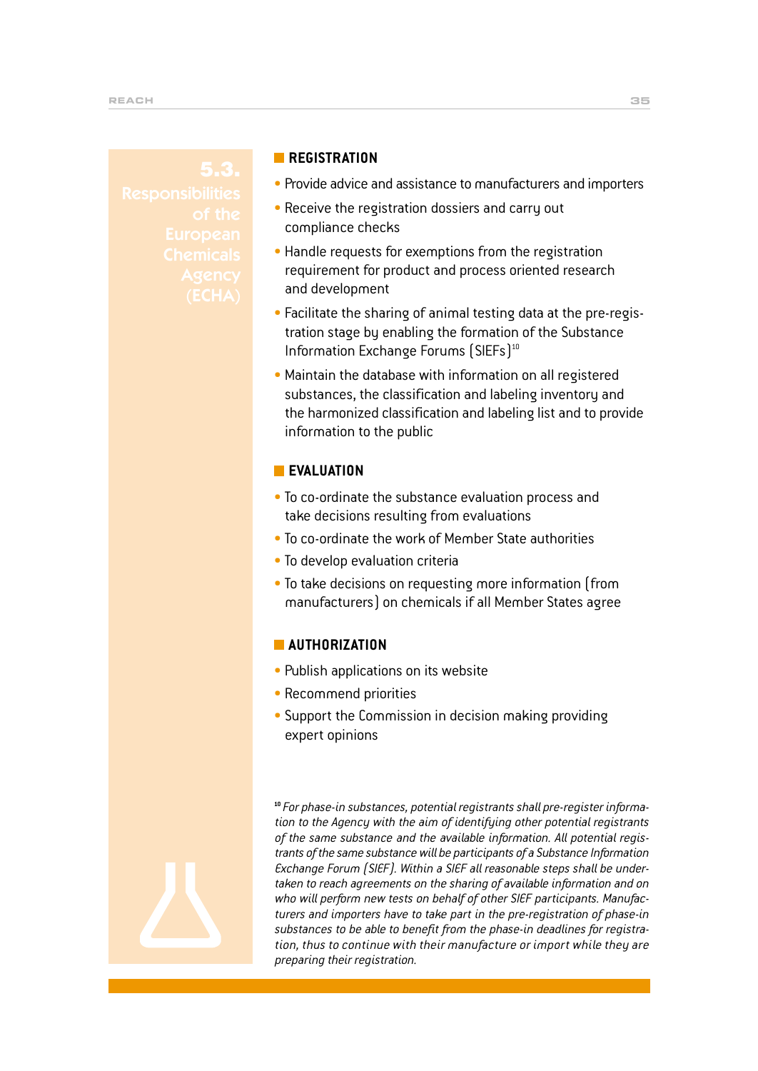## 5.3. Responsibilities of the European Chemicals Agency (ECHA)

### REGISTRATION

- Provide advice and assistance to manufacturers and importers
- Receive the registration dossiers and carry out compliance checks
- Handle requests for exemptions from the registration requirement for product and process oriented research and development
- Facilitate the sharing of animal testing data at the pre-registration stage by enabling the formation of the Substance Information Exchange Forums (SIEFs)[10]
- Maintain the database with information on all registered substances, the classification and labeling inventory and the harmonized classification and labeling list and to provide information to the public

### EVALUATION

- To co-ordinate the substance evaluation process and take decisions resulting from evaluations
- To co-ordinate the work of Member State authorities
- To develop evaluation criteria
- To take decisions on requesting more information (from manufacturers) on chemicals if all Member States agree

### AUTHORIZATION

- Publish applications on its website
- Recommend priorities
- Support the Commission in decision making providing expert opinions

[10] *For phase-in substances, potential registrants shall pre-register information to the Agency with the aim of identifying other potential registrants of the same substance and the available information. All potential registrants of the same substance will be participants of a Substance Information Exchange Forum (SIEF). Within a SIEF all reasonable steps shall be undertaken to reach agreements on the sharing of available information and on who will perform new tests on behalf of other SIEF participants. Manufacturers and importers have to take part in the pre-registration of phase-in substances to be able to benefit from the phase-in deadlines for registration, thus to continue with their manufacture or import while they are preparing their registration.*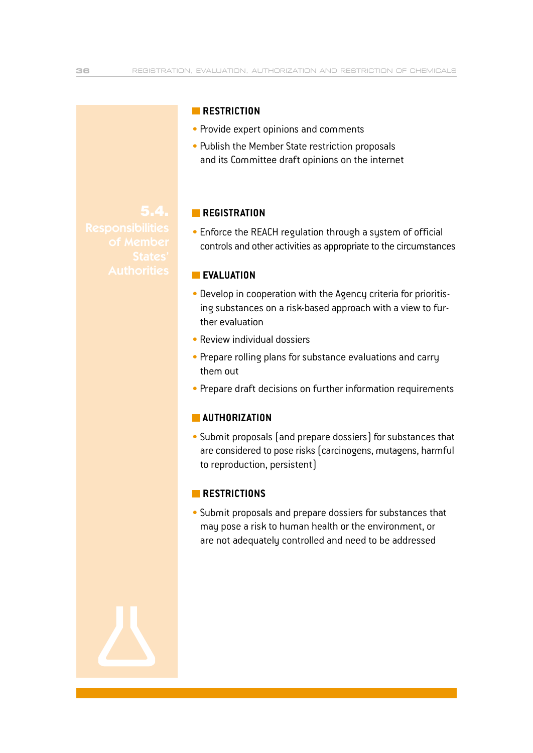## RESTRICTION

- Provide expert opinions and comments
- Publish the Member State restriction proposals and its Committee draft opinions on the internet

## 5.4. Responsibilities of Member States' Authorities

### REGISTRATION

- Enforce the REACH regulation through a system of official controls and other activities as appropriate to the circumstances

### EVALUATION

- Develop in cooperation with the Agency criteria for prioritising substances on a risk-based approach with a view to further evaluation
- Review individual dossiers
- Prepare rolling plans for substance evaluations and carry them out
- Prepare draft decisions on further information requirements

### AUTHORIZATION

- Submit proposals (and prepare dossiers) for substances that are considered to pose risks (carcinogens, mutagens, harmful to reproduction, persistent)

### RESTRICTIONS

- Submit proposals and prepare dossiers for substances that may pose a risk to human health or the environment, or are not adequately controlled and need to be addressed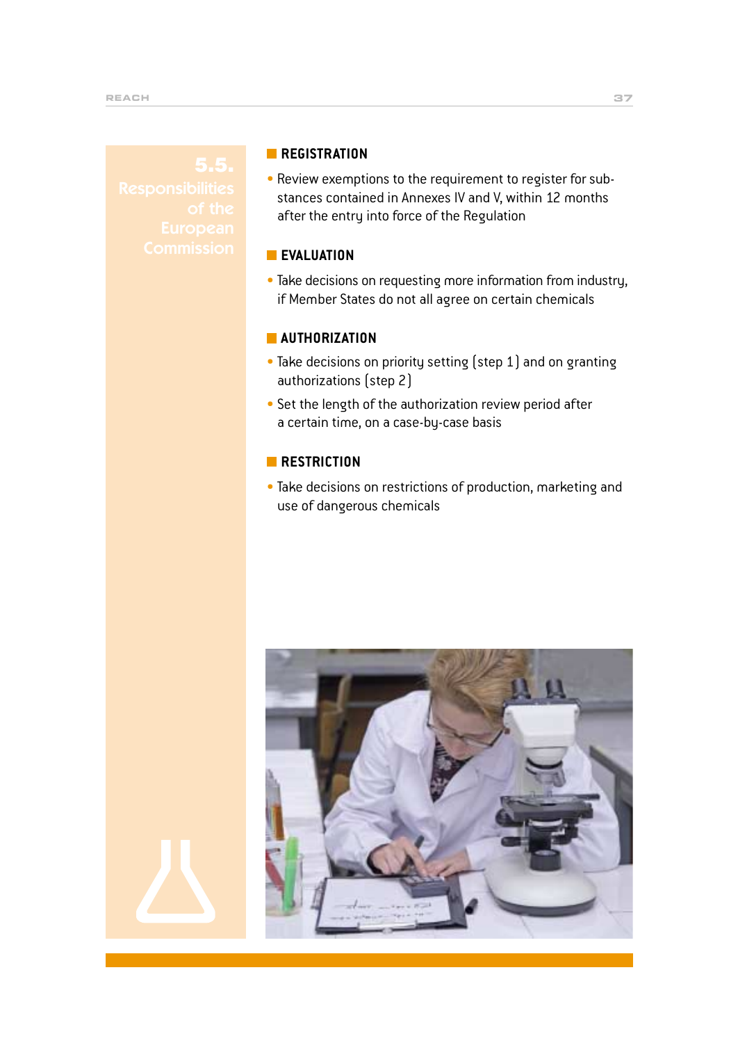## 5.5. Responsibilities of the European Commission

### REGISTRATION

- Review exemptions to the requirement to register for substances contained in Annexes IV and V, within 12 months after the entry into force of the Regulation

### EVALUATION

- Take decisions on requesting more information from industry, if Member States do not all agree on certain chemicals

### AUTHORIZATION

- Take decisions on priority setting (step 1) and on granting authorizations (step 2)
- Set the length of the authorization review period after a certain time, on a case-by-case basis

### RESTRICTION

- Take decisions on restrictions of production, marketing and use of dangerous chemicals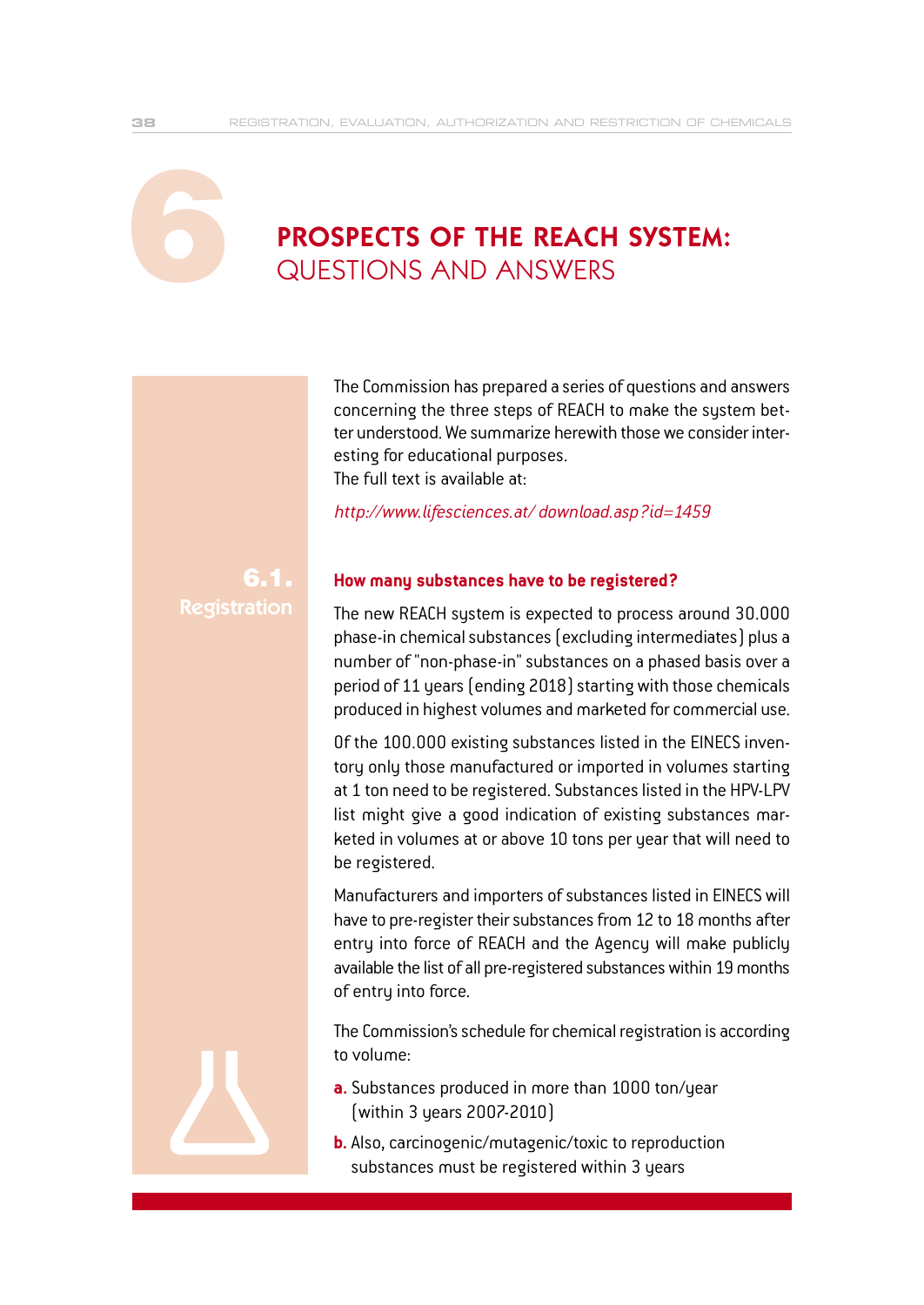# 6 PROSPECTS OF THE REACH SYSTEM: QUESTIONS AND ANSWERS

The Commission has prepared a series of questions and answers concerning the three steps of REACH to make the system better understood. We summarize herewith those we consider interesting for educational purposes.
The full text is available at:

*http://www.lifesciences.at/ download.asp?id=1459*

## 6.1. Registration

### How many substances have to be registered?

The new REACH system is expected to process around 30.000 phase-in chemical substances (excluding intermediates) plus a number of "non-phase-in" substances on a phased basis over a period of 11 years (ending 2018) starting with those chemicals produced in highest volumes and marketed for commercial use.

Of the 100.000 existing substances listed in the EINECS inventory only those manufactured or imported in volumes starting at 1 ton need to be registered. Substances listed in the HPV-LPV list might give a good indication of existing substances marketed in volumes at or above 10 tons per year that will need to be registered.

Manufacturers and importers of substances listed in EINECS will have to pre-register their substances from 12 to 18 months after entry into force of REACH and the Agency will make publicly available the list of all pre-registered substances within 19 months of entry into force.

The Commission's schedule for chemical registration is according to volume:

**a.** Substances produced in more than 1000 ton/year (within 3 years 2007-2010)

**b.** Also, carcinogenic/mutagenic/toxic to reproduction substances must be registered within 3 years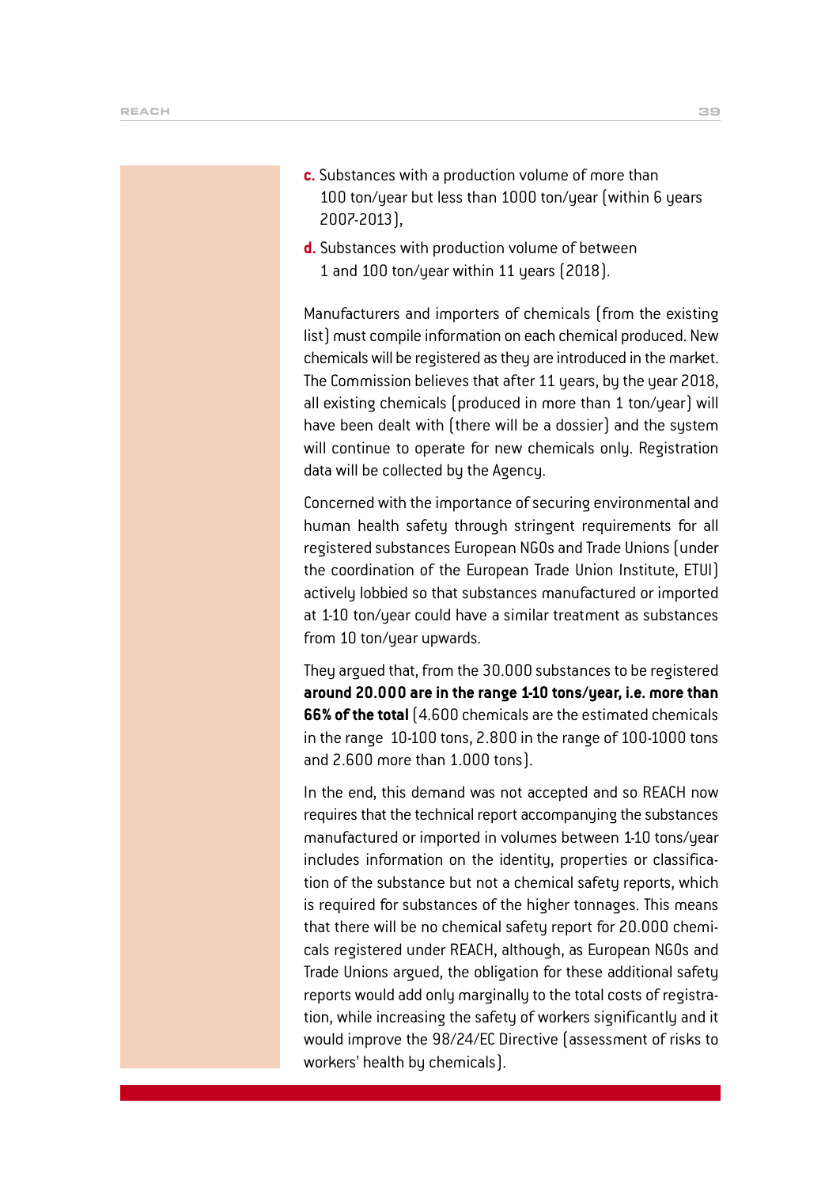**c.** Substances with a production volume of more than 100 ton/year but less than 1000 ton/year (within 6 years 2007-2013),

**d.** Substances with production volume of between 1 and 100 ton/year within 11 years (2018).

Manufacturers and importers of chemicals (from the existing list) must compile information on each chemical produced. New chemicals will be registered as they are introduced in the market. The Commission believes that after 11 years, by the year 2018, all existing chemicals (produced in more than 1 ton/year) will have been dealt with (there will be a dossier) and the system will continue to operate for new chemicals only. Registration data will be collected by the Agency.

Concerned with the importance of securing environmental and human health safety through stringent requirements for all registered substances European NGOs and Trade Unions (under the coordination of the European Trade Union Institute, ETUI) actively lobbied so that substances manufactured or imported at 1-10 ton/year could have a similar treatment as substances from 10 ton/year upwards.

They argued that, from the 30.000 substances to be registered **around 20.000 are in the range 1-10 tons/year, i.e. more than 66% of the total** (4.600 chemicals are the estimated chemicals in the range 10-100 tons, 2.800 in the range of 100-1000 tons and 2.600 more than 1.000 tons).

In the end, this demand was not accepted and so REACH now requires that the technical report accompanying the substances manufactured or imported in volumes between 1-10 tons/year includes information on the identity, properties or classification of the substance but not a chemical safety reports, which is required for substances of the higher tonnages. This means that there will be no chemical safety report for 20.000 chemicals registered under REACH, although, as European NGOs and Trade Unions argued, the obligation for these additional safety reports would add only marginally to the total costs of registration, while increasing the safety of workers significantly and it would improve the 98/24/EC Directive (assessment of risks to workers' health by chemicals).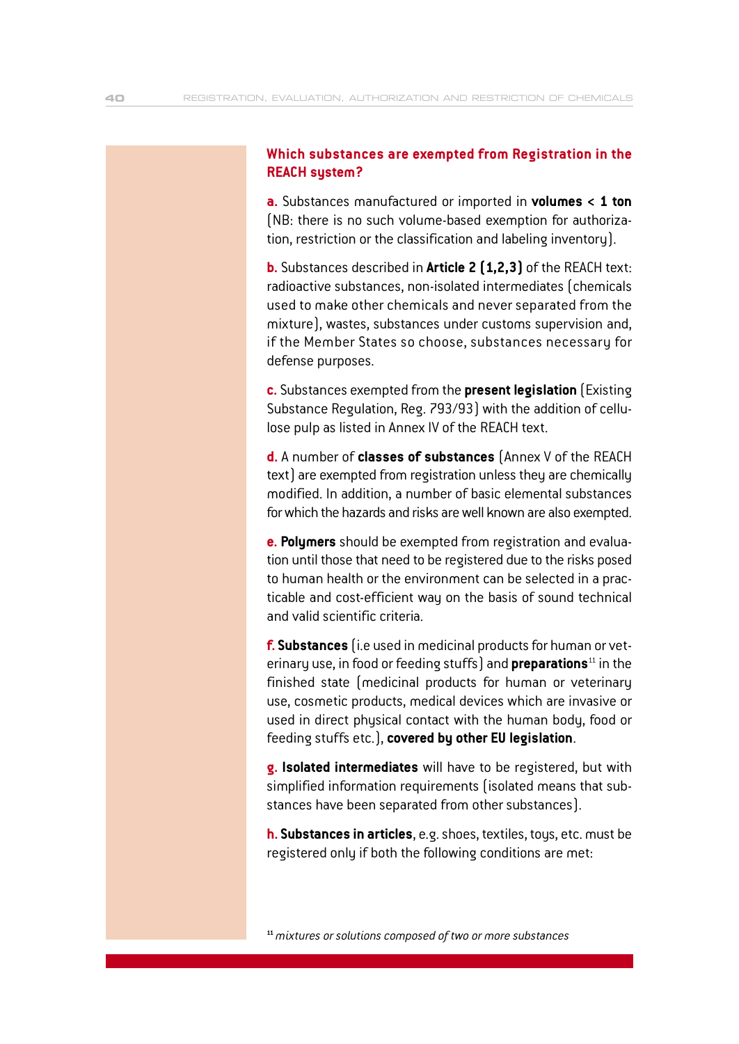### Which substances are exempted from Registration in the REACH system?

**a.** Substances manufactured or imported in **volumes < 1 ton** (NB: there is no such volume-based exemption for authorization, restriction or the classification and labeling inventory).

**b.** Substances described in **Article 2 (1,2,3)** of the REACH text: radioactive substances, non-isolated intermediates (chemicals used to make other chemicals and never separated from the mixture), wastes, substances under customs supervision and, if the Member States so choose, substances necessary for defense purposes.

**c.** Substances exempted from the **present legislation** (Existing Substance Regulation, Reg. 793/93) with the addition of cellulose pulp as listed in Annex IV of the REACH text.

**d.** A number of **classes of substances** (Annex V of the REACH text) are exempted from registration unless they are chemically modified. In addition, a number of basic elemental substances for which the hazards and risks are well known are also exempted.

**e. Polymers** should be exempted from registration and evaluation until those that need to be registered due to the risks posed to human health or the environment can be selected in a practicable and cost-efficient way on the basis of sound technical and valid scientific criteria.

**f. Substances** (i.e used in medicinal products for human or veterinary use, in food or feeding stuffs) and **preparations**[11] in the finished state (medicinal products for human or veterinary use, cosmetic products, medical devices which are invasive or used in direct physical contact with the human body, food or feeding stuffs etc.), **covered by other EU legislation**.

**g. Isolated intermediates** will have to be registered, but with simplified information requirements (isolated means that substances have been separated from other substances).

**h. Substances in articles**, e.g. shoes, textiles, toys, etc. must be registered only if both the following conditions are met:

[11] *mixtures or solutions composed of two or more substances*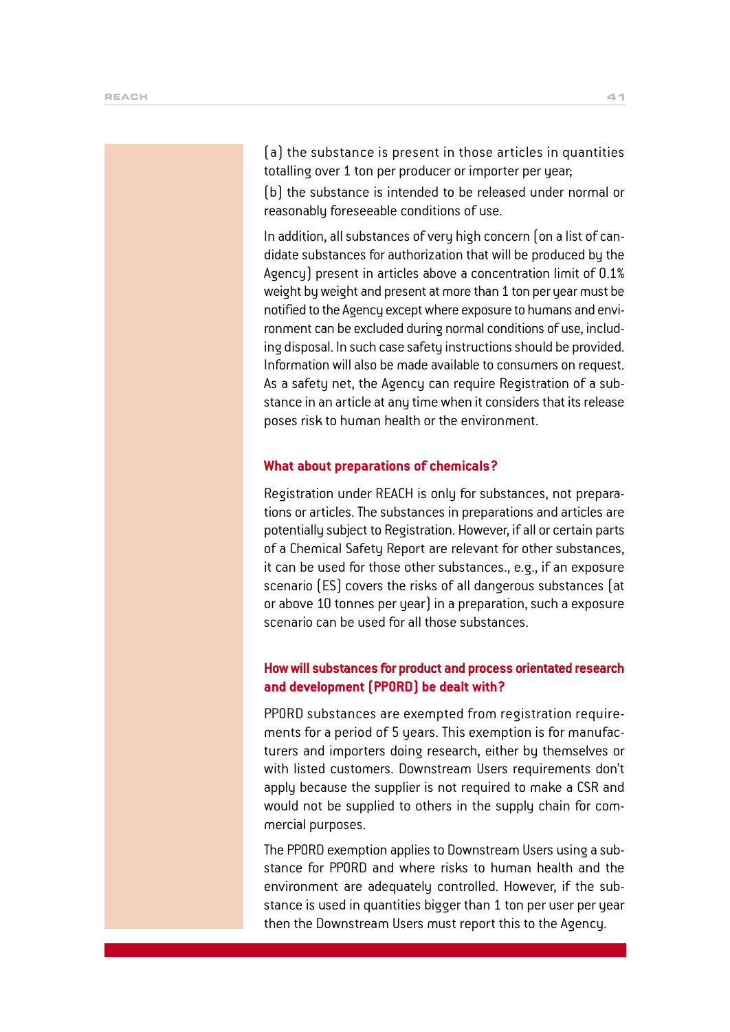(a) the substance is present in those articles in quantities totalling over 1 ton per producer or importer per year;

(b) the substance is intended to be released under normal or reasonably foreseeable conditions of use.

In addition, all substances of very high concern (on a list of candidate substances for authorization that will be produced by the Agency) present in articles above a concentration limit of 0.1% weight by weight and present at more than 1 ton per year must be notified to the Agency except where exposure to humans and environment can be excluded during normal conditions of use, including disposal. In such case safety instructions should be provided. Information will also be made available to consumers on request. As a safety net, the Agency can require Registration of a substance in an article at any time when it considers that its release poses risk to human health or the environment.

### What about preparations of chemicals?

Registration under REACH is only for substances, not preparations or articles. The substances in preparations and articles are potentially subject to Registration. However, if all or certain parts of a Chemical Safety Report are relevant for other substances, it can be used for those other substances., e.g., if an exposure scenario (ES) covers the risks of all dangerous substances (at or above 10 tonnes per year) in a preparation, such a exposure scenario can be used for all those substances.

### How will substances for product and process orientated research and development (PPORD) be dealt with?

PPORD substances are exempted from registration requirements for a period of 5 years. This exemption is for manufacturers and importers doing research, either by themselves or with listed customers. Downstream Users requirements don't apply because the supplier is not required to make a CSR and would not be supplied to others in the supply chain for commercial purposes.

The PPORD exemption applies to Downstream Users using a substance for PPORD and where risks to human health and the environment are adequately controlled. However, if the substance is used in quantities bigger than 1 ton per user per year then the Downstream Users must report this to the Agency.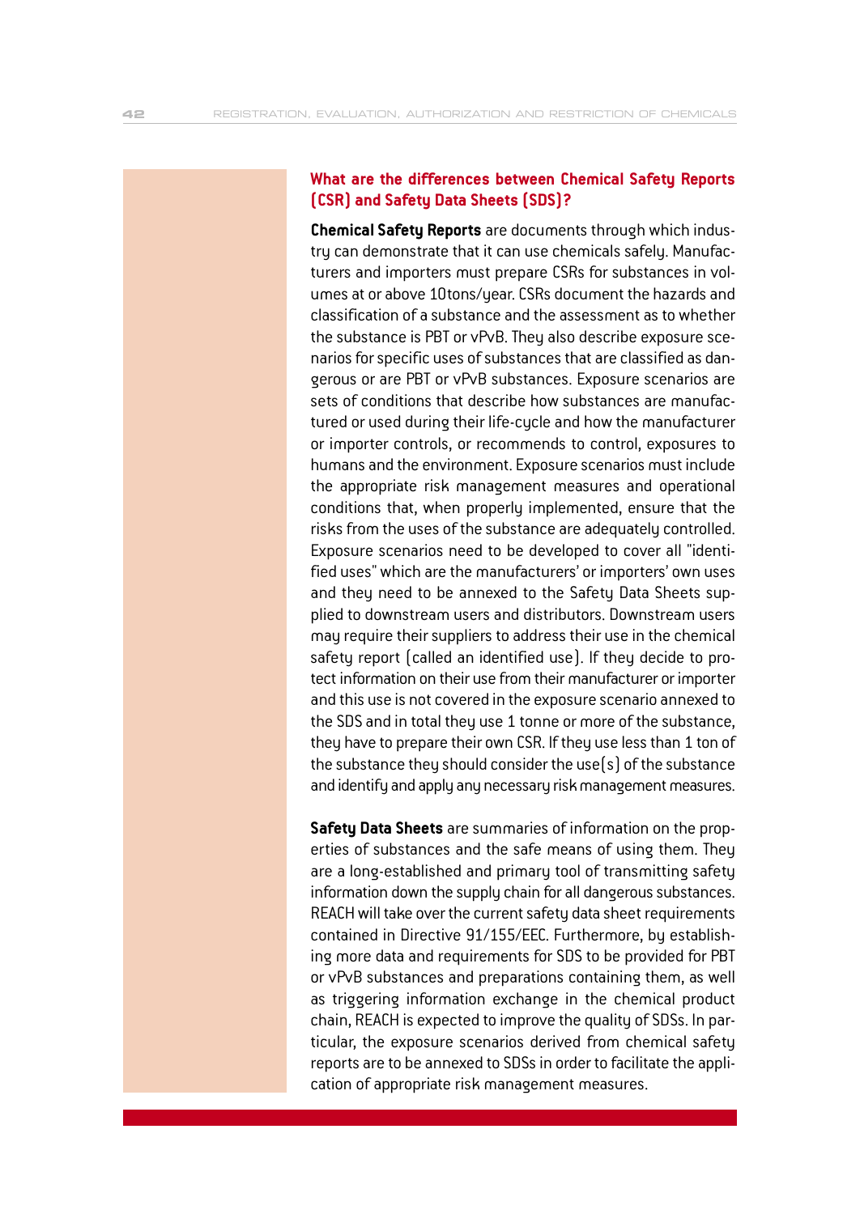## What are the differences between Chemical Safety Reports (CSR) and Safety Data Sheets (SDS)?

**Chemical Safety Reports** are documents through which industry can demonstrate that it can use chemicals safely. Manufacturers and importers must prepare CSRs for substances in volumes at or above 10tons/year. CSRs document the hazards and classification of a substance and the assessment as to whether the substance is PBT or vPvB. They also describe exposure scenarios for specific uses of substances that are classified as dangerous or are PBT or vPvB substances. Exposure scenarios are sets of conditions that describe how substances are manufactured or used during their life-cycle and how the manufacturer or importer controls, or recommends to control, exposures to humans and the environment. Exposure scenarios must include the appropriate risk management measures and operational conditions that, when properly implemented, ensure that the risks from the uses of the substance are adequately controlled. Exposure scenarios need to be developed to cover all "identified uses" which are the manufacturers' or importers' own uses and they need to be annexed to the Safety Data Sheets supplied to downstream users and distributors. Downstream users may require their suppliers to address their use in the chemical safety report (called an identified use). If they decide to protect information on their use from their manufacturer or importer and this use is not covered in the exposure scenario annexed to the SDS and in total they use 1 tonne or more of the substance, they have to prepare their own CSR. If they use less than 1 ton of the substance they should consider the use(s) of the substance and identify and apply any necessary risk management measures.

**Safety Data Sheets** are summaries of information on the properties of substances and the safe means of using them. They are a long-established and primary tool of transmitting safety information down the supply chain for all dangerous substances. REACH will take over the current safety data sheet requirements contained in Directive 91/155/EEC. Furthermore, by establishing more data and requirements for SDS to be provided for PBT or vPvB substances and preparations containing them, as well as triggering information exchange in the chemical product chain, REACH is expected to improve the quality of SDSs. In particular, the exposure scenarios derived from chemical safety reports are to be annexed to SDSs in order to facilitate the application of appropriate risk management measures.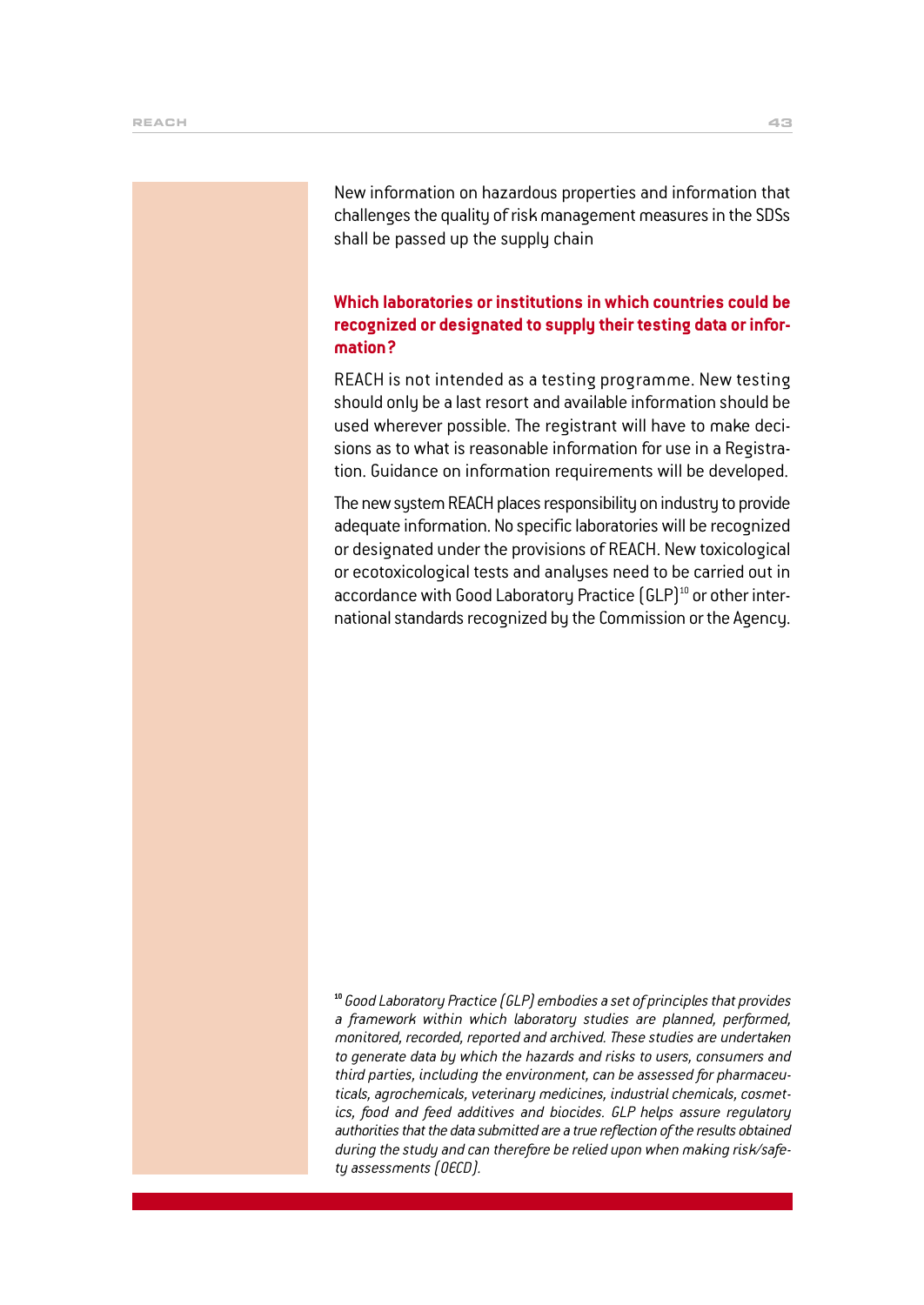New information on hazardous properties and information that challenges the quality of risk management measures in the SDSs shall be passed up the supply chain

### Which laboratories or institutions in which countries could be recognized or designated to supply their testing data or information?

REACH is not intended as a testing programme. New testing should only be a last resort and available information should be used wherever possible. The registrant will have to make decisions as to what is reasonable information for use in a Registration. Guidance on information requirements will be developed.

The new system REACH places responsibility on industry to provide adequate information. No specific laboratories will be recognized or designated under the provisions of REACH. New toxicological or ecotoxicological tests and analyses need to be carried out in accordance with Good Laboratory Practice (GLP)[10] or other international standards recognized by the Commission or the Agency.

[10] *Good Laboratory Practice (GLP) embodies a set of principles that provides a framework within which laboratory studies are planned, performed, monitored, recorded, reported and archived. These studies are undertaken to generate data by which the hazards and risks to users, consumers and third parties, including the environment, can be assessed for pharmaceuticals, agrochemicals, veterinary medicines, industrial chemicals, cosmetics, food and feed additives and biocides. GLP helps assure regulatory authorities that the data submitted are a true reflection of the results obtained during the study and can therefore be relied upon when making risk/safety assessments (OECD).*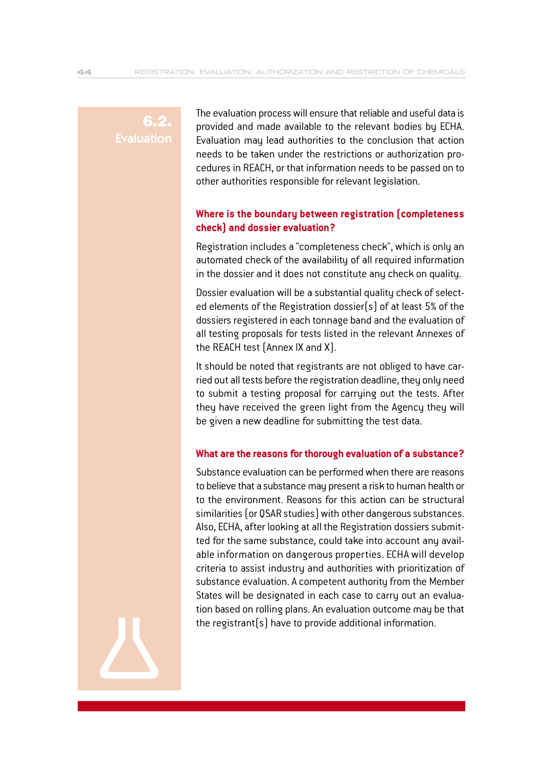## 6.2. Evaluation

The evaluation process will ensure that reliable and useful data is provided and made available to the relevant bodies by ECHA. Evaluation may lead authorities to the conclusion that action needs to be taken under the restrictions or authorization procedures in REACH, or that information needs to be passed on to other authorities responsible for relevant legislation.

### Where is the boundary between registration (completeness check) and dossier evaluation?

Registration includes a "completeness check", which is only an automated check of the availability of all required information in the dossier and it does not constitute any check on quality.

Dossier evaluation will be a substantial quality check of selected elements of the Registration dossier(s) of at least 5% of the dossiers registered in each tonnage band and the evaluation of all testing proposals for tests listed in the relevant Annexes of the REACH test (Annex IX and X).

It should be noted that registrants are not obliged to have carried out all tests before the registration deadline, they only need to submit a testing proposal for carrying out the tests. After they have received the green light from the Agency they will be given a new deadline for submitting the test data.

### What are the reasons for thorough evaluation of a substance?

Substance evaluation can be performed when there are reasons to believe that a substance may present a risk to human health or to the environment. Reasons for this action can be structural similarities (or QSAR studies) with other dangerous substances. Also, ECHA, after looking at all the Registration dossiers submitted for the same substance, could take into account any available information on dangerous properties. ECHA will develop criteria to assist industry and authorities with prioritization of substance evaluation. A competent authority from the Member States will be designated in each case to carry out an evaluation based on rolling plans. An evaluation outcome may be that the registrant(s) have to provide additional information.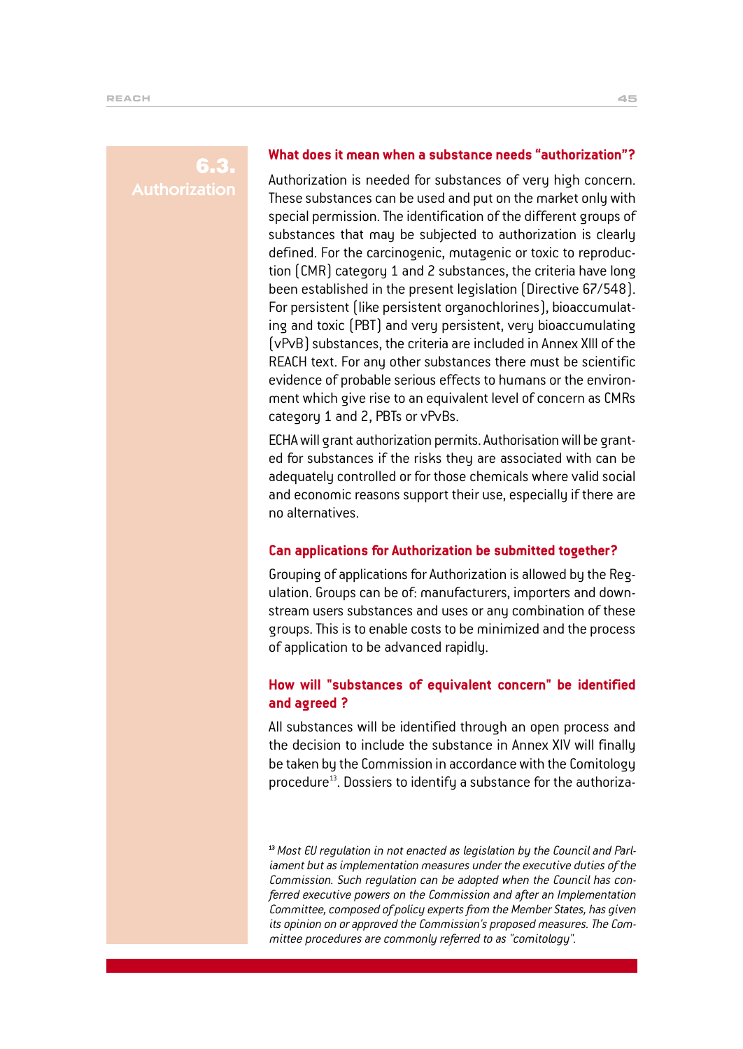## 6.3. Authorization

### What does it mean when a substance needs "authorization"?

Authorization is needed for substances of very high concern. These substances can be used and put on the market only with special permission. The identification of the different groups of substances that may be subjected to authorization is clearly defined. For the carcinogenic, mutagenic or toxic to reproduction (CMR) category 1 and 2 substances, the criteria have long been established in the present legislation (Directive 67/548). For persistent (like persistent organochlorines), bioaccumulating and toxic (PBT) and very persistent, very bioaccumulating (vPvB) substances, the criteria are included in Annex XIII of the REACH text. For any other substances there must be scientific evidence of probable serious effects to humans or the environment which give rise to an equivalent level of concern as CMRs category 1 and 2, PBTs or vPvBs.

ECHA will grant authorization permits. Authorisation will be granted for substances if the risks they are associated with can be adequately controlled or for those chemicals where valid social and economic reasons support their use, especially if there are no alternatives.

### Can applications for Authorization be submitted together?

Grouping of applications for Authorization is allowed by the Regulation. Groups can be of: manufacturers, importers and downstream users substances and uses or any combination of these groups. This is to enable costs to be minimized and the process of application to be advanced rapidly.

### How will "substances of equivalent concern" be identified and agreed ?

All substances will be identified through an open process and the decision to include the substance in Annex XIV will finally be taken by the Commission in accordance with the Comitology procedure[13]. Dossiers to identify a substance for the authoriza-

[13] *Most EU regulation in not enacted as legislation by the Council and Parliament but as implementation measures under the executive duties of the Commission. Such regulation can be adopted when the Council has conferred executive powers on the Commission and after an Implementation Committee, composed of policy experts from the Member States, has given its opinion on or approved the Commission's proposed measures. The Committee procedures are commonly referred to as "comitology".*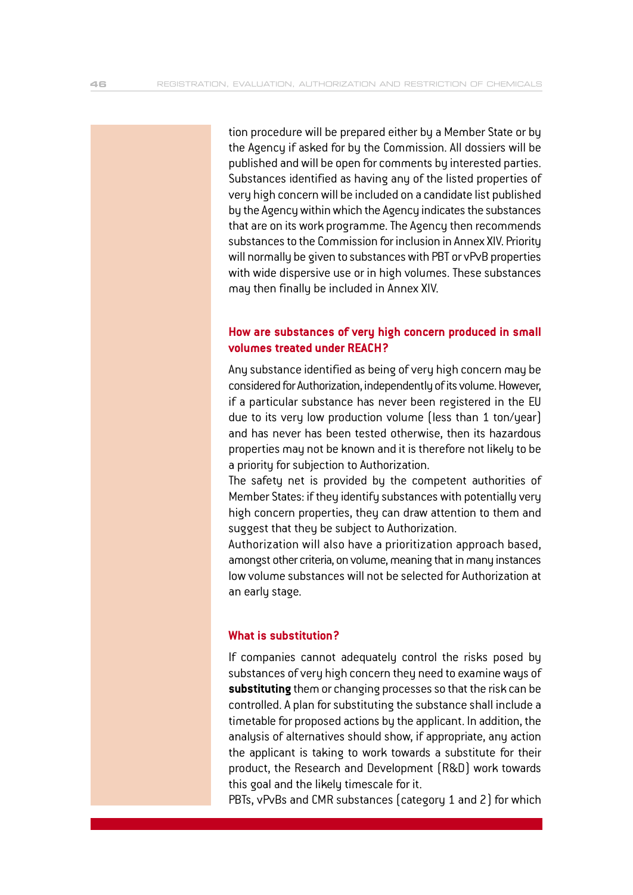tion procedure will be prepared either by a Member State or by the Agency if asked for by the Commission. All dossiers will be published and will be open for comments by interested parties. Substances identified as having any of the listed properties of very high concern will be included on a candidate list published by the Agency within which the Agency indicates the substances that are on its work programme. The Agency then recommends substances to the Commission for inclusion in Annex XIV. Priority will normally be given to substances with PBT or vPvB properties with wide dispersive use or in high volumes. These substances may then finally be included in Annex XIV.

### How are substances of very high concern produced in small volumes treated under REACH?

Any substance identified as being of very high concern may be considered for Authorization, independently of its volume. However, if a particular substance has never been registered in the EU due to its very low production volume (less than 1 ton/year) and has never has been tested otherwise, then its hazardous properties may not be known and it is therefore not likely to be a priority for subjection to Authorization.

The safety net is provided by the competent authorities of Member States: if they identify substances with potentially very high concern properties, they can draw attention to them and suggest that they be subject to Authorization.

Authorization will also have a prioritization approach based, amongst other criteria, on volume, meaning that in many instances low volume substances will not be selected for Authorization at an early stage.

### What is substitution?

If companies cannot adequately control the risks posed by substances of very high concern they need to examine ways of **substituting** them or changing processes so that the risk can be controlled. A plan for substituting the substance shall include a timetable for proposed actions by the applicant. In addition, the analysis of alternatives should show, if appropriate, any action the applicant is taking to work towards a substitute for their product, the Research and Development (R&D) work towards this goal and the likely timescale for it.

PBTs, vPvBs and CMR substances (category 1 and 2) for which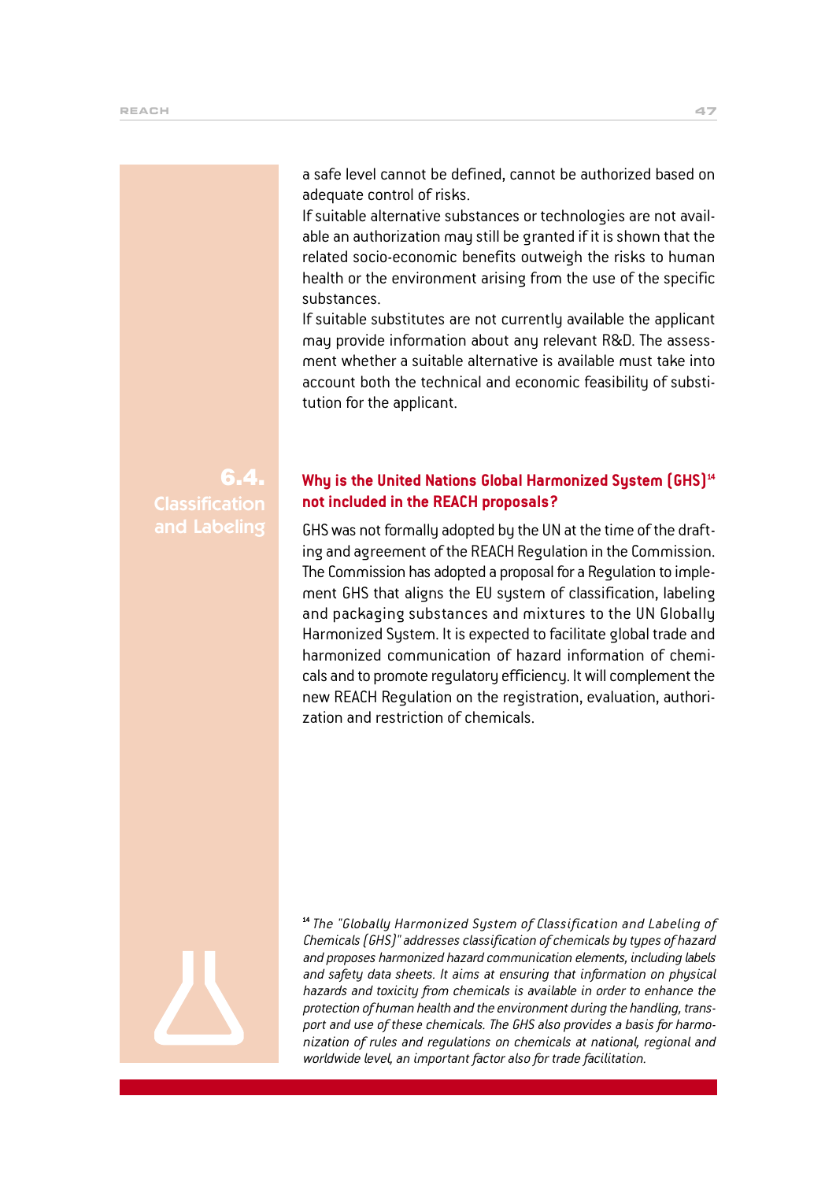a safe level cannot be defined, cannot be authorized based on adequate control of risks.

If suitable alternative substances or technologies are not available an authorization may still be granted if it is shown that the related socio-economic benefits outweigh the risks to human health or the environment arising from the use of the specific substances.

If suitable substitutes are not currently available the applicant may provide information about any relevant R&D. The assessment whether a suitable alternative is available must take into account both the technical and economic feasibility of substitution for the applicant.

## 6.4. Classification and Labeling

### Why is the United Nations Global Harmonized System (GHS)[14] not included in the REACH proposals?

GHS was not formally adopted by the UN at the time of the drafting and agreement of the REACH Regulation in the Commission. The Commission has adopted a proposal for a Regulation to implement GHS that aligns the EU system of classification, labeling and packaging substances and mixtures to the UN Globally Harmonized System. It is expected to facilitate global trade and harmonized communication of hazard information of chemicals and to promote regulatory efficiency. It will complement the new REACH Regulation on the registration, evaluation, authorization and restriction of chemicals.

[14] *The "Globally Harmonized System of Classification and Labeling of Chemicals (GHS)" addresses classification of chemicals by types of hazard and proposes harmonized hazard communication elements, including labels and safety data sheets. It aims at ensuring that information on physical hazards and toxicity from chemicals is available in order to enhance the protection of human health and the environment during the handling, transport and use of these chemicals. The GHS also provides a basis for harmonization of rules and regulations on chemicals at national, regional and worldwide level, an important factor also for trade facilitation.*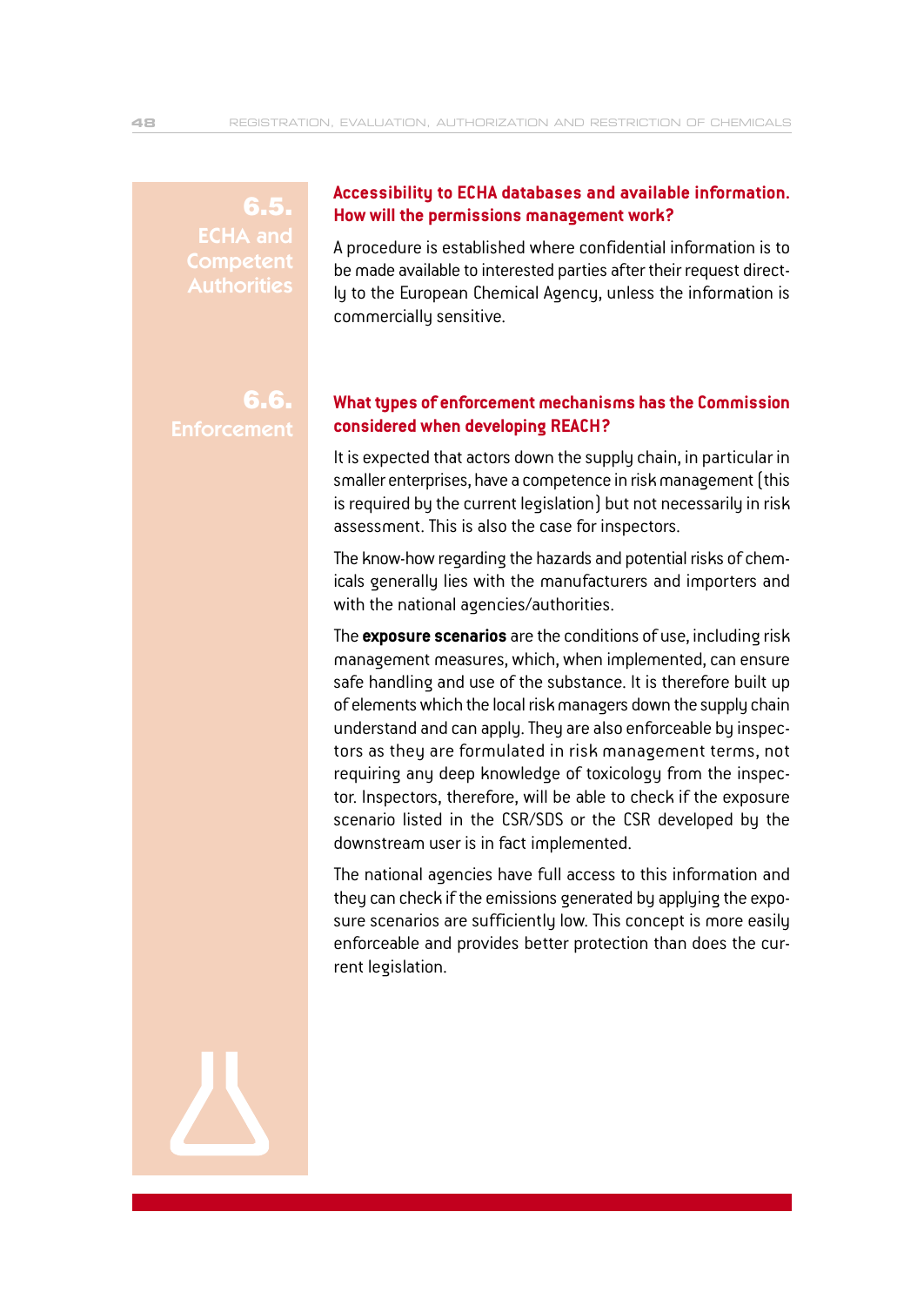## 6.5. ECHA and Competent Authorities

### Accessibility to ECHA databases and available information. How will the permissions management work?

A procedure is established where confidential information is to be made available to interested parties after their request directly to the European Chemical Agency, unless the information is commercially sensitive.

## 6.6. Enforcement

### What types of enforcement mechanisms has the Commission considered when developing REACH?

It is expected that actors down the supply chain, in particular in smaller enterprises, have a competence in risk management (this is required by the current legislation) but not necessarily in risk assessment. This is also the case for inspectors.

The know-how regarding the hazards and potential risks of chemicals generally lies with the manufacturers and importers and with the national agencies/authorities.

The **exposure scenarios** are the conditions of use, including risk management measures, which, when implemented, can ensure safe handling and use of the substance. It is therefore built up of elements which the local risk managers down the supply chain understand and can apply. They are also enforceable by inspectors as they are formulated in risk management terms, not requiring any deep knowledge of toxicology from the inspector. Inspectors, therefore, will be able to check if the exposure scenario listed in the CSR/SDS or the CSR developed by the downstream user is in fact implemented.

The national agencies have full access to this information and they can check if the emissions generated by applying the exposure scenarios are sufficiently low. This concept is more easily enforceable and provides better protection than does the current legislation.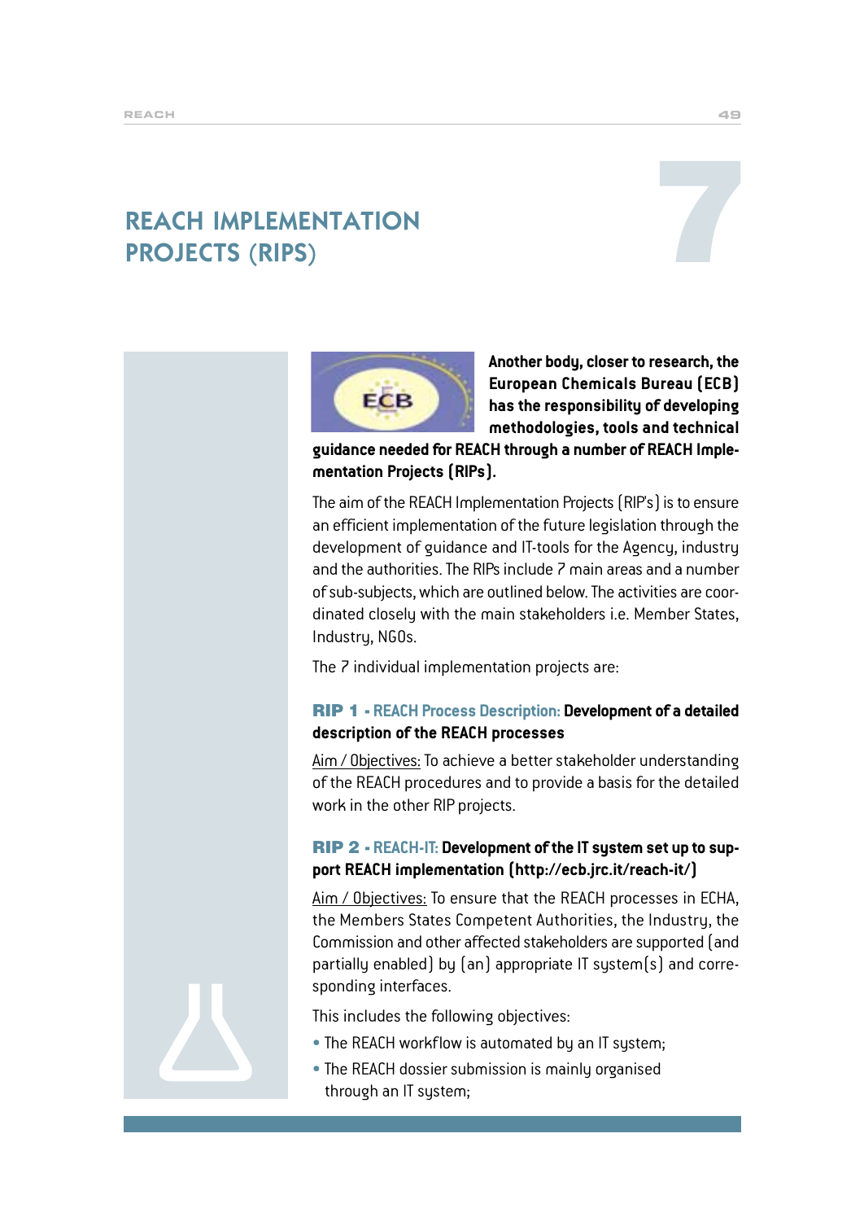// 7

# REACH IMPLEMENTATION PROJECTS (RIPS)

**Another body, closer to research, the European Chemicals Bureau (ECB) has the responsibility of developing methodologies, tools and technical guidance needed for REACH through a number of REACH Implementation Projects (RIPs).**

The aim of the REACH Implementation Projects (RIP's) is to ensure an efficient implementation of the future legislation through the development of guidance and IT-tools for the Agency, industry and the authorities. The RIPs include 7 main areas and a number of sub-subjects, which are outlined below. The activities are coordinated closely with the main stakeholders i.e. Member States, Industry, NGOs.

The 7 individual implementation projects are:

### RIP 1 - REACH Process Description: Development of a detailed description of the REACH processes

Aim / Objectives: To achieve a better stakeholder understanding of the REACH procedures and to provide a basis for the detailed work in the other RIP projects.

### RIP 2 - REACH-IT: Development of the IT system set up to support REACH implementation (http://ecb.jrc.it/reach-it/)

Aim / Objectives: To ensure that the REACH processes in ECHA, the Members States Competent Authorities, the Industry, the Commission and other affected stakeholders are supported (and partially enabled) by (an) appropriate IT system(s) and corresponding interfaces.

This includes the following objectives:

- The REACH workflow is automated by an IT system;
- The REACH dossier submission is mainly organised through an IT system;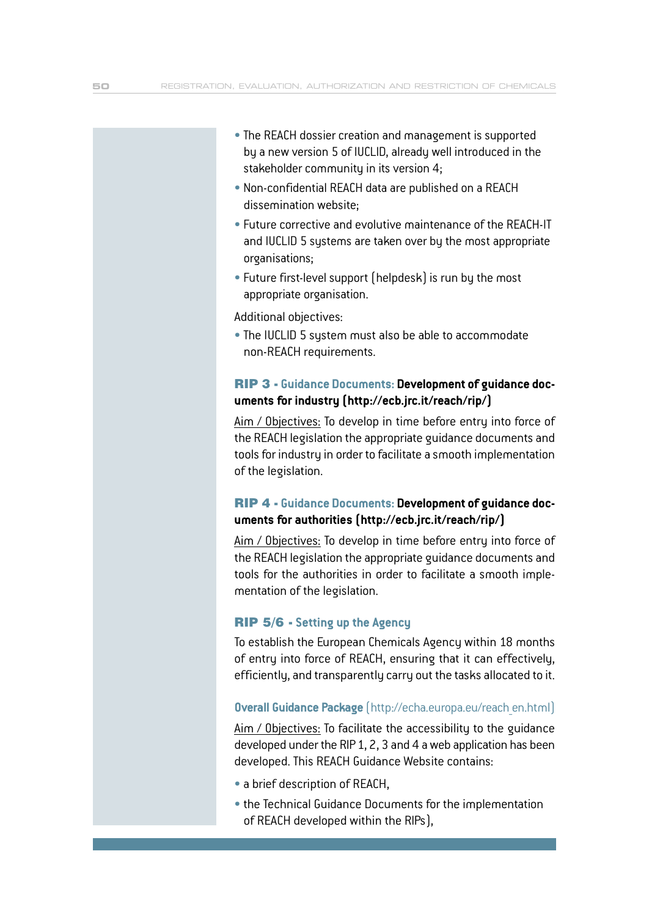- The REACH dossier creation and management is supported by a new version 5 of IUCLID, already well introduced in the stakeholder community in its version 4;
- Non-confidential REACH data are published on a REACH dissemination website;
- Future corrective and evolutive maintenance of the REACH-IT and IUCLID 5 systems are taken over by the most appropriate organisations;
- Future first-level support (helpdesk) is run by the most appropriate organisation.

Additional objectives:

- The IUCLID 5 system must also be able to accommodate non-REACH requirements.

### RIP 3 - Guidance Documents: **Development of guidance documents for industry (http://ecb.jrc.it/reach/rip/)**

Aim / Objectives: To develop in time before entry into force of the REACH legislation the appropriate guidance documents and tools for industry in order to facilitate a smooth implementation of the legislation.

### RIP 4 - Guidance Documents: **Development of guidance documents for authorities (http://ecb.jrc.it/reach/rip/)**

Aim / Objectives: To develop in time before entry into force of the REACH legislation the appropriate guidance documents and tools for the authorities in order to facilitate a smooth implementation of the legislation.

### RIP 5/6 - Setting up the Agency

To establish the European Chemicals Agency within 18 months of entry into force of REACH, ensuring that it can effectively, efficiently, and transparently carry out the tasks allocated to it.

### Overall Guidance Package (http://echa.europa.eu/reach_en.html)

Aim / Objectives: To facilitate the accessibility to the guidance developed under the RIP 1, 2, 3 and 4 a web application has been developed. This REACH Guidance Website contains:

- a brief description of REACH,
- the Technical Guidance Documents for the implementation of REACH developed within the RIPs),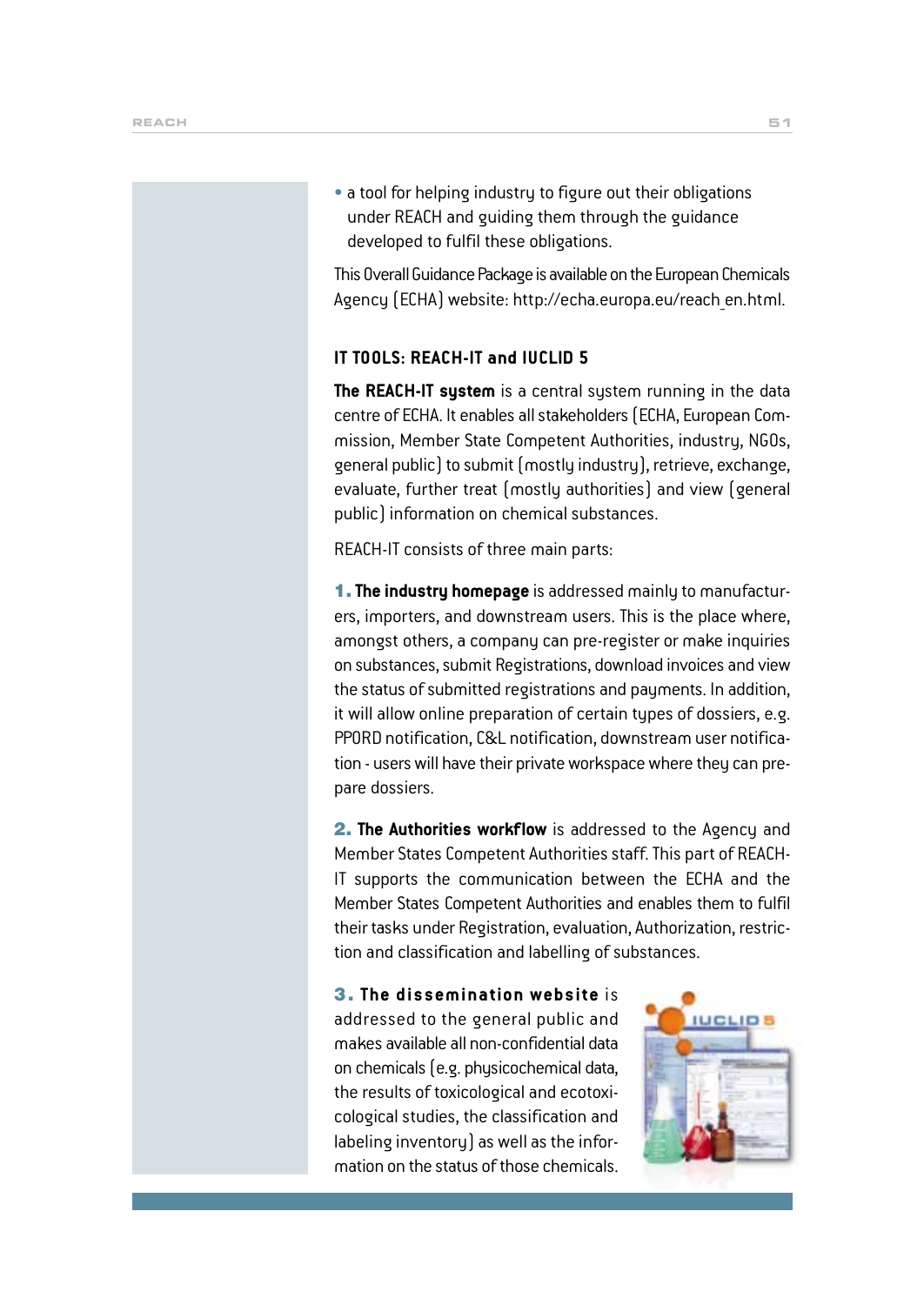- a tool for helping industry to figure out their obligations under REACH and guiding them through the guidance developed to fulfil these obligations.

This Overall Guidance Package is available on the European Chemicals Agency (ECHA) website: http://echa.europa.eu/reach_en.html.

### IT TOOLS: REACH-IT and IUCLID 5

**The REACH-IT system** is a central system running in the data centre of ECHA. It enables all stakeholders (ECHA, European Commission, Member State Competent Authorities, industry, NGOs, general public) to submit (mostly industry), retrieve, exchange, evaluate, further treat (mostly authorities) and view (general public) information on chemical substances.

REACH-IT consists of three main parts:

**1. The industry homepage** is addressed mainly to manufacturers, importers, and downstream users. This is the place where, amongst others, a company can pre-register or make inquiries on substances, submit Registrations, download invoices and view the status of submitted registrations and payments. In addition, it will allow online preparation of certain types of dossiers, e.g. PPORD notification, C&L notification, downstream user notification - users will have their private workspace where they can prepare dossiers.

**2. The Authorities workflow** is addressed to the Agency and Member States Competent Authorities staff. This part of REACH-IT supports the communication between the ECHA and the Member States Competent Authorities and enables them to fulfil their tasks under Registration, evaluation, Authorization, restriction and classification and labelling of substances.

**3. The dissemination website** is addressed to the general public and makes available all non-confidential data on chemicals (e.g. physicochemical data, the results of toxicological and ecotoxicological studies, the classification and labeling inventory) as well as the information on the status of those chemicals.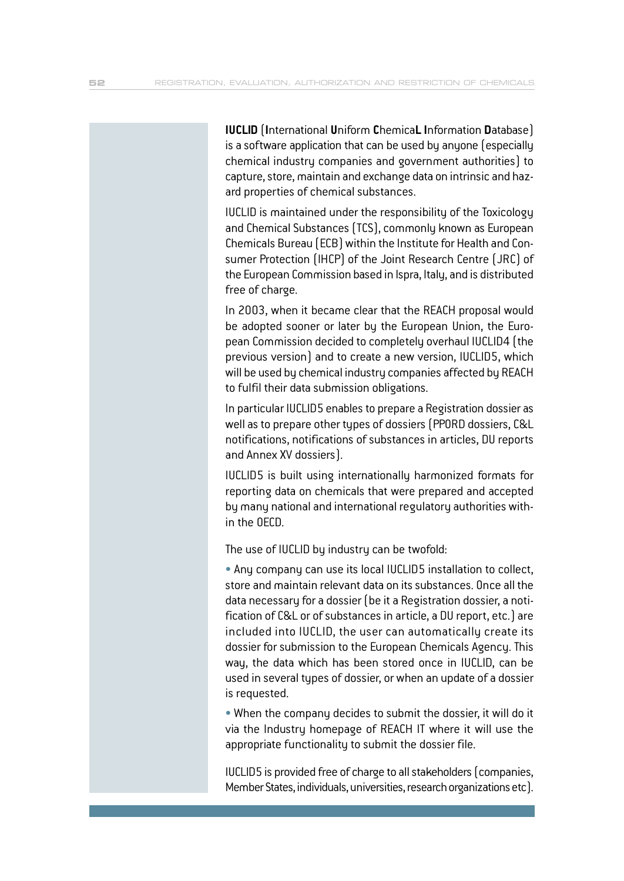**IUCLID** (**I**nternational **U**niform **C**hemica**L** **I**nformation **D**atabase) is a software application that can be used by anyone (especially chemical industry companies and government authorities) to capture, store, maintain and exchange data on intrinsic and hazard properties of chemical substances.

IUCLID is maintained under the responsibility of the Toxicology and Chemical Substances (TCS), commonly known as European Chemicals Bureau (ECB) within the Institute for Health and Consumer Protection (IHCP) of the Joint Research Centre (JRC) of the European Commission based in Ispra, Italy, and is distributed free of charge.

In 2003, when it became clear that the REACH proposal would be adopted sooner or later by the European Union, the European Commission decided to completely overhaul IUCLID4 (the previous version) and to create a new version, IUCLID5, which will be used by chemical industry companies affected by REACH to fulfil their data submission obligations.

In particular IUCLID5 enables to prepare a Registration dossier as well as to prepare other types of dossiers (PPORD dossiers, C&L notifications, notifications of substances in articles, DU reports and Annex XV dossiers).

IUCLID5 is built using internationally harmonized formats for reporting data on chemicals that were prepared and accepted by many national and international regulatory authorities within the OECD.

The use of IUCLID by industry can be twofold:

- Any company can use its local IUCLID5 installation to collect, store and maintain relevant data on its substances. Once all the data necessary for a dossier (be it a Registration dossier, a notification of C&L or of substances in article, a DU report, etc.) are included into IUCLID, the user can automatically create its dossier for submission to the European Chemicals Agency. This way, the data which has been stored once in IUCLID, can be used in several types of dossier, or when an update of a dossier is requested.
- When the company decides to submit the dossier, it will do it via the Industry homepage of REACH IT where it will use the appropriate functionality to submit the dossier file.

IUCLID5 is provided free of charge to all stakeholders (companies, Member States, individuals, universities, research organizations etc).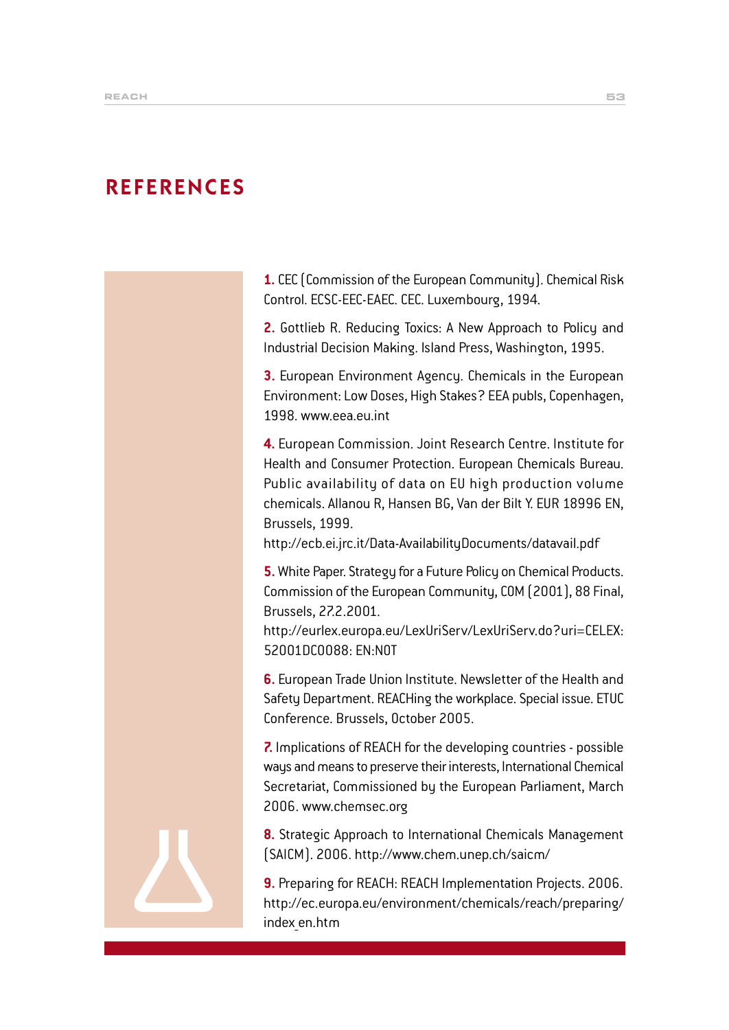# REFERENCES

**1.** CEC (Commission of the European Community). Chemical Risk Control. ECSC-EEC-EAEC. CEC. Luxembourg, 1994.

**2.** Gottlieb R. Reducing Toxics: A New Approach to Policy and Industrial Decision Making. Island Press, Washington, 1995.

**3.** European Environment Agency. Chemicals in the European Environment: Low Doses, High Stakes? EEA publs, Copenhagen, 1998. www.eea.eu.int

**4.** European Commission. Joint Research Centre. Institute for Health and Consumer Protection. European Chemicals Bureau. Public availability of data on EU high production volume chemicals. Allanou R, Hansen BG, Van der Bilt Y. EUR 18996 EN, Brussels, 1999.
http://ecb.ei.jrc.it/Data-AvailabilityDocuments/datavail.pdf

**5.** White Paper. Strategy for a Future Policy on Chemical Products. Commission of the European Community, COM (2001), 88 Final, Brussels, 27.2.2001.
http://eurlex.europa.eu/LexUriServ/LexUriServ.do?uri=CELEX:52001DC0088:EN:NOT

**6.** European Trade Union Institute. Newsletter of the Health and Safety Department. REACHing the workplace. Special issue. ETUC Conference. Brussels, October 2005.

**7.** Implications of REACH for the developing countries - possible ways and means to preserve their interests, International Chemical Secretariat, Commissioned by the European Parliament, March 2006. www.chemsec.org

**8.** Strategic Approach to International Chemicals Management (SAICM). 2006. http://www.chem.unep.ch/saicm/

**9.** Preparing for REACH: REACH Implementation Projects. 2006. http://ec.europa.eu/environment/chemicals/reach/preparing/index_en.htm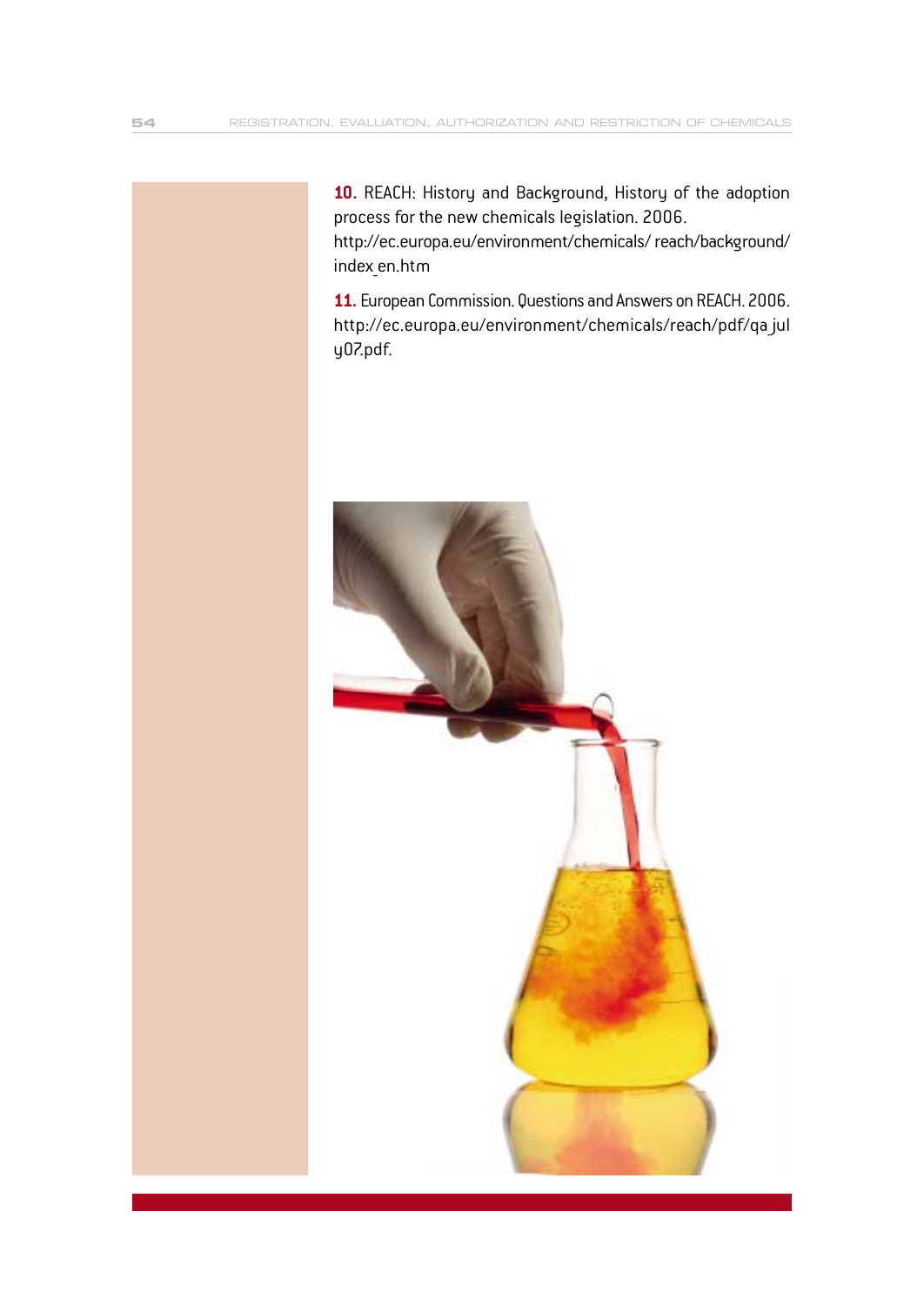**10.** REACH: History and Background, History of the adoption process for the new chemicals legislation. 2006. http://ec.europa.eu/environment/chemicals/ reach/background/ index_en.htm

**11.** European Commission. Questions and Answers on REACH. 2006. http://ec.europa.eu/environment/chemicals/reach/pdf/qa_july07.pdf.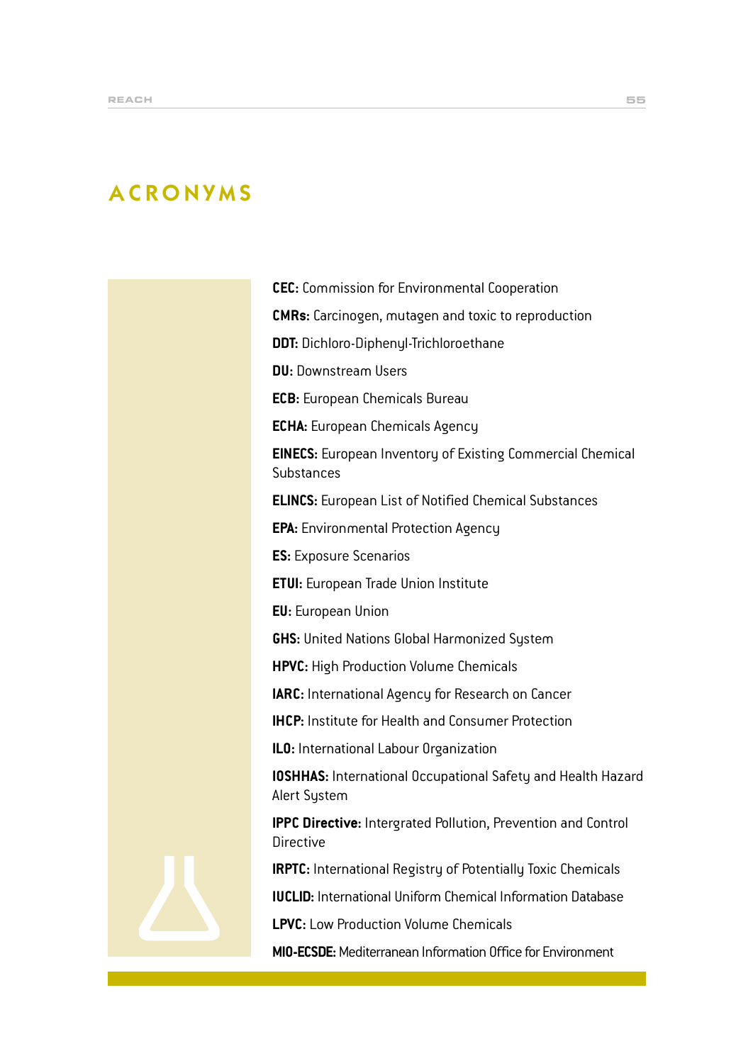# ACRONYMS

**CEC:** Commission for Environmental Cooperation

**CMRs:** Carcinogen, mutagen and toxic to reproduction

**DDT:** Dichloro-Diphenyl-Trichloroethane

**DU:** Downstream Users

**ECB:** European Chemicals Bureau

**ECHA:** European Chemicals Agency

**EINECS:** European Inventory of Existing Commercial Chemical Substances

**ELINCS:** European List of Notified Chemical Substances

**EPA:** Environmental Protection Agency

**ES:** Exposure Scenarios

**ETUI:** European Trade Union Institute

**EU:** European Union

**GHS:** United Nations Global Harmonized System

**HPVC:** High Production Volume Chemicals

**IARC:** International Agency for Research on Cancer

**IHCP:** Institute for Health and Consumer Protection

**ILO:** International Labour Organization

**IOSHHAS:** International Occupational Safety and Health Hazard Alert System

**IPPC Directive:** Intergrated Pollution, Prevention and Control Directive

**IRPTC:** International Registry of Potentially Toxic Chemicals

**IUCLID:** International Uniform Chemical Information Database

**LPVC:** Low Production Volume Chemicals

**MIO-ECSDE:** Mediterranean Information Office for Environment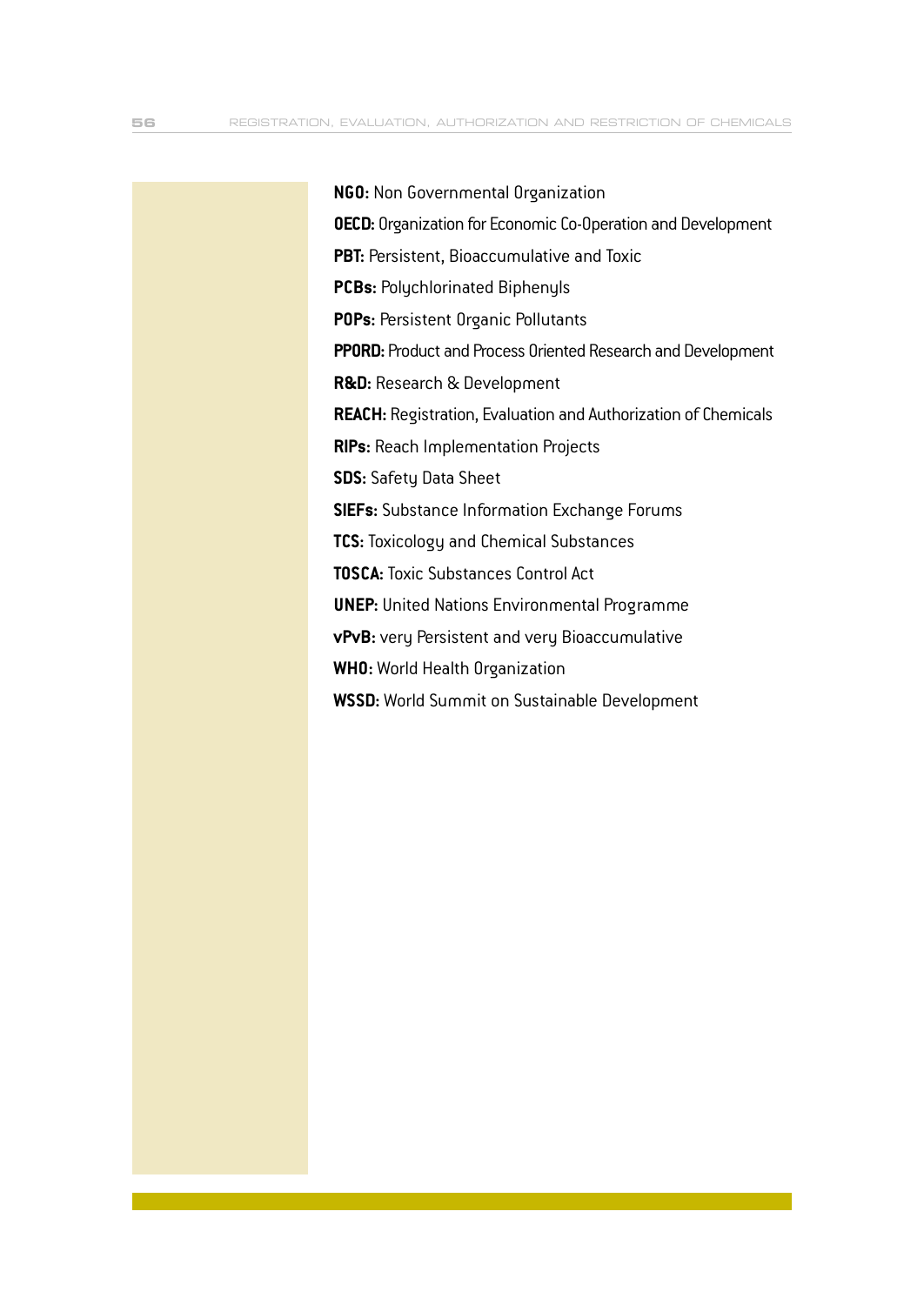**NGO:** Non Governmental Organization

**OECD:** Organization for Economic Co-Operation and Development

**PBT:** Persistent, Bioaccumulative and Toxic

**PCBs:** Polychlorinated Biphenyls

**POPs:** Persistent Organic Pollutants

**PPORD:** Product and Process Oriented Research and Development

**R&D:** Research & Development

**REACH:** Registration, Evaluation and Authorization of Chemicals

**RIPs:** Reach Implementation Projects

**SDS:** Safety Data Sheet

**SIEFs:** Substance Information Exchange Forums

**TCS:** Toxicology and Chemical Substances

**TOSCA:** Toxic Substances Control Act

**UNEP:** United Nations Environmental Programme

**vPvB:** very Persistent and very Bioaccumulative

**WHO:** World Health Organization

**WSSD:** World Summit on Sustainable Development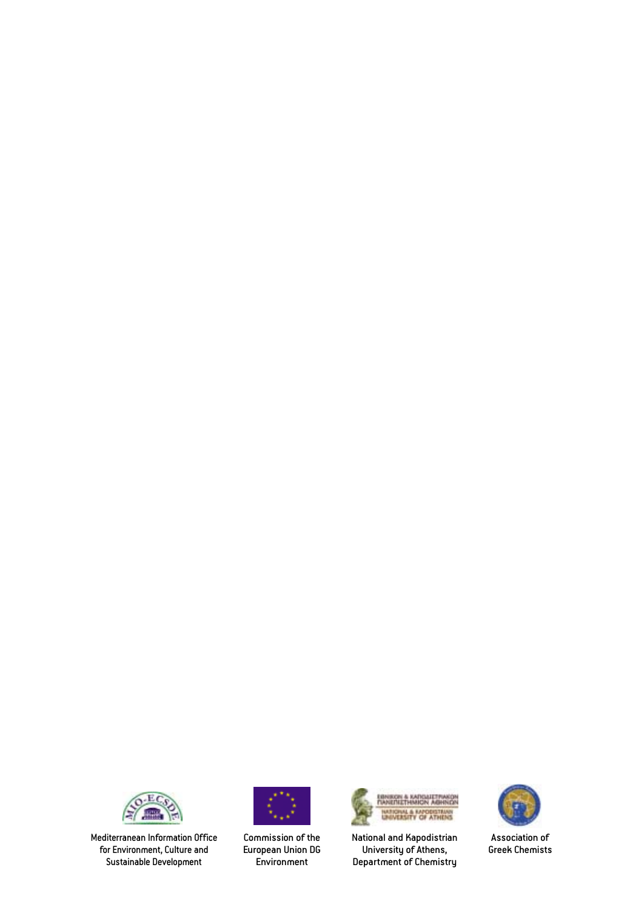Mediterranean Information Office for Environment, Culture and Sustainable Development

Commission of the European Union DG Environment

National and Kapodistrian University of Athens, Department of Chemistry

Association of Greek Chemists